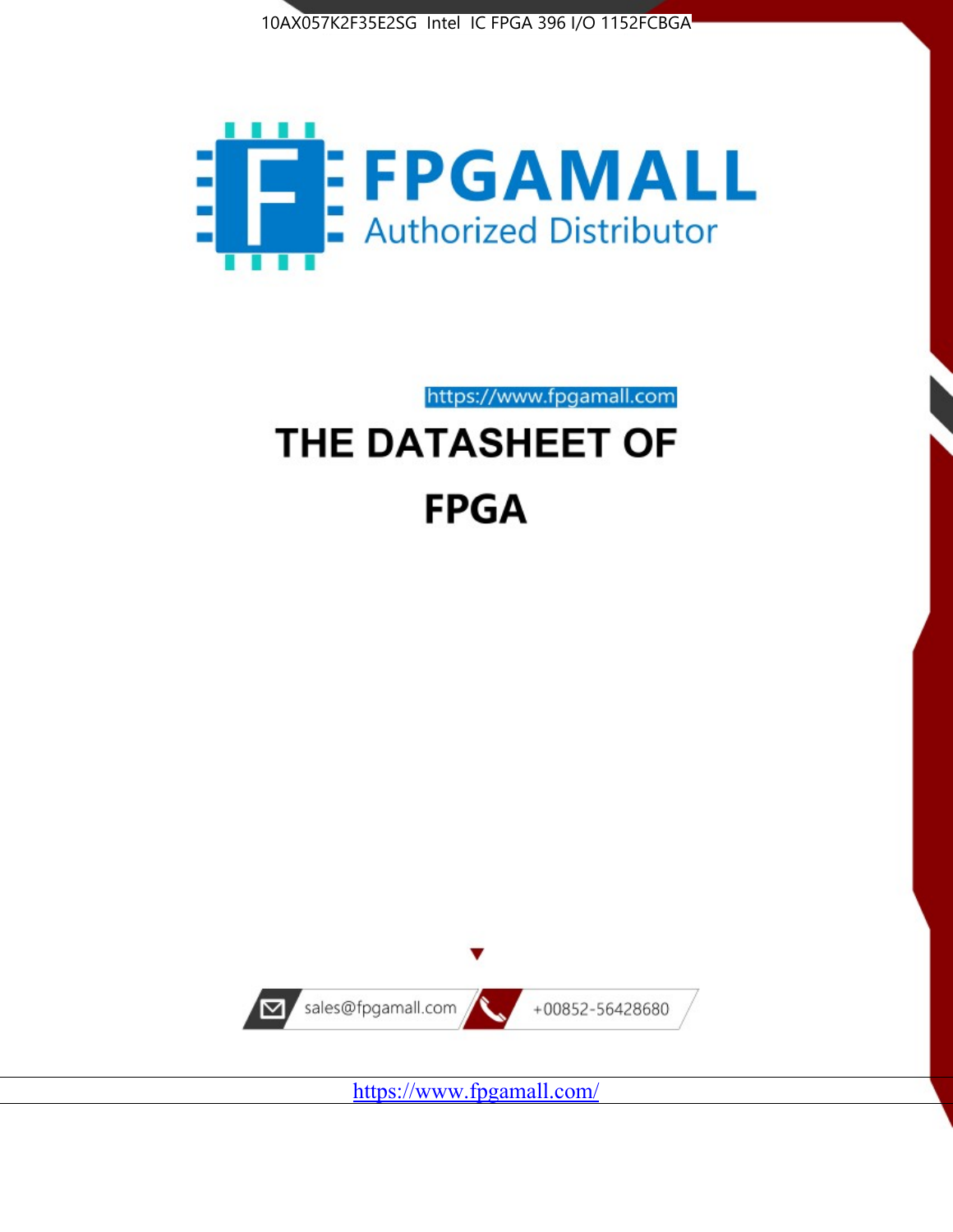10AX057K2F35E2SG Intel IC FPGA 396 I/O 1152FCBGA

FPGAMALL

Authorized Distributor

https://www.fpgamall.com

# THE DATASHEET OF

# FPGA

sales@fpgamall.com

+00852-56428680

https://www.fpgamall.com/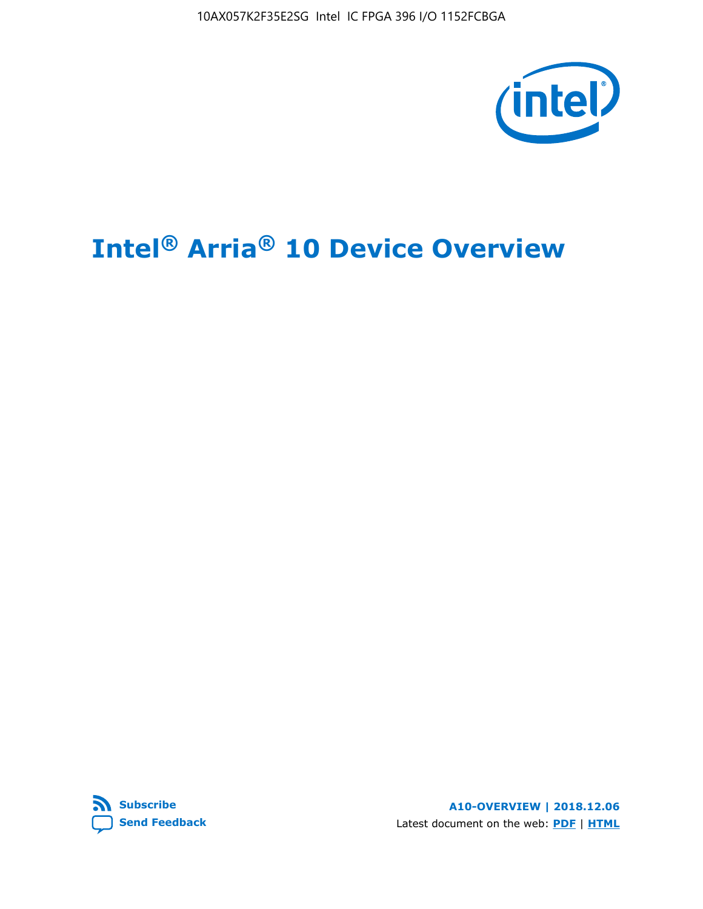# Intel® Arria® 10 Device Overview

A10-OVERVIEW | 2018.12.06

Latest document on the web: PDF | HTML

Subscribe

Send Feedback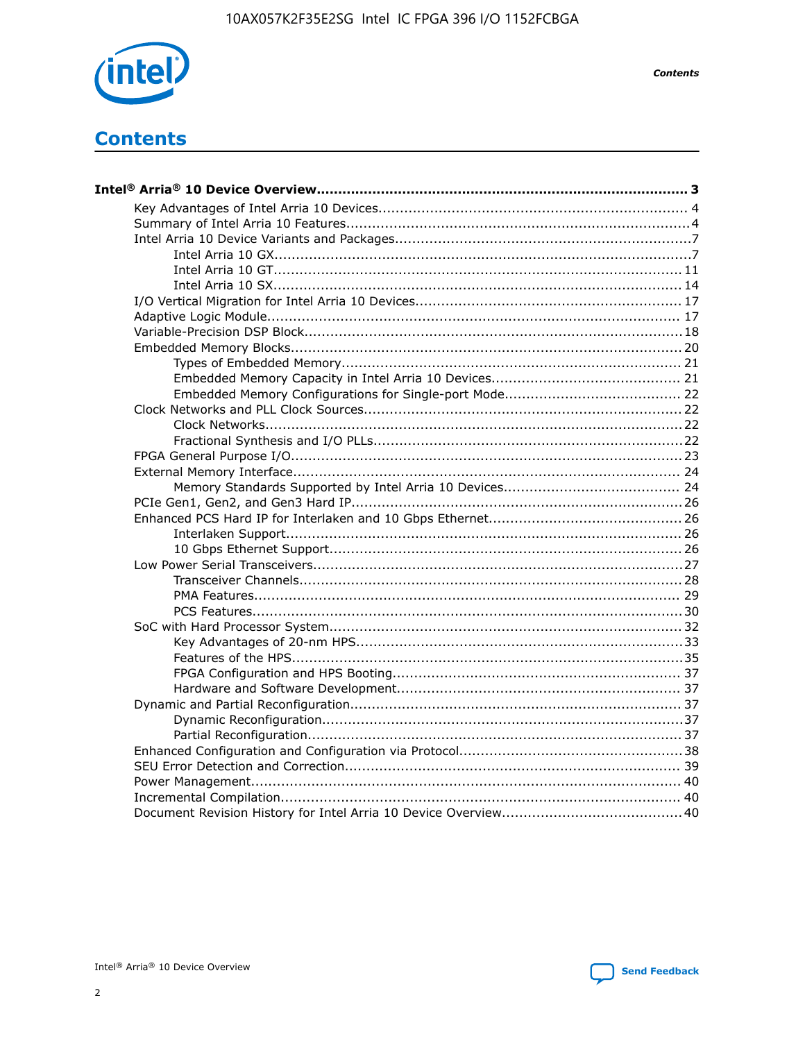# Contents

**Intel® Arria® 10 Device Overview....................................................................................... 3**

- Key Advantages of Intel Arria 10 Devices........................................................................ 4
- Summary of Intel Arria 10 Features................................................................................4
- Intel Arria 10 Device Variants and Packages.....................................................................7
  - Intel Arria 10 GX.................................................................................................7
  - Intel Arria 10 GT............................................................................................... 11
  - Intel Arria 10 SX............................................................................................... 14
- I/O Vertical Migration for Intel Arria 10 Devices.............................................................. 17
- Adaptive Logic Module................................................................................................ 17
- Variable-Precision DSP Block........................................................................................18
- Embedded Memory Blocks........................................................................................... 20
  - Types of Embedded Memory............................................................................... 21
  - Embedded Memory Capacity in Intel Arria 10 Devices............................................ 21
  - Embedded Memory Configurations for Single-port Mode......................................... 22
- Clock Networks and PLL Clock Sources......................................................................... 22
  - Clock Networks.................................................................................................22
  - Fractional Synthesis and I/O PLLs........................................................................22
- FPGA General Purpose I/O.......................................................................................... 23
- External Memory Interface.......................................................................................... 24
  - Memory Standards Supported by Intel Arria 10 Devices......................................... 24
- PCIe Gen1, Gen2, and Gen3 Hard IP............................................................................ 26
- Enhanced PCS Hard IP for Interlaken and 10 Gbps Ethernet............................................ 26
  - Interlaken Support............................................................................................ 26
  - 10 Gbps Ethernet Support.................................................................................. 26
- Low Power Serial Transceivers..................................................................................... 27
  - Transceiver Channels......................................................................................... 28
  - PMA Features................................................................................................... 29
  - PCS Features....................................................................................................30
- SoC with Hard Processor System.................................................................................. 32
  - Key Advantages of 20-nm HPS............................................................................33
  - Features of the HPS...........................................................................................35
  - FPGA Configuration and HPS Booting................................................................... 37
  - Hardware and Software Development.................................................................. 37
- Dynamic and Partial Reconfiguration............................................................................ 37
  - Dynamic Reconfiguration....................................................................................37
  - Partial Reconfiguration...................................................................................... 37
- Enhanced Configuration and Configuration via Protocol....................................................38
- SEU Error Detection and Correction.............................................................................. 39
- Power Management.................................................................................................... 40
- Incremental Compilation............................................................................................. 40
- Document Revision History for Intel Arria 10 Device Overview.......................................... 40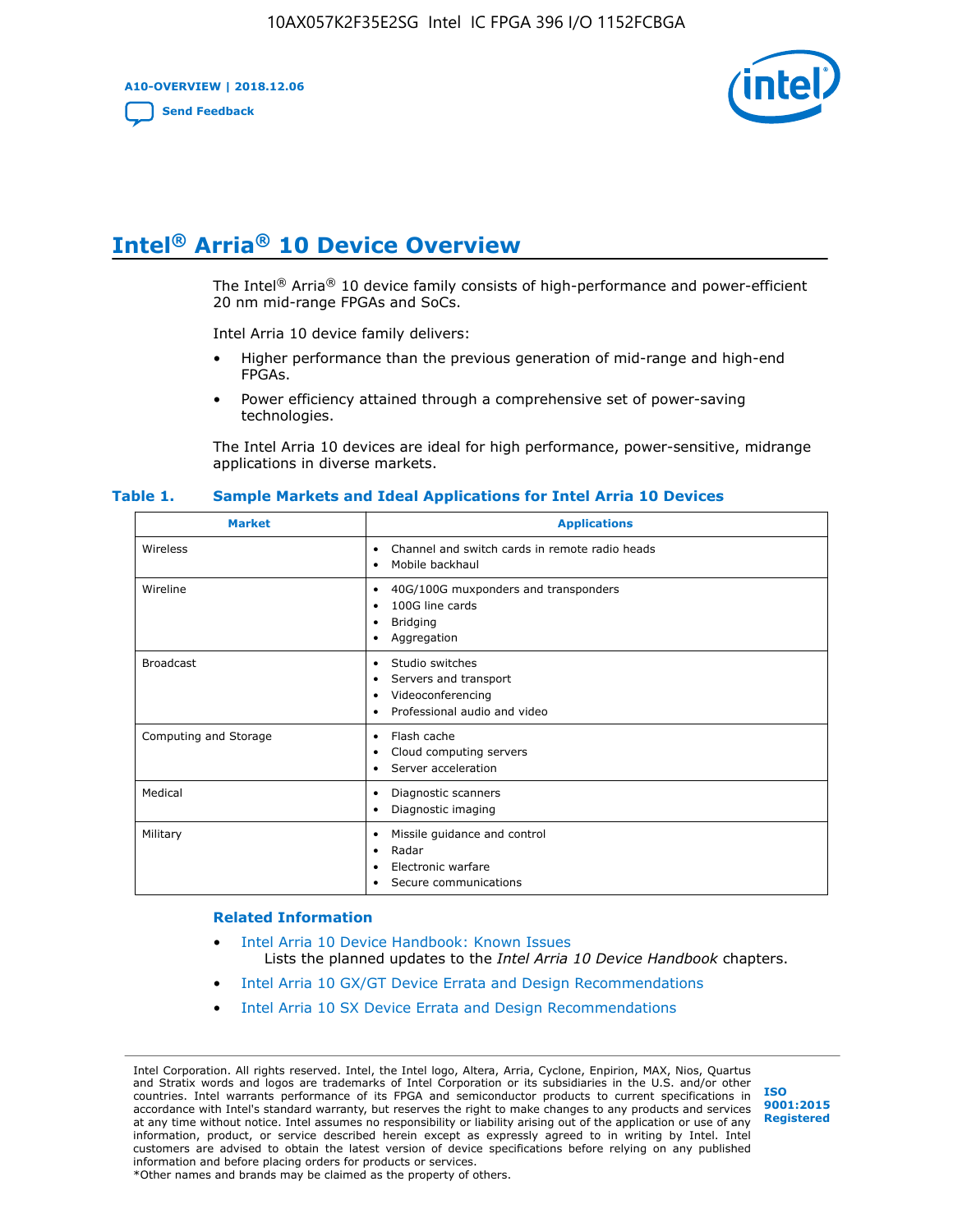# Intel® Arria® 10 Device Overview

The Intel® Arria® 10 device family consists of high-performance and power-efficient 20 nm mid-range FPGAs and SoCs.

Intel Arria 10 device family delivers:

- Higher performance than the previous generation of mid-range and high-end FPGAs.
- Power efficiency attained through a comprehensive set of power-saving technologies.

The Intel Arria 10 devices are ideal for high performance, power-sensitive, midrange applications in diverse markets.

**Table 1. Sample Markets and Ideal Applications for Intel Arria 10 Devices**

| Market | Applications |
|---|---|
| Wireless | • Channel and switch cards in remote radio heads<br>• Mobile backhaul |
| Wireline | • 40G/100G muxponders and transponders<br>• 100G line cards<br>• Bridging<br>• Aggregation |
| Broadcast | • Studio switches<br>• Servers and transport<br>• Videoconferencing<br>• Professional audio and video |
| Computing and Storage | • Flash cache<br>• Cloud computing servers<br>• Server acceleration |
| Medical | • Diagnostic scanners<br>• Diagnostic imaging |
| Military | • Missile guidance and control<br>• Radar<br>• Electronic warfare<br>• Secure communications |

### Related Information

- Intel Arria 10 Device Handbook: Known Issues
  Lists the planned updates to the *Intel Arria 10 Device Handbook* chapters.
- Intel Arria 10 GX/GT Device Errata and Design Recommendations
- Intel Arria 10 SX Device Errata and Design Recommendations

Intel Corporation. All rights reserved. Intel, the Intel logo, Altera, Arria, Cyclone, Enpirion, MAX, Nios, Quartus and Stratix words and logos are trademarks of Intel Corporation or its subsidiaries in the U.S. and/or other countries. Intel warrants performance of its FPGA and semiconductor products to current specifications in accordance with Intel's standard warranty, but reserves the right to make changes to any products and services at any time without notice. Intel assumes no responsibility or liability arising out of the application or use of any information, product, or service described herein except as expressly agreed to in writing by Intel. Intel customers are advised to obtain the latest version of device specifications before relying on any published information and before placing orders for products or services.
*Other names and brands may be claimed as the property of others.

ISO 9001:2015 Registered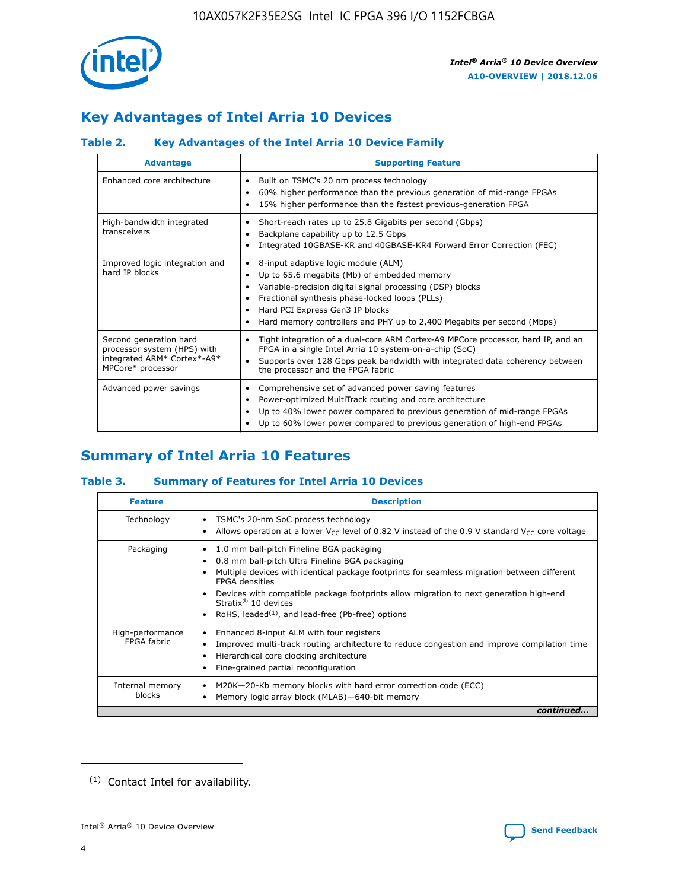## Key Advantages of Intel Arria 10 Devices

### Table 2. Key Advantages of the Intel Arria 10 Device Family

| Advantage | Supporting Feature |
|---|---|
| Enhanced core architecture | • Built on TSMC's 20 nm process technology<br>• 60% higher performance than the previous generation of mid-range FPGAs<br>• 15% higher performance than the fastest previous-generation FPGA |
| High-bandwidth integrated transceivers | • Short-reach rates up to 25.8 Gigabits per second (Gbps)<br>• Backplane capability up to 12.5 Gbps<br>• Integrated 10GBASE-KR and 40GBASE-KR4 Forward Error Correction (FEC) |
| Improved logic integration and hard IP blocks | • 8-input adaptive logic module (ALM)<br>• Up to 65.6 megabits (Mb) of embedded memory<br>• Variable-precision digital signal processing (DSP) blocks<br>• Fractional synthesis phase-locked loops (PLLs)<br>• Hard PCI Express Gen3 IP blocks<br>• Hard memory controllers and PHY up to 2,400 Megabits per second (Mbps) |
| Second generation hard processor system (HPS) with integrated ARM* Cortex*-A9* MPCore* processor | • Tight integration of a dual-core ARM Cortex-A9 MPCore processor, hard IP, and an FPGA in a single Intel Arria 10 system-on-a-chip (SoC)<br>• Supports over 128 Gbps peak bandwidth with integrated data coherency between the processor and the FPGA fabric |
| Advanced power savings | • Comprehensive set of advanced power saving features<br>• Power-optimized MultiTrack routing and core architecture<br>• Up to 40% lower power compared to previous generation of mid-range FPGAs<br>• Up to 60% lower power compared to previous generation of high-end FPGAs |

## Summary of Intel Arria 10 Features

### Table 3. Summary of Features for Intel Arria 10 Devices

| Feature | Description |
|---|---|
| Technology | • TSMC's 20-nm SoC process technology<br>• Allows operation at a lower $V_{CC}$ level of 0.82 V instead of the 0.9 V standard $V_{CC}$ core voltage |
| Packaging | • 1.0 mm ball-pitch Fineline BGA packaging<br>• 0.8 mm ball-pitch Ultra Fineline BGA packaging<br>• Multiple devices with identical package footprints for seamless migration between different FPGA densities<br>• Devices with compatible package footprints allow migration to next generation high-end Stratix® 10 devices<br>• RoHS, leaded[(1)], and lead-free (Pb-free) options |
| High-performance FPGA fabric | • Enhanced 8-input ALM with four registers<br>• Improved multi-track routing architecture to reduce congestion and improve compilation time<br>• Hierarchical core clocking architecture<br>• Fine-grained partial reconfiguration |
| Internal memory blocks | • M20K—20-Kb memory blocks with hard error correction code (ECC)<br>• Memory logic array block (MLAB)—640-bit memory |

*continued...*

(1) Contact Intel for availability.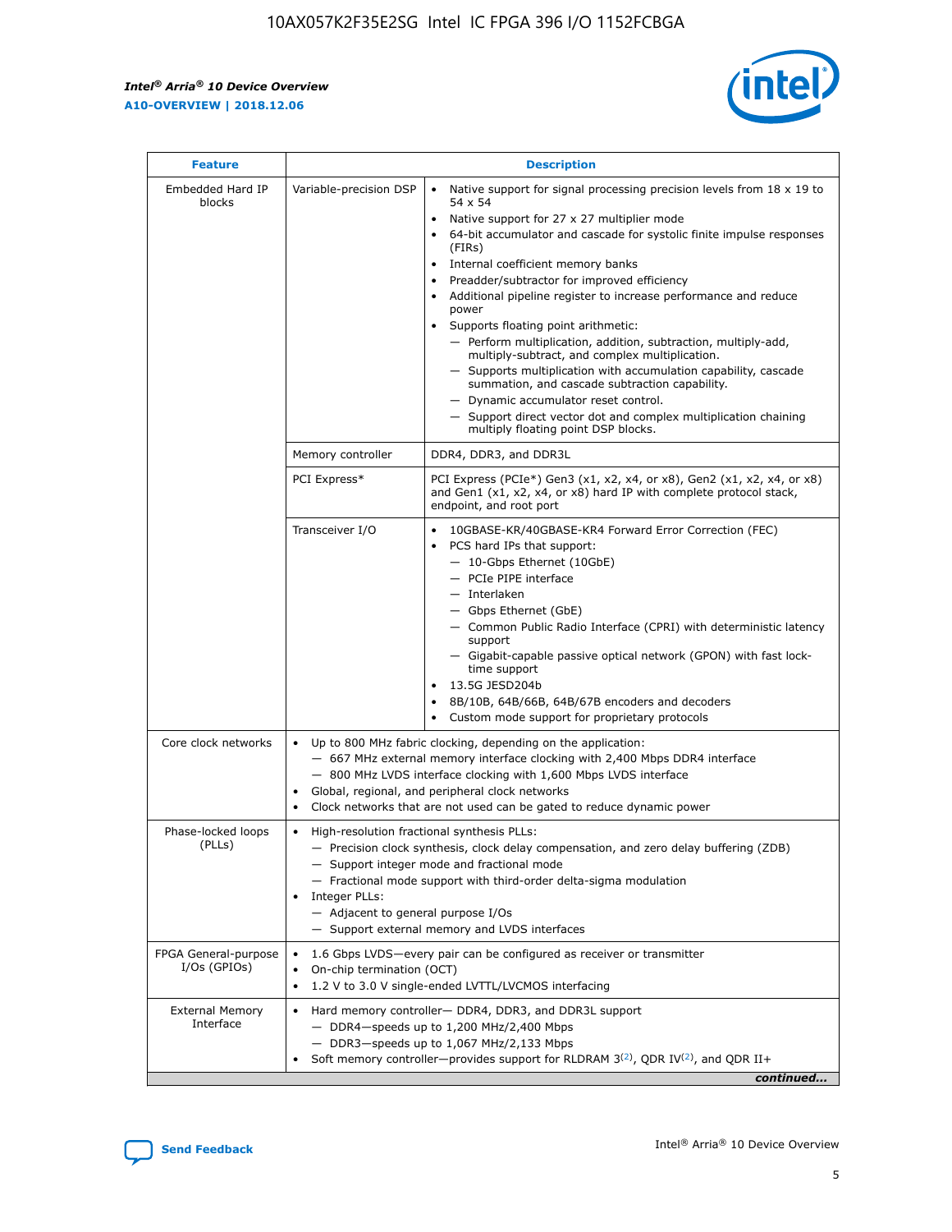| Feature | Description | |
|---|---|---|
| Embedded Hard IP blocks | Variable-precision DSP | • Native support for signal processing precision levels from 18 x 19 to 54 x 54<br>• Native support for 27 x 27 multiplier mode<br>• 64-bit accumulator and cascade for systolic finite impulse responses (FIRs)<br>• Internal coefficient memory banks<br>• Preadder/subtractor for improved efficiency<br>• Additional pipeline register to increase performance and reduce power<br>• Supports floating point arithmetic:<br>— Perform multiplication, addition, subtraction, multiply-add, multiply-subtract, and complex multiplication.<br>— Supports multiplication with accumulation capability, cascade summation, and cascade subtraction capability.<br>— Dynamic accumulator reset control.<br>— Support direct vector dot and complex multiplication chaining multiply floating point DSP blocks. |
| | Memory controller | DDR4, DDR3, and DDR3L |
| | PCI Express* | PCI Express (PCIe*) Gen3 (x1, x2, x4, or x8), Gen2 (x1, x2, x4, or x8) and Gen1 (x1, x2, x4, or x8) hard IP with complete protocol stack, endpoint, and root port |
| | Transceiver I/O | • 10GBASE-KR/40GBASE-KR4 Forward Error Correction (FEC)<br>• PCS hard IPs that support:<br>— 10-Gbps Ethernet (10GbE)<br>— PCIe PIPE interface<br>— Interlaken<br>— Gbps Ethernet (GbE)<br>— Common Public Radio Interface (CPRI) with deterministic latency support<br>— Gigabit-capable passive optical network (GPON) with fast lock-time support<br>• 13.5G JESD204b<br>• 8B/10B, 64B/66B, 64B/67B encoders and decoders<br>• Custom mode support for proprietary protocols |
| Core clock networks | • Up to 800 MHz fabric clocking, depending on the application:<br>— 667 MHz external memory interface clocking with 2,400 Mbps DDR4 interface<br>— 800 MHz LVDS interface clocking with 1,600 Mbps LVDS interface<br>• Global, regional, and peripheral clock networks<br>• Clock networks that are not used can be gated to reduce dynamic power | |
| Phase-locked loops (PLLs) | • High-resolution fractional synthesis PLLs:<br>— Precision clock synthesis, clock delay compensation, and zero delay buffering (ZDB)<br>— Support integer mode and fractional mode<br>— Fractional mode support with third-order delta-sigma modulation<br>• Integer PLLs:<br>— Adjacent to general purpose I/Os<br>— Support external memory and LVDS interfaces | |
| FPGA General-purpose I/Os (GPIOs) | • 1.6 Gbps LVDS—every pair can be configured as receiver or transmitter<br>• On-chip termination (OCT)<br>• 1.2 V to 3.0 V single-ended LVTTL/LVCMOS interfacing | |
| External Memory Interface | • Hard memory controller— DDR4, DDR3, and DDR3L support<br>— DDR4—speeds up to 1,200 MHz/2,400 Mbps<br>— DDR3—speeds up to 1,067 MHz/2,133 Mbps<br>• Soft memory controller—provides support for RLDRAM 3[(2)], QDR IV[(2)], and QDR II+ | |

*continued...*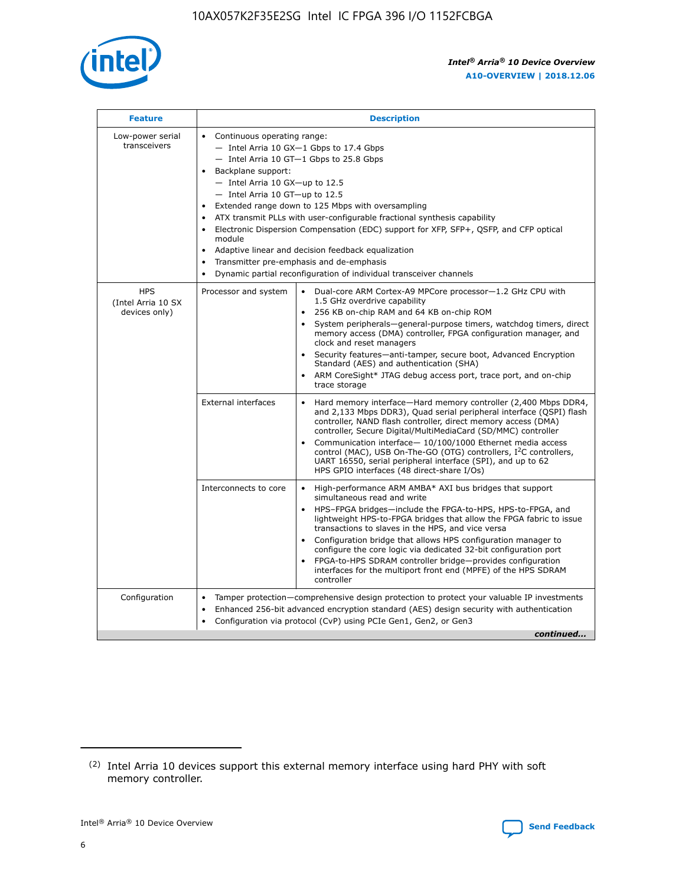| Feature | Description | |
|---|---|---|
| Low-power serial transceivers | • Continuous operating range:<br>— Intel Arria 10 GX—1 Gbps to 17.4 Gbps<br>— Intel Arria 10 GT—1 Gbps to 25.8 Gbps<br>• Backplane support:<br>— Intel Arria 10 GX—up to 12.5<br>— Intel Arria 10 GT—up to 12.5<br>• Extended range down to 125 Mbps with oversampling<br>• ATX transmit PLLs with user-configurable fractional synthesis capability<br>• Electronic Dispersion Compensation (EDC) support for XFP, SFP+, QSFP, and CFP optical module<br>• Adaptive linear and decision feedback equalization<br>• Transmitter pre-emphasis and de-emphasis<br>• Dynamic partial reconfiguration of individual transceiver channels | |
| HPS (Intel Arria 10 SX devices only) | Processor and system | • Dual-core ARM Cortex-A9 MPCore processor—1.2 GHz CPU with 1.5 GHz overdrive capability<br>• 256 KB on-chip RAM and 64 KB on-chip ROM<br>• System peripherals—general-purpose timers, watchdog timers, direct memory access (DMA) controller, FPGA configuration manager, and clock and reset managers<br>• Security features—anti-tamper, secure boot, Advanced Encryption Standard (AES) and authentication (SHA)<br>• ARM CoreSight* JTAG debug access port, trace port, and on-chip trace storage |
| | External interfaces | • Hard memory interface—Hard memory controller (2,400 Mbps DDR4, and 2,133 Mbps DDR3), Quad serial peripheral interface (QSPI) flash controller, NAND flash controller, direct memory access (DMA) controller, Secure Digital/MultiMediaCard (SD/MMC) controller<br>• Communication interface— 10/100/1000 Ethernet media access control (MAC), USB On-The-GO (OTG) controllers, I²C controllers, UART 16550, serial peripheral interface (SPI), and up to 62 HPS GPIO interfaces (48 direct-share I/Os) |
| | Interconnects to core | • High-performance ARM AMBA* AXI bus bridges that support simultaneous read and write<br>• HPS–FPGA bridges—include the FPGA-to-HPS, HPS-to-FPGA, and lightweight HPS-to-FPGA bridges that allow the FPGA fabric to issue transactions to slaves in the HPS, and vice versa<br>• Configuration bridge that allows HPS configuration manager to configure the core logic via dedicated 32-bit configuration port<br>• FPGA-to-HPS SDRAM controller bridge—provides configuration interfaces for the multiport front end (MPFE) of the HPS SDRAM controller |
| Configuration | • Tamper protection—comprehensive design protection to protect your valuable IP investments<br>• Enhanced 256-bit advanced encryption standard (AES) design security with authentication<br>• Configuration via protocol (CvP) using PCIe Gen1, Gen2, or Gen3 | |

*continued...*

(2) Intel Arria 10 devices support this external memory interface using hard PHY with soft memory controller.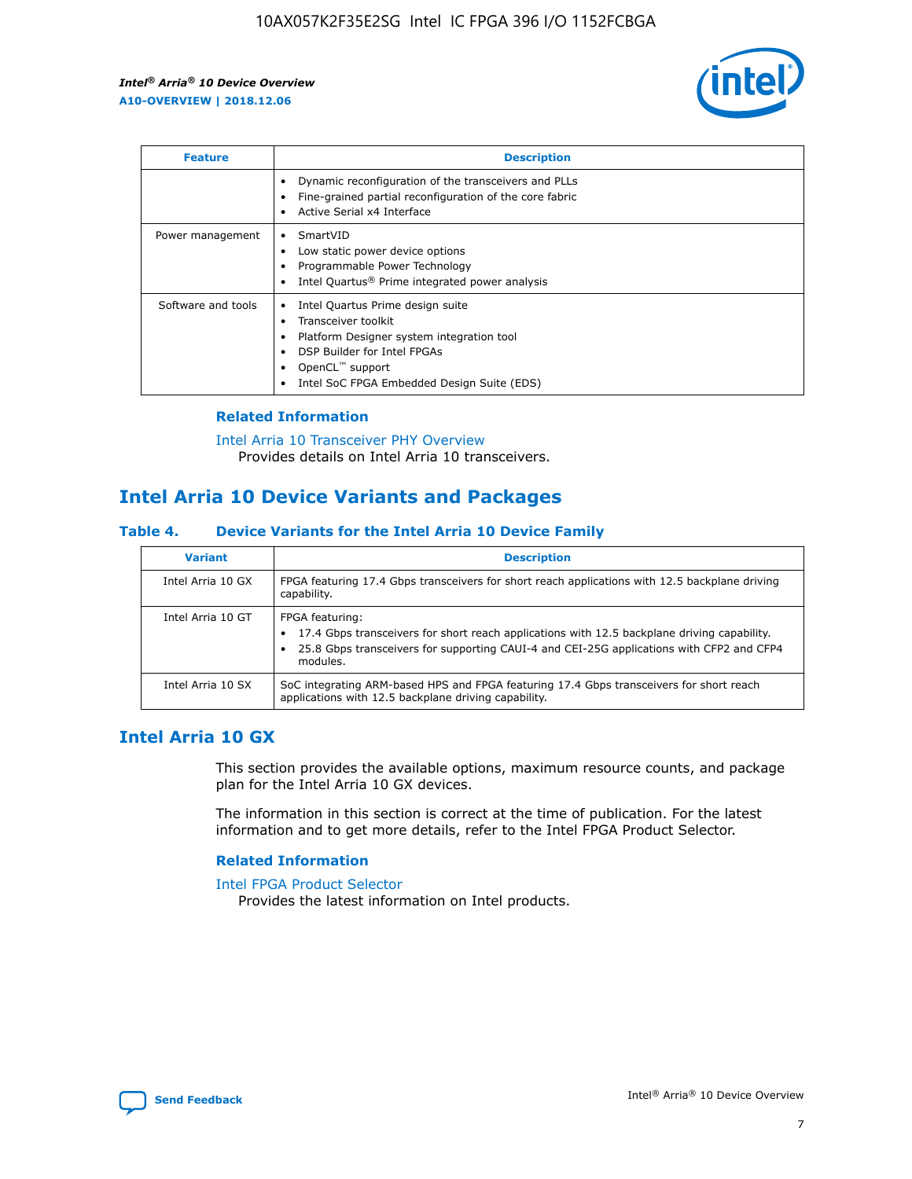| Feature | Description |
| --- | --- |
| | • Dynamic reconfiguration of the transceivers and PLLs<br>• Fine-grained partial reconfiguration of the core fabric<br>• Active Serial x4 Interface |
| Power management | • SmartVID<br>• Low static power device options<br>• Programmable Power Technology<br>• Intel Quartus® Prime integrated power analysis |
| Software and tools | • Intel Quartus Prime design suite<br>• Transceiver toolkit<br>• Platform Designer system integration tool<br>• DSP Builder for Intel FPGAs<br>• OpenCL™ support<br>• Intel SoC FPGA Embedded Design Suite (EDS) |

### Related Information

Intel Arria 10 Transceiver PHY Overview
Provides details on Intel Arria 10 transceivers.

## Intel Arria 10 Device Variants and Packages

### Table 4. Device Variants for the Intel Arria 10 Device Family

| Variant | Description |
| --- | --- |
| Intel Arria 10 GX | FPGA featuring 17.4 Gbps transceivers for short reach applications with 12.5 backplane driving capability. |
| Intel Arria 10 GT | FPGA featuring:<br>• 17.4 Gbps transceivers for short reach applications with 12.5 backplane driving capability.<br>• 25.8 Gbps transceivers for supporting CAUI-4 and CEI-25G applications with CFP2 and CFP4 modules. |
| Intel Arria 10 SX | SoC integrating ARM-based HPS and FPGA featuring 17.4 Gbps transceivers for short reach applications with 12.5 backplane driving capability. |

## Intel Arria 10 GX

This section provides the available options, maximum resource counts, and package plan for the Intel Arria 10 GX devices.

The information in this section is correct at the time of publication. For the latest information and to get more details, refer to the Intel FPGA Product Selector.

### Related Information

Intel FPGA Product Selector
Provides the latest information on Intel products.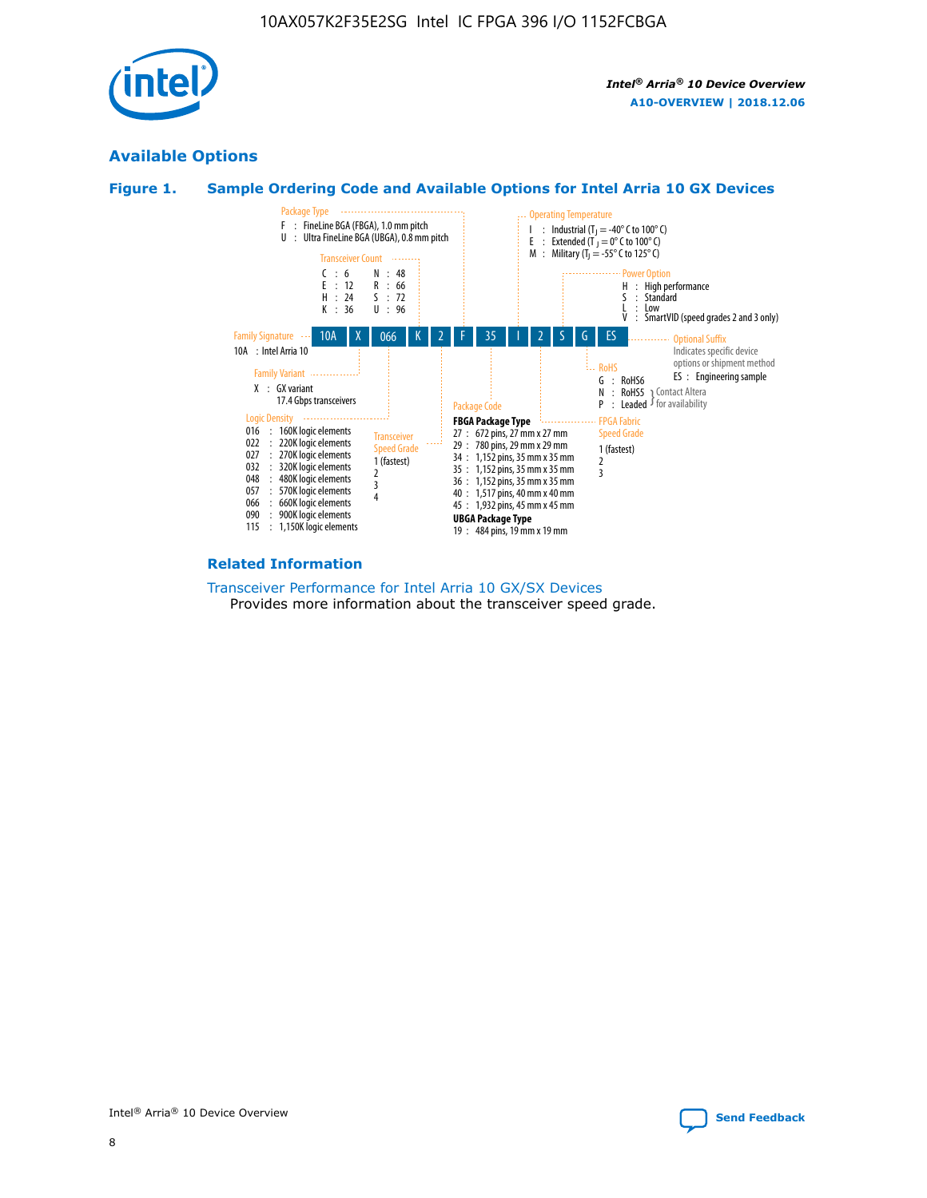## Available Options

**Figure 1. Sample Ordering Code and Available Options for Intel Arria 10 GX Devices**

| 10A | X | 066 | K | 2 | F | 35 | I | 2 | S | G | ES |
|---|---|---|---|---|---|---|---|---|---|---|---|

**Family Signature**
- 10A : Intel Arria 10

**Family Variant**
- X : GX variant 17.4 Gbps transceivers

**Logic Density**
- 016 : 160K logic elements
- 022 : 220K logic elements
- 027 : 270K logic elements
- 032 : 320K logic elements
- 048 : 480K logic elements
- 057 : 570K logic elements
- 066 : 660K logic elements
- 090 : 900K logic elements
- 115 : 1,150K logic elements

**Transceiver Count**
- C : 6
- E : 12
- H : 24
- K : 36
- N : 48
- R : 66
- S : 72
- U : 96

**Transceiver Speed Grade**
- 1 (fastest)
- 2
- 3
- 4

**Package Type**
- F : FineLine BGA (FBGA), 1.0 mm pitch
- U : Ultra FineLine BGA (UBGA), 0.8 mm pitch

**Package Code**

FBGA Package Type
- 27 : 672 pins, 27 mm x 27 mm
- 29 : 780 pins, 29 mm x 29 mm
- 34 : 1,152 pins, 35 mm x 35 mm
- 35 : 1,152 pins, 35 mm x 35 mm
- 36 : 1,152 pins, 35 mm x 35 mm
- 40 : 1,517 pins, 40 mm x 40 mm
- 45 : 1,932 pins, 45 mm x 45 mm

UBGA Package Type
- 19 : 484 pins, 19 mm x 19 mm

**Operating Temperature**
- I : Industrial ($T_J$ = -40° C to 100° C)
- E : Extended ($T_J$ = 0° C to 100° C)
- M : Military ($T_J$ = -55° C to 125° C)

**FPGA Fabric Speed Grade**
- 1 (fastest)
- 2
- 3

**Power Option**
- H : High performance
- S : Standard
- L : Low
- V : SmartVID (speed grades 2 and 3 only)

**RoHS**
- G : RoHS6
- N : RoHS5 (Contact Altera for availability)
- P : Leaded (Contact Altera for availability)

**Optional Suffix**

Indicates specific device options or shipment method
- ES : Engineering sample

### Related Information

Transceiver Performance for Intel Arria 10 GX/SX Devices

Provides more information about the transceiver speed grade.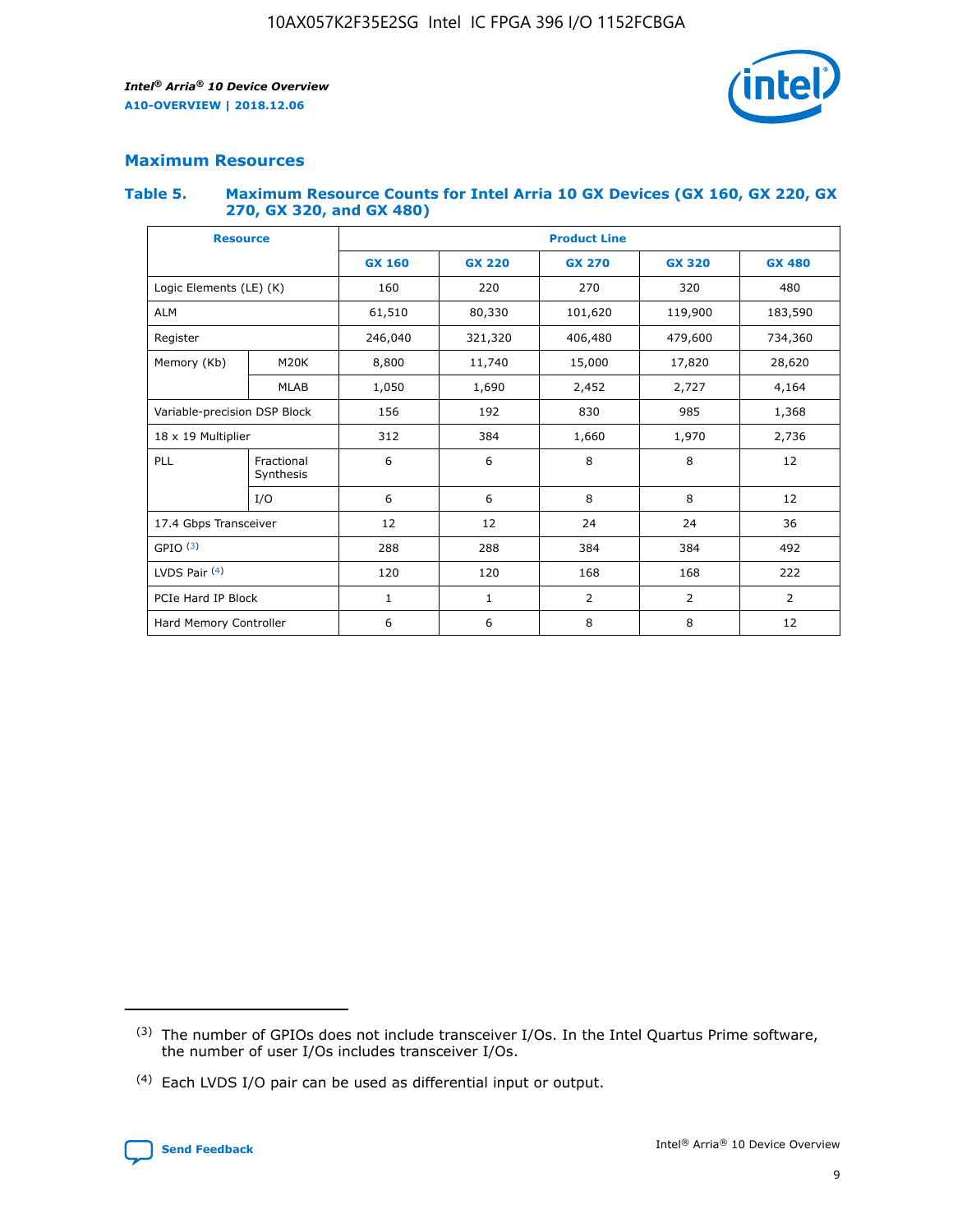## Maximum Resources

### Table 5. Maximum Resource Counts for Intel Arria 10 GX Devices (GX 160, GX 220, GX 270, GX 320, and GX 480)

| Resource | | Product Line | | | | |
|---|---|---|---|---|---|---|
| | | GX 160 | GX 220 | GX 270 | GX 320 | GX 480 |
| Logic Elements (LE) (K) | | 160 | 220 | 270 | 320 | 480 |
| ALM | | 61,510 | 80,330 | 101,620 | 119,900 | 183,590 |
| Register | | 246,040 | 321,320 | 406,480 | 479,600 | 734,360 |
| Memory (Kb) | M20K | 8,800 | 11,740 | 15,000 | 17,820 | 28,620 |
| | MLAB | 1,050 | 1,690 | 2,452 | 2,727 | 4,164 |
| Variable-precision DSP Block | | 156 | 192 | 830 | 985 | 1,368 |
| 18 x 19 Multiplier | | 312 | 384 | 1,660 | 1,970 | 2,736 |
| PLL | Fractional Synthesis | 6 | 6 | 8 | 8 | 12 |
| | I/O | 6 | 6 | 8 | 8 | 12 |
| 17.4 Gbps Transceiver | | 12 | 12 | 24 | 24 | 36 |
| GPIO [(3)] | | 288 | 288 | 384 | 384 | 492 |
| LVDS Pair [(4)] | | 120 | 120 | 168 | 168 | 222 |
| PCIe Hard IP Block | | 1 | 1 | 2 | 2 | 2 |
| Hard Memory Controller | | 6 | 6 | 8 | 8 | 12 |

(3) The number of GPIOs does not include transceiver I/Os. In the Intel Quartus Prime software, the number of user I/Os includes transceiver I/Os.

(4) Each LVDS I/O pair can be used as differential input or output.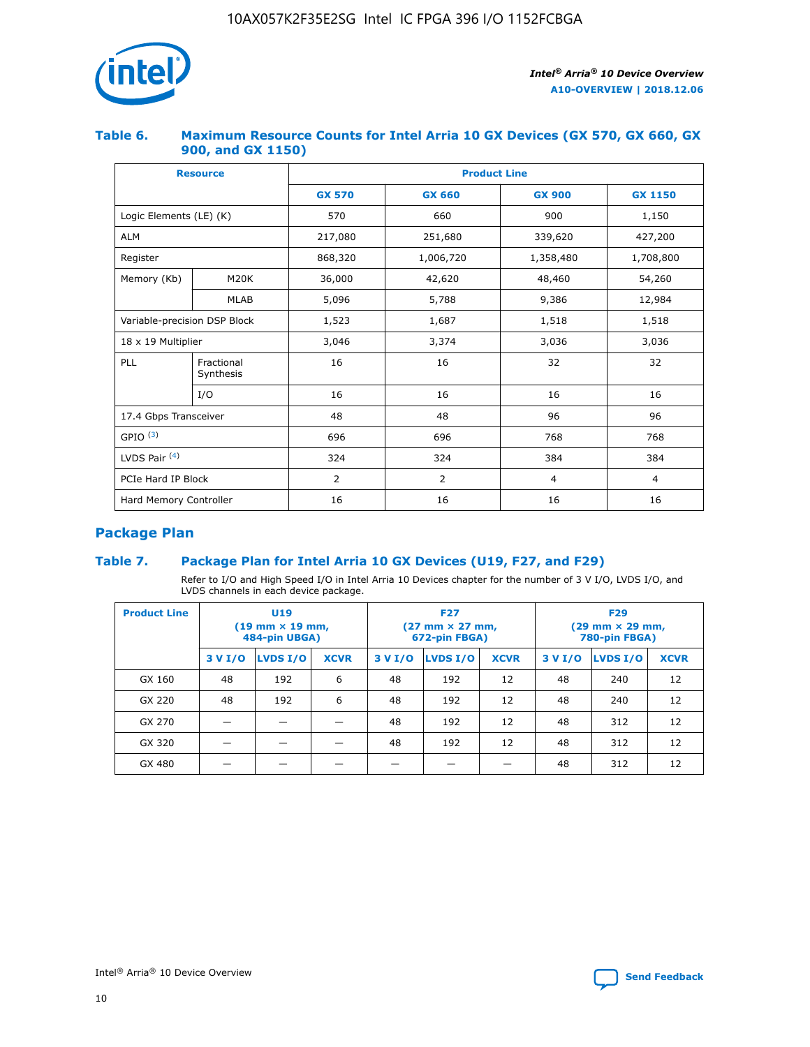### Table 6. Maximum Resource Counts for Intel Arria 10 GX Devices (GX 570, GX 660, GX 900, and GX 1150)

| Resource | | Product Line | | | |
|---|---|---|---|---|---|
| | | GX 570 | GX 660 | GX 900 | GX 1150 |
| Logic Elements (LE) (K) | | 570 | 660 | 900 | 1,150 |
| ALM | | 217,080 | 251,680 | 339,620 | 427,200 |
| Register | | 868,320 | 1,006,720 | 1,358,480 | 1,708,800 |
| Memory (Kb) | M20K | 36,000 | 42,620 | 48,460 | 54,260 |
| | MLAB | 5,096 | 5,788 | 9,386 | 12,984 |
| Variable-precision DSP Block | | 1,523 | 1,687 | 1,518 | 1,518 |
| 18 x 19 Multiplier | | 3,046 | 3,374 | 3,036 | 3,036 |
| PLL | Fractional Synthesis | 16 | 16 | 32 | 32 |
| | I/O | 16 | 16 | 16 | 16 |
| 17.4 Gbps Transceiver | | 48 | 48 | 96 | 96 |
| GPIO [(3)] | | 696 | 696 | 768 | 768 |
| LVDS Pair [(4)] | | 324 | 324 | 384 | 384 |
| PCIe Hard IP Block | | 2 | 2 | 4 | 4 |
| Hard Memory Controller | | 16 | 16 | 16 | 16 |

## Package Plan

### Table 7. Package Plan for Intel Arria 10 GX Devices (U19, F27, and F29)

Refer to I/O and High Speed I/O in Intel Arria 10 Devices chapter for the number of 3 V I/O, LVDS I/O, and LVDS channels in each device package.

| Product Line | U19 (19 mm × 19 mm, 484-pin UBGA) | | | F27 (27 mm × 27 mm, 672-pin FBGA) | | | F29 (29 mm × 29 mm, 780-pin FBGA) | | |
|---|---|---|---|---|---|---|---|---|---|
| | 3 V I/O | LVDS I/O | XCVR | 3 V I/O | LVDS I/O | XCVR | 3 V I/O | LVDS I/O | XCVR |
| GX 160 | 48 | 192 | 6 | 48 | 192 | 12 | 48 | 240 | 12 |
| GX 220 | 48 | 192 | 6 | 48 | 192 | 12 | 48 | 240 | 12 |
| GX 270 | — | — | — | 48 | 192 | 12 | 48 | 312 | 12 |
| GX 320 | — | — | — | 48 | 192 | 12 | 48 | 312 | 12 |
| GX 480 | — | — | — | — | — | — | 48 | 312 | 12 |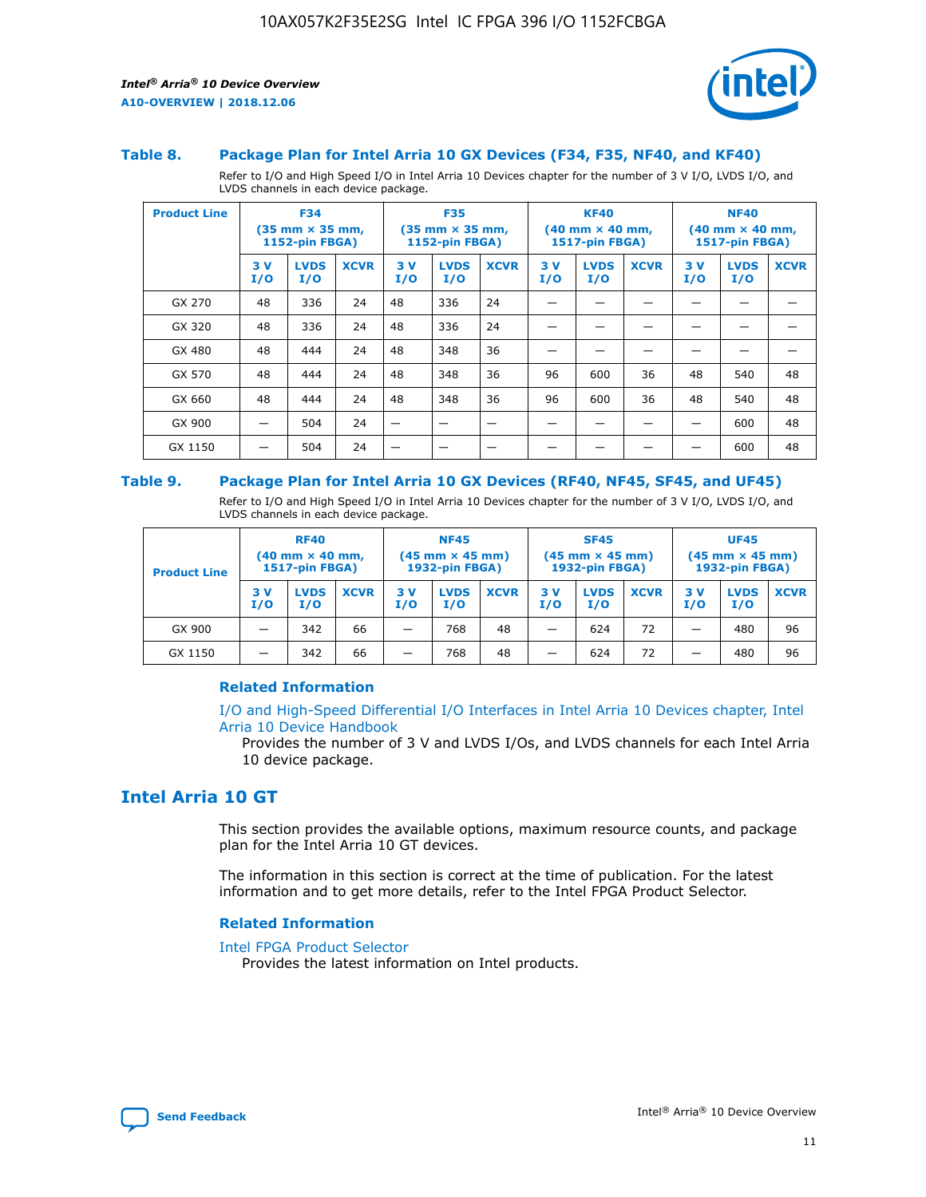### Table 8. Package Plan for Intel Arria 10 GX Devices (F34, F35, NF40, and KF40)

Refer to I/O and High Speed I/O in Intel Arria 10 Devices chapter for the number of 3 V I/O, LVDS I/O, and LVDS channels in each device package.

| Product Line | F34 (35 mm × 35 mm, 1152-pin FBGA) | | | F35 (35 mm × 35 mm, 1152-pin FBGA) | | | KF40 (40 mm × 40 mm, 1517-pin FBGA) | | | NF40 (40 mm × 40 mm, 1517-pin FBGA) | | |
|---|---|---|---|---|---|---|---|---|---|---|---|---|
| | 3 V I/O | LVDS I/O | XCVR | 3 V I/O | LVDS I/O | XCVR | 3 V I/O | LVDS I/O | XCVR | 3 V I/O | LVDS I/O | XCVR |
| GX 270 | 48 | 336 | 24 | 48 | 336 | 24 | — | — | — | — | — | — |
| GX 320 | 48 | 336 | 24 | 48 | 336 | 24 | — | — | — | — | — | — |
| GX 480 | 48 | 444 | 24 | 48 | 348 | 36 | — | — | — | — | — | — |
| GX 570 | 48 | 444 | 24 | 48 | 348 | 36 | 96 | 600 | 36 | 48 | 540 | 48 |
| GX 660 | 48 | 444 | 24 | 48 | 348 | 36 | 96 | 600 | 36 | 48 | 540 | 48 |
| GX 900 | — | 504 | 24 | — | — | — | — | — | — | — | 600 | 48 |
| GX 1150 | — | 504 | 24 | — | — | — | — | — | — | — | 600 | 48 |

### Table 9. Package Plan for Intel Arria 10 GX Devices (RF40, NF45, SF45, and UF45)

Refer to I/O and High Speed I/O in Intel Arria 10 Devices chapter for the number of 3 V I/O, LVDS I/O, and LVDS channels in each device package.

| Product Line | RF40 (40 mm × 40 mm, 1517-pin FBGA) | | | NF45 (45 mm × 45 mm) 1932-pin FBGA) | | | SF45 (45 mm × 45 mm) 1932-pin FBGA) | | | UF45 (45 mm × 45 mm) 1932-pin FBGA) | | |
|---|---|---|---|---|---|---|---|---|---|---|---|---|
| | 3 V I/O | LVDS I/O | XCVR | 3 V I/O | LVDS I/O | XCVR | 3 V I/O | LVDS I/O | XCVR | 3 V I/O | LVDS I/O | XCVR |
| GX 900 | — | 342 | 66 | — | 768 | 48 | — | 624 | 72 | — | 480 | 96 |
| GX 1150 | — | 342 | 66 | — | 768 | 48 | — | 624 | 72 | — | 480 | 96 |

#### Related Information

I/O and High-Speed Differential I/O Interfaces in Intel Arria 10 Devices chapter, Intel Arria 10 Device Handbook

Provides the number of 3 V and LVDS I/Os, and LVDS channels for each Intel Arria 10 device package.

## Intel Arria 10 GT

This section provides the available options, maximum resource counts, and package plan for the Intel Arria 10 GT devices.

The information in this section is correct at the time of publication. For the latest information and to get more details, refer to the Intel FPGA Product Selector.

#### Related Information

Intel FPGA Product Selector

Provides the latest information on Intel products.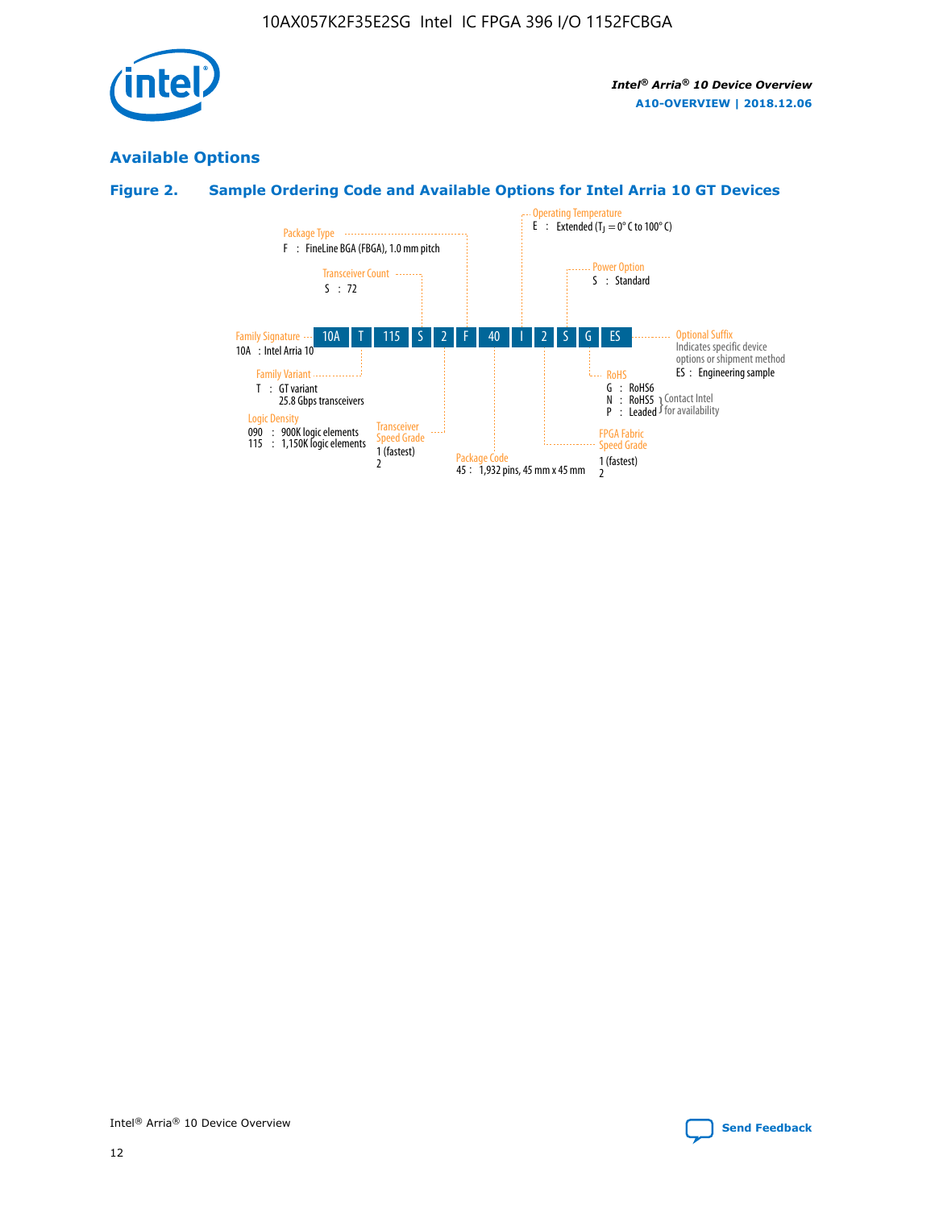## Available Options

### Figure 2. Sample Ordering Code and Available Options for Intel Arria 10 GT Devices

| 10A | T | 115 | S | 2 | F | 40 | I | 2 | S | G | ES |
|---|---|---|---|---|---|---|---|---|---|---|---|

**Family Signature**
10A : Intel Arria 10

**Family Variant**
T : GT variant
25.8 Gbps transceivers

**Logic Density**
090 : 900K logic elements
115 : 1,150K logic elements

**Transceiver Count**
S : 72

**Transceiver Speed Grade**
1 (fastest)
2

**Package Type**
F : FineLine BGA (FBGA), 1.0 mm pitch

**Package Code**
45 : 1,932 pins, 45 mm x 45 mm

**Operating Temperature**
E : Extended ($T_J$ = 0° C to 100° C)

**FPGA Fabric Speed Grade**
1 (fastest)
2

**Power Option**
S : Standard

**RoHS**
G : RoHS6
N : RoHS5 (Contact Intel for availability)
P : Leaded (Contact Intel for availability)

**Optional Suffix**
Indicates specific device options or shipment method
ES : Engineering sample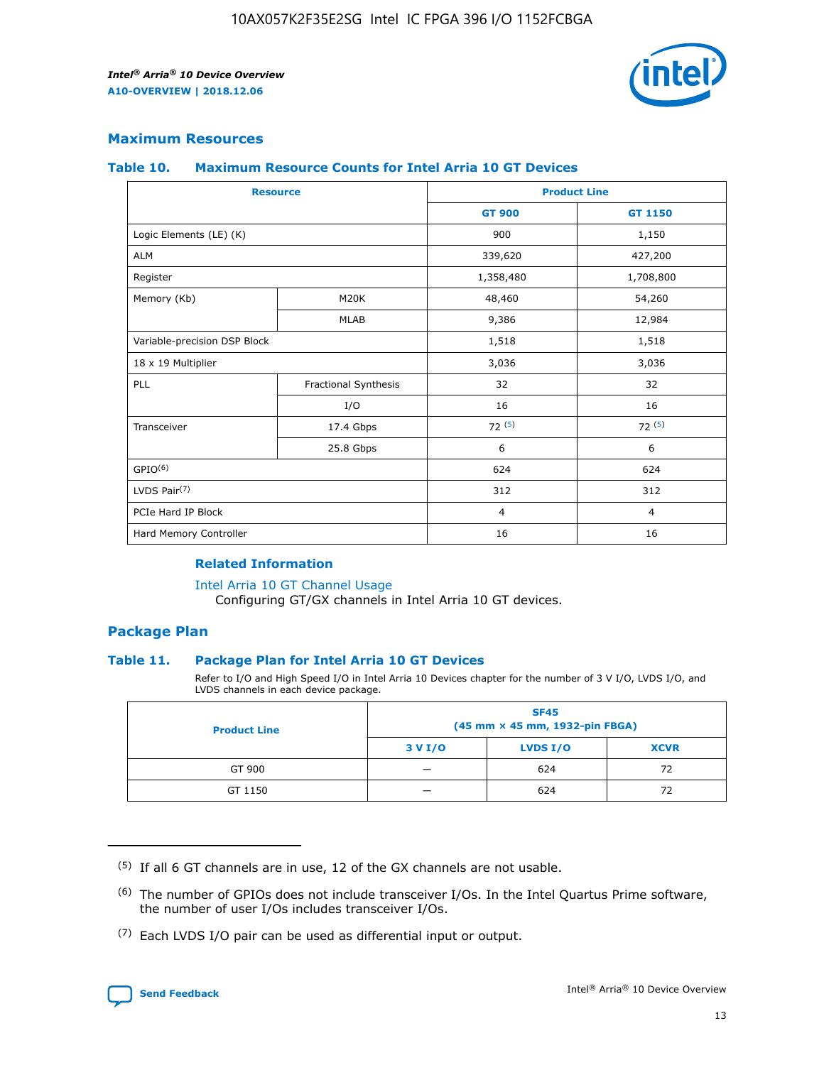## Maximum Resources

### Table 10. Maximum Resource Counts for Intel Arria 10 GT Devices

| Resource | | Product Line | |
|---|---|---|---|
| | | GT 900 | GT 1150 |
| Logic Elements (LE) (K) | | 900 | 1,150 |
| ALM | | 339,620 | 427,200 |
| Register | | 1,358,480 | 1,708,800 |
| Memory (Kb) | M20K | 48,460 | 54,260 |
| | MLAB | 9,386 | 12,984 |
| Variable-precision DSP Block | | 1,518 | 1,518 |
| 18 x 19 Multiplier | | 3,036 | 3,036 |
| PLL | Fractional Synthesis | 32 | 32 |
| | I/O | 16 | 16 |
| Transceiver | 17.4 Gbps | 72 [5] | 72 [5] |
| | 25.8 Gbps | 6 | 6 |
| GPIO[6] | | 624 | 624 |
| LVDS Pair[7] | | 312 | 312 |
| PCIe Hard IP Block | | 4 | 4 |
| Hard Memory Controller | | 16 | 16 |

#### Related Information

Intel Arria 10 GT Channel Usage
Configuring GT/GX channels in Intel Arria 10 GT devices.

## Package Plan

### Table 11. Package Plan for Intel Arria 10 GT Devices

Refer to I/O and High Speed I/O in Intel Arria 10 Devices chapter for the number of 3 V I/O, LVDS I/O, and LVDS channels in each device package.

| Product Line | SF45 (45 mm × 45 mm, 1932-pin FBGA) | | |
|---|---|---|---|
| | 3 V I/O | LVDS I/O | XCVR |
| GT 900 | — | 624 | 72 |
| GT 1150 | — | 624 | 72 |

(5) If all 6 GT channels are in use, 12 of the GX channels are not usable.

(6) The number of GPIOs does not include transceiver I/Os. In the Intel Quartus Prime software, the number of user I/Os includes transceiver I/Os.

(7) Each LVDS I/O pair can be used as differential input or output.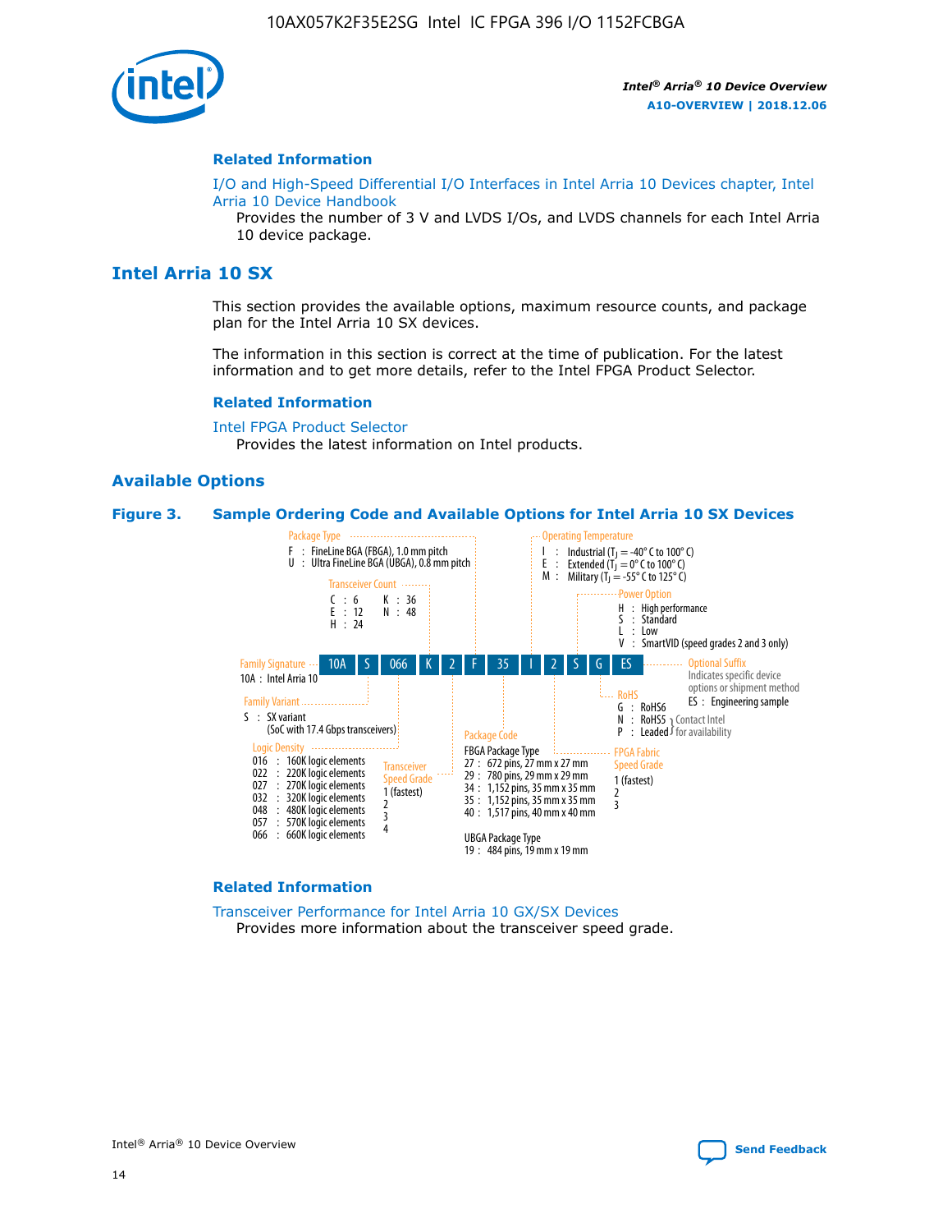#### Related Information

I/O and High-Speed Differential I/O Interfaces in Intel Arria 10 Devices chapter, Intel Arria 10 Device Handbook

Provides the number of 3 V and LVDS I/Os, and LVDS channels for each Intel Arria 10 device package.

## Intel Arria 10 SX

This section provides the available options, maximum resource counts, and package plan for the Intel Arria 10 SX devices.

The information in this section is correct at the time of publication. For the latest information and to get more details, refer to the Intel FPGA Product Selector.

#### Related Information

Intel FPGA Product Selector

Provides the latest information on Intel products.

### Available Options

**Figure 3. Sample Ordering Code and Available Options for Intel Arria 10 SX Devices**

Sample ordering code: 10A S 066 K 2 F 35 I 2 S G ES

- **Family Signature**
  - 10A : Intel Arria 10
- **Family Variant**
  - S : SX variant (SoC with 17.4 Gbps transceivers)
- **Logic Density**
  - 016 : 160K logic elements
  - 022 : 220K logic elements
  - 027 : 270K logic elements
  - 032 : 320K logic elements
  - 048 : 480K logic elements
  - 057 : 570K logic elements
  - 066 : 660K logic elements
- **Transceiver Count**
  - C : 6
  - E : 12
  - H : 24
  - K : 36
  - N : 48
- **Transceiver Speed Grade**
  - 1 (fastest)
  - 2
  - 3
  - 4
- **Package Type**
  - F : FineLine BGA (FBGA), 1.0 mm pitch
  - U : Ultra FineLine BGA (UBGA), 0.8 mm pitch
- **Package Code**
  - FBGA Package Type
    - 27 : 672 pins, 27 mm x 27 mm
    - 29 : 780 pins, 29 mm x 29 mm
    - 34 : 1,152 pins, 35 mm x 35 mm
    - 35 : 1,152 pins, 35 mm x 35 mm
    - 40 : 1,517 pins, 40 mm x 40 mm
  - UBGA Package Type
    - 19 : 484 pins, 19 mm x 19 mm
- **Operating Temperature**
  - I : Industrial ($T_J$ = -40° C to 100° C)
  - E : Extended ($T_J$ = 0° C to 100° C)
  - M : Military ($T_J$ = -55° C to 125° C)
- **FPGA Fabric Speed Grade**
  - 1 (fastest)
  - 2
  - 3
- **Power Option**
  - H : High performance
  - S : Standard
  - L : Low
  - V : SmartVID (speed grades 2 and 3 only)
- **RoHS**
  - G : RoHS6
  - N : RoHS5 (Contact Intel for availability)
  - P : Leaded (Contact Intel for availability)
- **Optional Suffix**
  - Indicates specific device options or shipment method
  - ES : Engineering sample

#### Related Information

Transceiver Performance for Intel Arria 10 GX/SX Devices

Provides more information about the transceiver speed grade.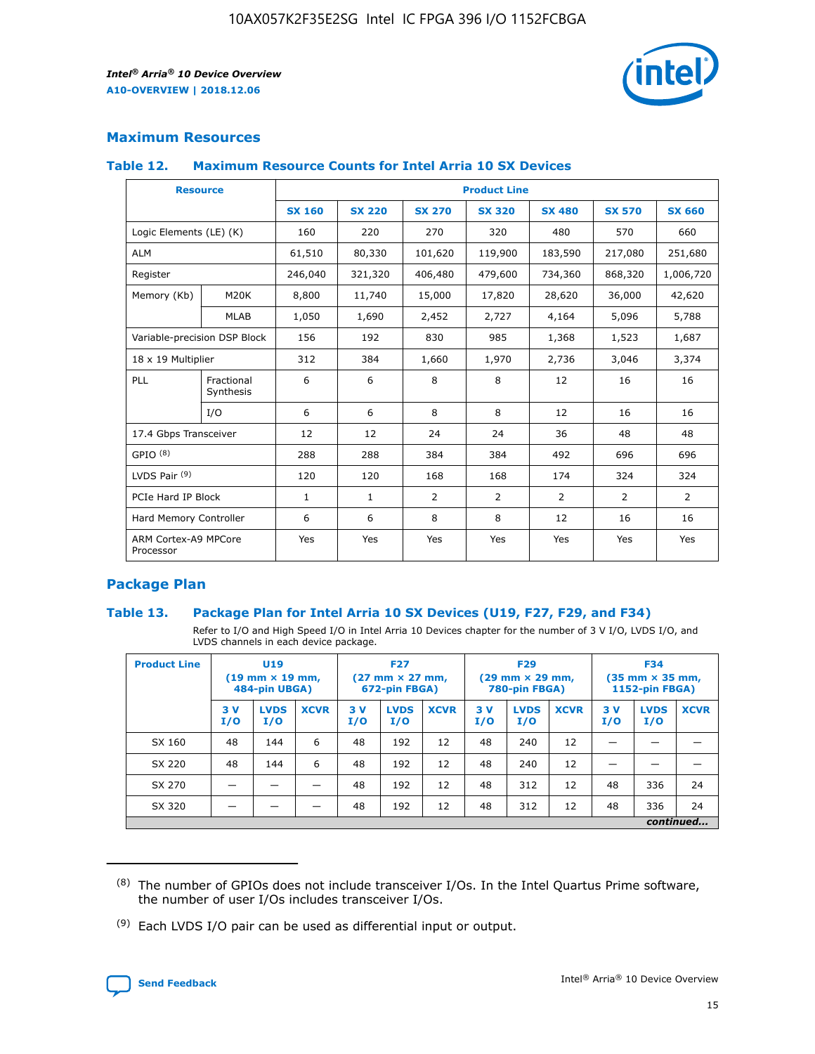## Maximum Resources

### Table 12. Maximum Resource Counts for Intel Arria 10 SX Devices

| Resource | | Product Line | | | | | | |
|---|---|---|---|---|---|---|---|---|
| | | SX 160 | SX 220 | SX 270 | SX 320 | SX 480 | SX 570 | SX 660 |
| Logic Elements (LE) (K) | | 160 | 220 | 270 | 320 | 480 | 570 | 660 |
| ALM | | 61,510 | 80,330 | 101,620 | 119,900 | 183,590 | 217,080 | 251,680 |
| Register | | 246,040 | 321,320 | 406,480 | 479,600 | 734,360 | 868,320 | 1,006,720 |
| Memory (Kb) | M20K | 8,800 | 11,740 | 15,000 | 17,820 | 28,620 | 36,000 | 42,620 |
| | MLAB | 1,050 | 1,690 | 2,452 | 2,727 | 4,164 | 5,096 | 5,788 |
| Variable-precision DSP Block | | 156 | 192 | 830 | 985 | 1,368 | 1,523 | 1,687 |
| 18 x 19 Multiplier | | 312 | 384 | 1,660 | 1,970 | 2,736 | 3,046 | 3,374 |
| PLL | Fractional Synthesis | 6 | 6 | 8 | 8 | 12 | 16 | 16 |
| | I/O | 6 | 6 | 8 | 8 | 12 | 16 | 16 |
| 17.4 Gbps Transceiver | | 12 | 12 | 24 | 24 | 36 | 48 | 48 |
| GPIO [8] | | 288 | 288 | 384 | 384 | 492 | 696 | 696 |
| LVDS Pair [9] | | 120 | 120 | 168 | 168 | 174 | 324 | 324 |
| PCIe Hard IP Block | | 1 | 1 | 2 | 2 | 2 | 2 | 2 |
| Hard Memory Controller | | 6 | 6 | 8 | 8 | 12 | 16 | 16 |
| ARM Cortex-A9 MPCore Processor | | Yes | Yes | Yes | Yes | Yes | Yes | Yes |

## Package Plan

### Table 13. Package Plan for Intel Arria 10 SX Devices (U19, F27, F29, and F34)

Refer to I/O and High Speed I/O in Intel Arria 10 Devices chapter for the number of 3 V I/O, LVDS I/O, and LVDS channels in each device package.

| Product Line | U19 (19 mm × 19 mm, 484-pin UBGA) | | | F27 (27 mm × 27 mm, 672-pin FBGA) | | | F29 (29 mm × 29 mm, 780-pin FBGA) | | | F34 (35 mm × 35 mm, 1152-pin FBGA) | | |
|---|---|---|---|---|---|---|---|---|---|---|---|---|
| | 3 V I/O | LVDS I/O | XCVR | 3 V I/O | LVDS I/O | XCVR | 3 V I/O | LVDS I/O | XCVR | 3 V I/O | LVDS I/O | XCVR |
| SX 160 | 48 | 144 | 6 | 48 | 192 | 12 | 48 | 240 | 12 | — | — | — |
| SX 220 | 48 | 144 | 6 | 48 | 192 | 12 | 48 | 240 | 12 | — | — | — |
| SX 270 | — | — | — | 48 | 192 | 12 | 48 | 312 | 12 | 48 | 336 | 24 |
| SX 320 | — | — | — | 48 | 192 | 12 | 48 | 312 | 12 | 48 | 336 | 24 |

*continued...*

(8) The number of GPIOs does not include transceiver I/Os. In the Intel Quartus Prime software, the number of user I/Os includes transceiver I/Os.

(9) Each LVDS I/O pair can be used as differential input or output.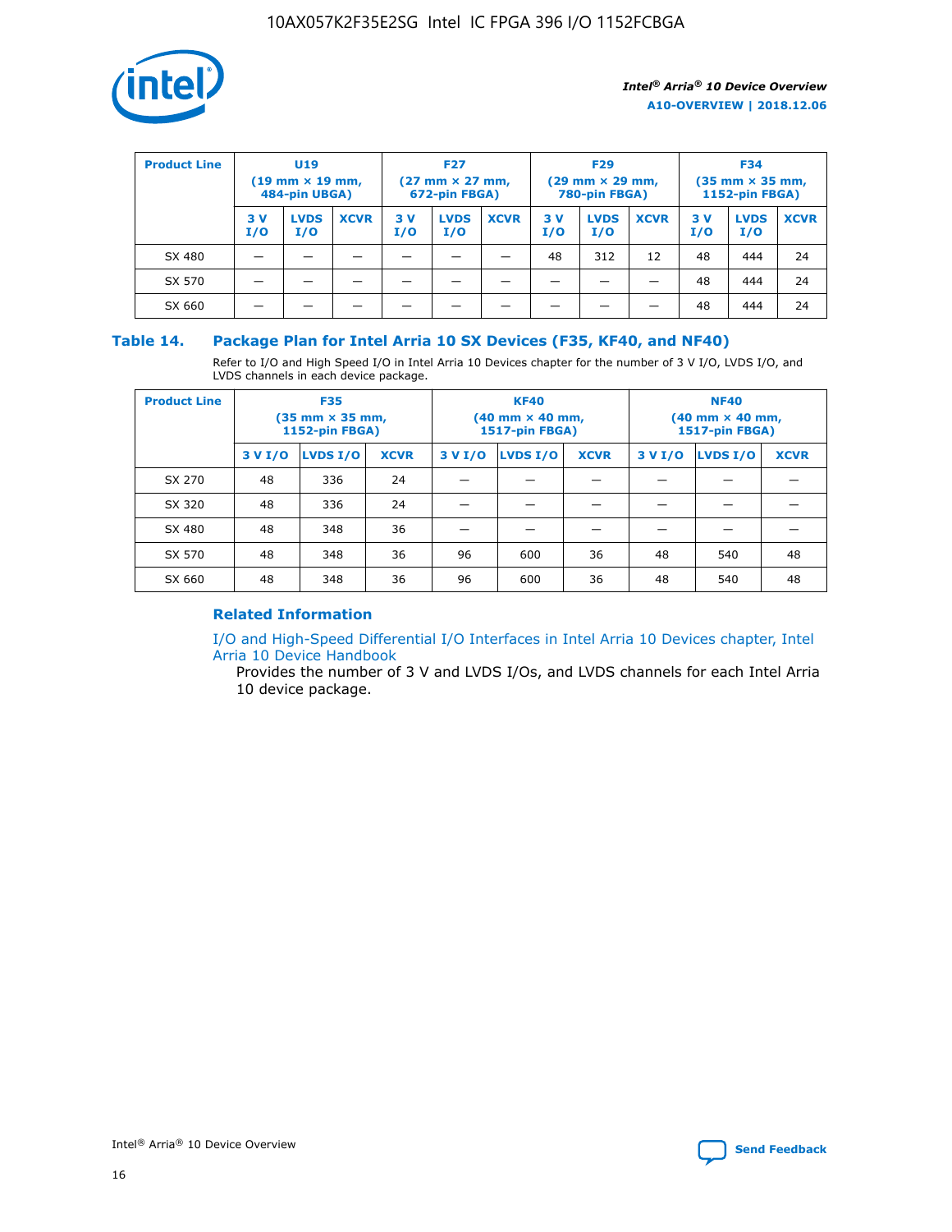| Product Line | U19 (19 mm × 19 mm, 484-pin UBGA) | | | F27 (27 mm × 27 mm, 672-pin FBGA) | | | F29 (29 mm × 29 mm, 780-pin FBGA) | | | F34 (35 mm × 35 mm, 1152-pin FBGA) | | |
|---|---|---|---|---|---|---|---|---|---|---|---|---|
| | 3 V I/O | LVDS I/O | XCVR | 3 V I/O | LVDS I/O | XCVR | 3 V I/O | LVDS I/O | XCVR | 3 V I/O | LVDS I/O | XCVR |
| SX 480 | — | — | — | — | — | — | 48 | 312 | 12 | 48 | 444 | 24 |
| SX 570 | — | — | — | — | — | — | — | — | — | 48 | 444 | 24 |
| SX 660 | — | — | — | — | — | — | — | — | — | 48 | 444 | 24 |

### Table 14. Package Plan for Intel Arria 10 SX Devices (F35, KF40, and NF40)

Refer to I/O and High Speed I/O in Intel Arria 10 Devices chapter for the number of 3 V I/O, LVDS I/O, and LVDS channels in each device package.

| Product Line | F35 (35 mm × 35 mm, 1152-pin FBGA) | | | KF40 (40 mm × 40 mm, 1517-pin FBGA) | | | NF40 (40 mm × 40 mm, 1517-pin FBGA) | | |
|---|---|---|---|---|---|---|---|---|---|
| | 3 V I/O | LVDS I/O | XCVR | 3 V I/O | LVDS I/O | XCVR | 3 V I/O | LVDS I/O | XCVR |
| SX 270 | 48 | 336 | 24 | — | — | — | — | — | — |
| SX 320 | 48 | 336 | 24 | — | — | — | — | — | — |
| SX 480 | 48 | 348 | 36 | — | — | — | — | — | — |
| SX 570 | 48 | 348 | 36 | 96 | 600 | 36 | 48 | 540 | 48 |
| SX 660 | 48 | 348 | 36 | 96 | 600 | 36 | 48 | 540 | 48 |

#### Related Information

I/O and High-Speed Differential I/O Interfaces in Intel Arria 10 Devices chapter, Intel Arria 10 Device Handbook

Provides the number of 3 V and LVDS I/Os, and LVDS channels for each Intel Arria 10 device package.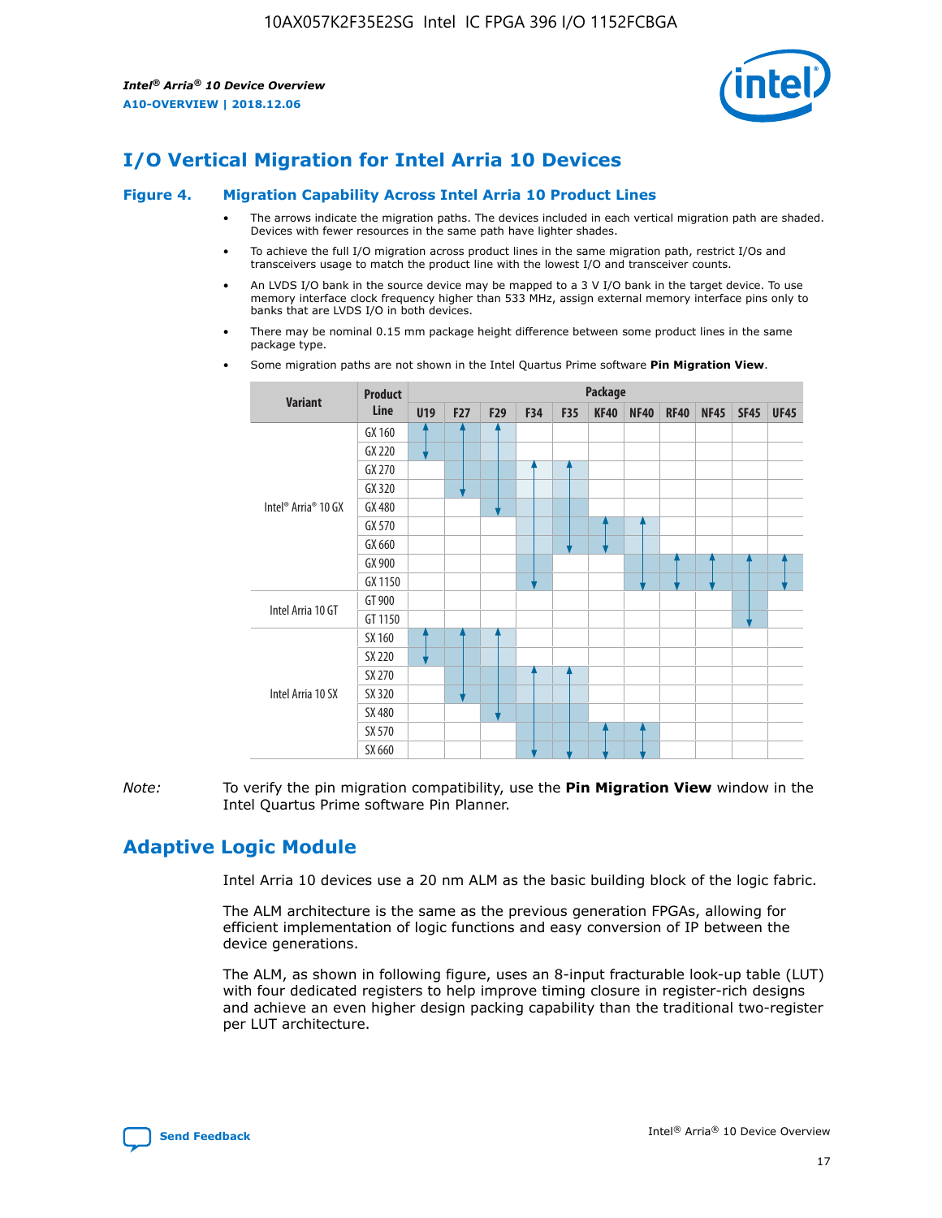## I/O Vertical Migration for Intel Arria 10 Devices

### Figure 4. Migration Capability Across Intel Arria 10 Product Lines

- The arrows indicate the migration paths. The devices included in each vertical migration path are shaded. Devices with fewer resources in the same path have lighter shades.
- To achieve the full I/O migration across product lines in the same migration path, restrict I/Os and transceivers usage to match the product line with the lowest I/O and transceiver counts.
- An LVDS I/O bank in the source device may be mapped to a 3 V I/O bank in the target device. To use memory interface clock frequency higher than 533 MHz, assign external memory interface pins only to banks that are LVDS I/O in both devices.
- There may be nominal 0.15 mm package height difference between some product lines in the same package type.
- Some migration paths are not shown in the Intel Quartus Prime software **Pin Migration View**.

| Variant | Product Line | U19 | F27 | F29 | F34 | F35 | KF40 | NF40 | RF40 | NF45 | SF45 | UF45 |
|---|---|---|---|---|---|---|---|---|---|---|---|---|
| Intel® Arria® 10 GX | GX 160 | | | | | | | | | | | |
| | GX 220 | | | | | | | | | | | |
| | GX 270 | | | | | | | | | | | |
| | GX 320 | | | | | | | | | | | |
| | GX 480 | | | | | | | | | | | |
| | GX 570 | | | | | | | | | | | |
| | GX 660 | | | | | | | | | | | |
| | GX 900 | | | | | | | | | | | |
| | GX 1150 | | | | | | | | | | | |
| Intel Arria 10 GT | GT 900 | | | | | | | | | | | |
| | GT 1150 | | | | | | | | | | | |
| Intel Arria 10 SX | SX 160 | | | | | | | | | | | |
| | SX 220 | | | | | | | | | | | |
| | SX 270 | | | | | | | | | | | |
| | SX 320 | | | | | | | | | | | |
| | SX 480 | | | | | | | | | | | |
| | SX 570 | | | | | | | | | | | |
| | SX 660 | | | | | | | | | | | |

*Note:* To verify the pin migration compatibility, use the **Pin Migration View** window in the Intel Quartus Prime software Pin Planner.

## Adaptive Logic Module

Intel Arria 10 devices use a 20 nm ALM as the basic building block of the logic fabric.

The ALM architecture is the same as the previous generation FPGAs, allowing for efficient implementation of logic functions and easy conversion of IP between the device generations.

The ALM, as shown in following figure, uses an 8-input fracturable look-up table (LUT) with four dedicated registers to help improve timing closure in register-rich designs and achieve an even higher design packing capability than the traditional two-register per LUT architecture.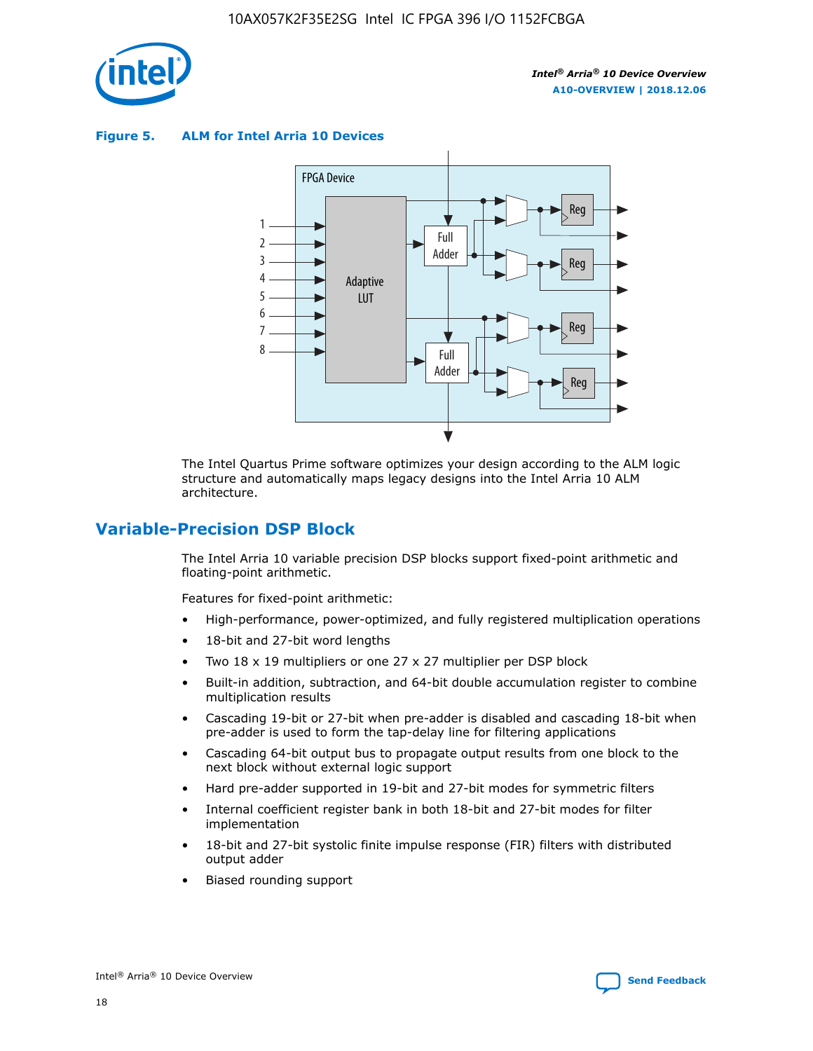**Figure 5. ALM for Intel Arria 10 Devices**

The Intel Quartus Prime software optimizes your design according to the ALM logic structure and automatically maps legacy designs into the Intel Arria 10 ALM architecture.

## Variable-Precision DSP Block

The Intel Arria 10 variable precision DSP blocks support fixed-point arithmetic and floating-point arithmetic.

Features for fixed-point arithmetic:

- High-performance, power-optimized, and fully registered multiplication operations
- 18-bit and 27-bit word lengths
- Two 18 x 19 multipliers or one 27 x 27 multiplier per DSP block
- Built-in addition, subtraction, and 64-bit double accumulation register to combine multiplication results
- Cascading 19-bit or 27-bit when pre-adder is disabled and cascading 18-bit when pre-adder is used to form the tap-delay line for filtering applications
- Cascading 64-bit output bus to propagate output results from one block to the next block without external logic support
- Hard pre-adder supported in 19-bit and 27-bit modes for symmetric filters
- Internal coefficient register bank in both 18-bit and 27-bit modes for filter implementation
- 18-bit and 27-bit systolic finite impulse response (FIR) filters with distributed output adder
- Biased rounding support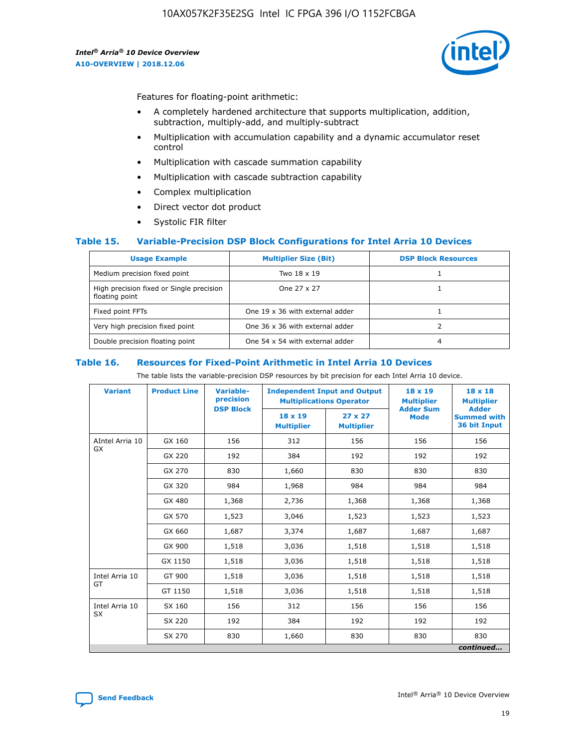Features for floating-point arithmetic:

- A completely hardened architecture that supports multiplication, addition, subtraction, multiply-add, and multiply-subtract
- Multiplication with accumulation capability and a dynamic accumulator reset control
- Multiplication with cascade summation capability
- Multiplication with cascade subtraction capability
- Complex multiplication
- Direct vector dot product
- Systolic FIR filter

### Table 15. Variable-Precision DSP Block Configurations for Intel Arria 10 Devices

| Usage Example | Multiplier Size (Bit) | DSP Block Resources |
|---|---|---|
| Medium precision fixed point | Two 18 x 19 | 1 |
| High precision fixed or Single precision floating point | One 27 x 27 | 1 |
| Fixed point FFTs | One 19 x 36 with external adder | 1 |
| Very high precision fixed point | One 36 x 36 with external adder | 2 |
| Double precision floating point | One 54 x 54 with external adder | 4 |

### Table 16. Resources for Fixed-Point Arithmetic in Intel Arria 10 Devices

The table lists the variable-precision DSP resources by bit precision for each Intel Arria 10 device.

| Variant | Product Line | Variable-precision DSP Block | Independent Input and Output Multiplications Operator | | 18 x 19 Multiplier Adder Sum Mode | 18 x 18 Multiplier Adder Summed with 36 bit Input |
|---|---|---|---|---|---|---|
| | | | 18 x 19 Multiplier | 27 x 27 Multiplier | | |
| AIntel Arria 10 GX | GX 160 | 156 | 312 | 156 | 156 | 156 |
| | GX 220 | 192 | 384 | 192 | 192 | 192 |
| | GX 270 | 830 | 1,660 | 830 | 830 | 830 |
| | GX 320 | 984 | 1,968 | 984 | 984 | 984 |
| | GX 480 | 1,368 | 2,736 | 1,368 | 1,368 | 1,368 |
| | GX 570 | 1,523 | 3,046 | 1,523 | 1,523 | 1,523 |
| | GX 660 | 1,687 | 3,374 | 1,687 | 1,687 | 1,687 |
| | GX 900 | 1,518 | 3,036 | 1,518 | 1,518 | 1,518 |
| | GX 1150 | 1,518 | 3,036 | 1,518 | 1,518 | 1,518 |
| Intel Arria 10 GT | GT 900 | 1,518 | 3,036 | 1,518 | 1,518 | 1,518 |
| | GT 1150 | 1,518 | 3,036 | 1,518 | 1,518 | 1,518 |
| Intel Arria 10 SX | SX 160 | 156 | 312 | 156 | 156 | 156 |
| | SX 220 | 192 | 384 | 192 | 192 | 192 |
| | SX 270 | 830 | 1,660 | 830 | 830 | 830 |

*continued...*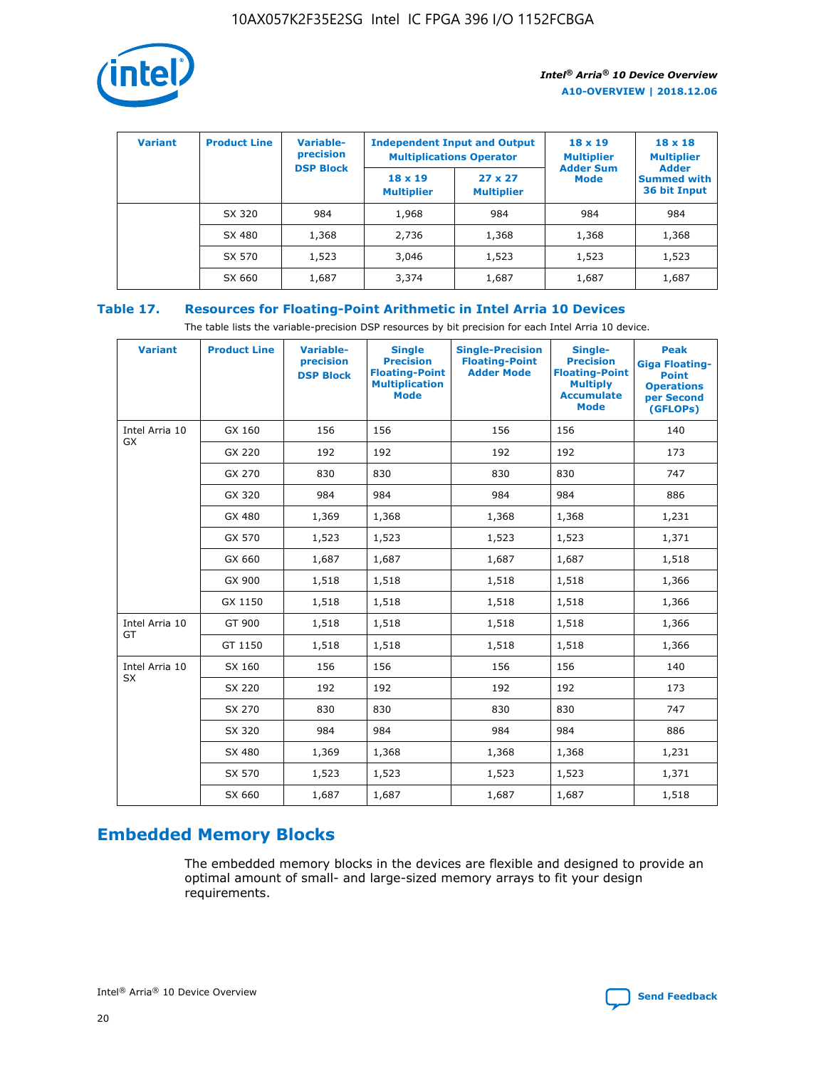| Variant | Product Line | Variable-precision DSP Block | Independent Input and Output Multiplications Operator | | 18 x 19 Multiplier Adder Sum Mode | 18 x 18 Multiplier Adder Summed with 36 bit Input |
|---|---|---|---|---|---|---|
| | | | 18 x 19 Multiplier | 27 x 27 Multiplier | | |
| | SX 320 | 984 | 1,968 | 984 | 984 | 984 |
| | SX 480 | 1,368 | 2,736 | 1,368 | 1,368 | 1,368 |
| | SX 570 | 1,523 | 3,046 | 1,523 | 1,523 | 1,523 |
| | SX 660 | 1,687 | 3,374 | 1,687 | 1,687 | 1,687 |

### Table 17. Resources for Floating-Point Arithmetic in Intel Arria 10 Devices

The table lists the variable-precision DSP resources by bit precision for each Intel Arria 10 device.

| Variant | Product Line | Variable-precision DSP Block | Single Precision Floating-Point Multiplication Mode | Single-Precision Floating-Point Adder Mode | Single-Precision Floating-Point Multiply Accumulate Mode | Peak Giga Floating-Point Operations per Second (GFLOPs) |
|---|---|---|---|---|---|---|
| Intel Arria 10 GX | GX 160 | 156 | 156 | 156 | 156 | 140 |
| | GX 220 | 192 | 192 | 192 | 192 | 173 |
| | GX 270 | 830 | 830 | 830 | 830 | 747 |
| | GX 320 | 984 | 984 | 984 | 984 | 886 |
| | GX 480 | 1,369 | 1,368 | 1,368 | 1,368 | 1,231 |
| | GX 570 | 1,523 | 1,523 | 1,523 | 1,523 | 1,371 |
| | GX 660 | 1,687 | 1,687 | 1,687 | 1,687 | 1,518 |
| | GX 900 | 1,518 | 1,518 | 1,518 | 1,518 | 1,366 |
| | GX 1150 | 1,518 | 1,518 | 1,518 | 1,518 | 1,366 |
| Intel Arria 10 GT | GT 900 | 1,518 | 1,518 | 1,518 | 1,518 | 1,366 |
| | GT 1150 | 1,518 | 1,518 | 1,518 | 1,518 | 1,366 |
| Intel Arria 10 SX | SX 160 | 156 | 156 | 156 | 156 | 140 |
| | SX 220 | 192 | 192 | 192 | 192 | 173 |
| | SX 270 | 830 | 830 | 830 | 830 | 747 |
| | SX 320 | 984 | 984 | 984 | 984 | 886 |
| | SX 480 | 1,369 | 1,368 | 1,368 | 1,368 | 1,231 |
| | SX 570 | 1,523 | 1,523 | 1,523 | 1,523 | 1,371 |
| | SX 660 | 1,687 | 1,687 | 1,687 | 1,687 | 1,518 |

## Embedded Memory Blocks

The embedded memory blocks in the devices are flexible and designed to provide an optimal amount of small- and large-sized memory arrays to fit your design requirements.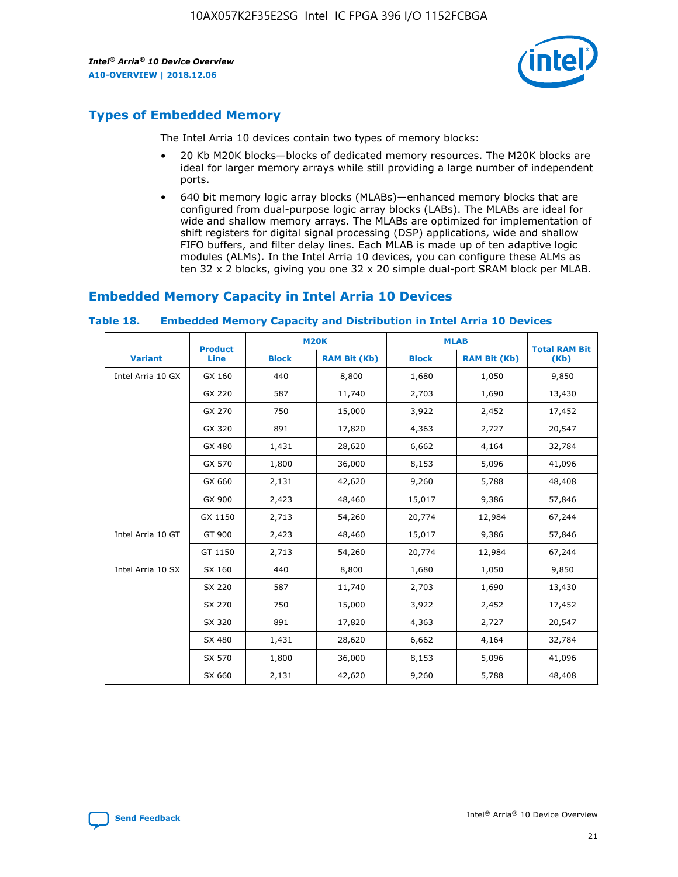## Types of Embedded Memory

The Intel Arria 10 devices contain two types of memory blocks:

- 20 Kb M20K blocks—blocks of dedicated memory resources. The M20K blocks are ideal for larger memory arrays while still providing a large number of independent ports.
- 640 bit memory logic array blocks (MLABs)—enhanced memory blocks that are configured from dual-purpose logic array blocks (LABs). The MLABs are ideal for wide and shallow memory arrays. The MLABs are optimized for implementation of shift registers for digital signal processing (DSP) applications, wide and shallow FIFO buffers, and filter delay lines. Each MLAB is made up of ten adaptive logic modules (ALMs). In the Intel Arria 10 devices, you can configure these ALMs as ten 32 x 2 blocks, giving you one 32 x 20 simple dual-port SRAM block per MLAB.

## Embedded Memory Capacity in Intel Arria 10 Devices

### Table 18. Embedded Memory Capacity and Distribution in Intel Arria 10 Devices

| Variant | Product Line | M20K | | MLAB | | Total RAM Bit (Kb) |
|---|---|---|---|---|---|---|
| | | Block | RAM Bit (Kb) | Block | RAM Bit (Kb) | |
| Intel Arria 10 GX | GX 160 | 440 | 8,800 | 1,680 | 1,050 | 9,850 |
| | GX 220 | 587 | 11,740 | 2,703 | 1,690 | 13,430 |
| | GX 270 | 750 | 15,000 | 3,922 | 2,452 | 17,452 |
| | GX 320 | 891 | 17,820 | 4,363 | 2,727 | 20,547 |
| | GX 480 | 1,431 | 28,620 | 6,662 | 4,164 | 32,784 |
| | GX 570 | 1,800 | 36,000 | 8,153 | 5,096 | 41,096 |
| | GX 660 | 2,131 | 42,620 | 9,260 | 5,788 | 48,408 |
| | GX 900 | 2,423 | 48,460 | 15,017 | 9,386 | 57,846 |
| | GX 1150 | 2,713 | 54,260 | 20,774 | 12,984 | 67,244 |
| Intel Arria 10 GT | GT 900 | 2,423 | 48,460 | 15,017 | 9,386 | 57,846 |
| | GT 1150 | 2,713 | 54,260 | 20,774 | 12,984 | 67,244 |
| Intel Arria 10 SX | SX 160 | 440 | 8,800 | 1,680 | 1,050 | 9,850 |
| | SX 220 | 587 | 11,740 | 2,703 | 1,690 | 13,430 |
| | SX 270 | 750 | 15,000 | 3,922 | 2,452 | 17,452 |
| | SX 320 | 891 | 17,820 | 4,363 | 2,727 | 20,547 |
| | SX 480 | 1,431 | 28,620 | 6,662 | 4,164 | 32,784 |
| | SX 570 | 1,800 | 36,000 | 8,153 | 5,096 | 41,096 |
| | SX 660 | 2,131 | 42,620 | 9,260 | 5,788 | 48,408 |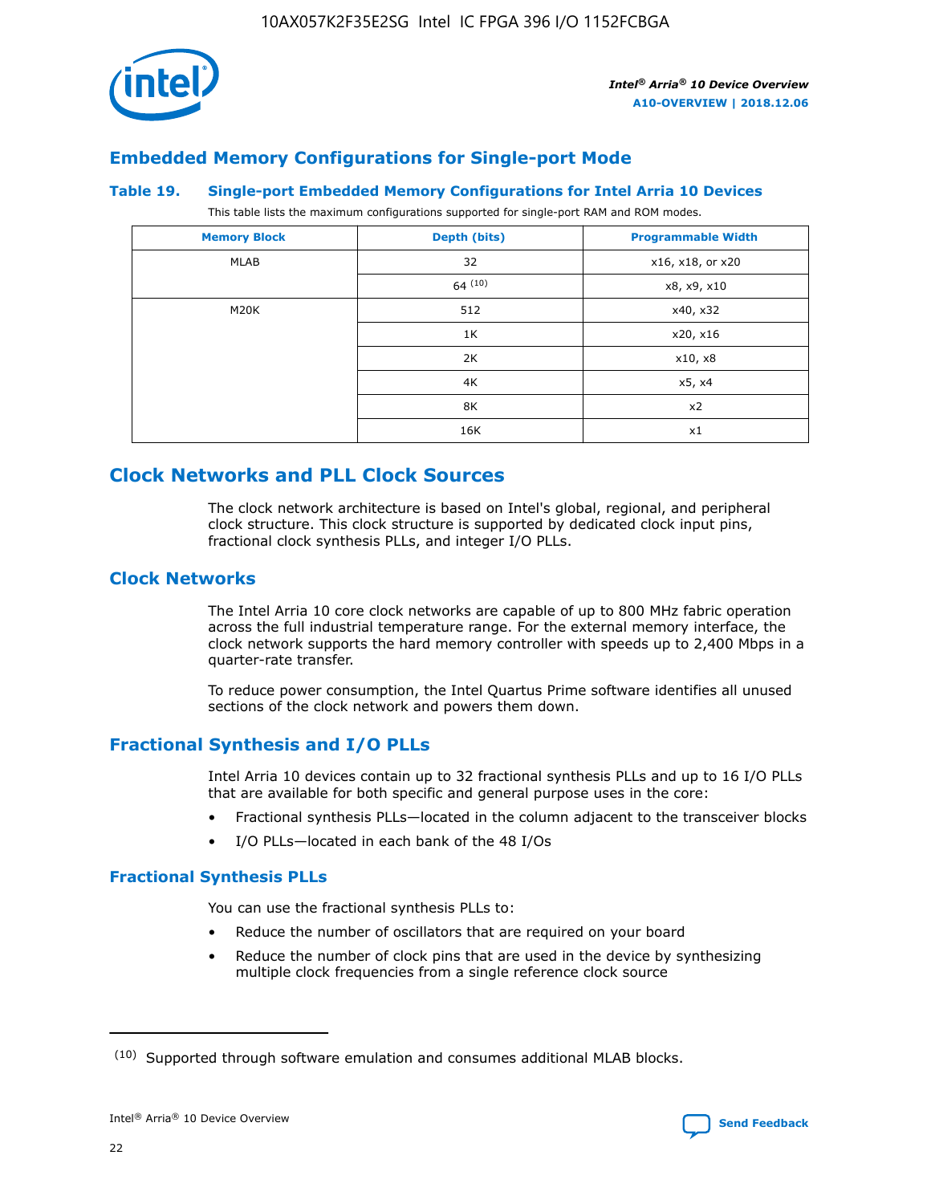## Embedded Memory Configurations for Single-port Mode

### Table 19. Single-port Embedded Memory Configurations for Intel Arria 10 Devices

This table lists the maximum configurations supported for single-port RAM and ROM modes.

| Memory Block | Depth (bits) | Programmable Width |
|---|---|---|
| MLAB | 32 | x16, x18, or x20 |
| | 64 [(10)] | x8, x9, x10 |
| M20K | 512 | x40, x32 |
| | 1K | x20, x16 |
| | 2K | x10, x8 |
| | 4K | x5, x4 |
| | 8K | x2 |
| | 16K | x1 |

## Clock Networks and PLL Clock Sources

The clock network architecture is based on Intel's global, regional, and peripheral clock structure. This clock structure is supported by dedicated clock input pins, fractional clock synthesis PLLs, and integer I/O PLLs.

## Clock Networks

The Intel Arria 10 core clock networks are capable of up to 800 MHz fabric operation across the full industrial temperature range. For the external memory interface, the clock network supports the hard memory controller with speeds up to 2,400 Mbps in a quarter-rate transfer.

To reduce power consumption, the Intel Quartus Prime software identifies all unused sections of the clock network and powers them down.

## Fractional Synthesis and I/O PLLs

Intel Arria 10 devices contain up to 32 fractional synthesis PLLs and up to 16 I/O PLLs that are available for both specific and general purpose uses in the core:

- Fractional synthesis PLLs—located in the column adjacent to the transceiver blocks
- I/O PLLs—located in each bank of the 48 I/Os

### Fractional Synthesis PLLs

You can use the fractional synthesis PLLs to:

- Reduce the number of oscillators that are required on your board
- Reduce the number of clock pins that are used in the device by synthesizing multiple clock frequencies from a single reference clock source

(10) Supported through software emulation and consumes additional MLAB blocks.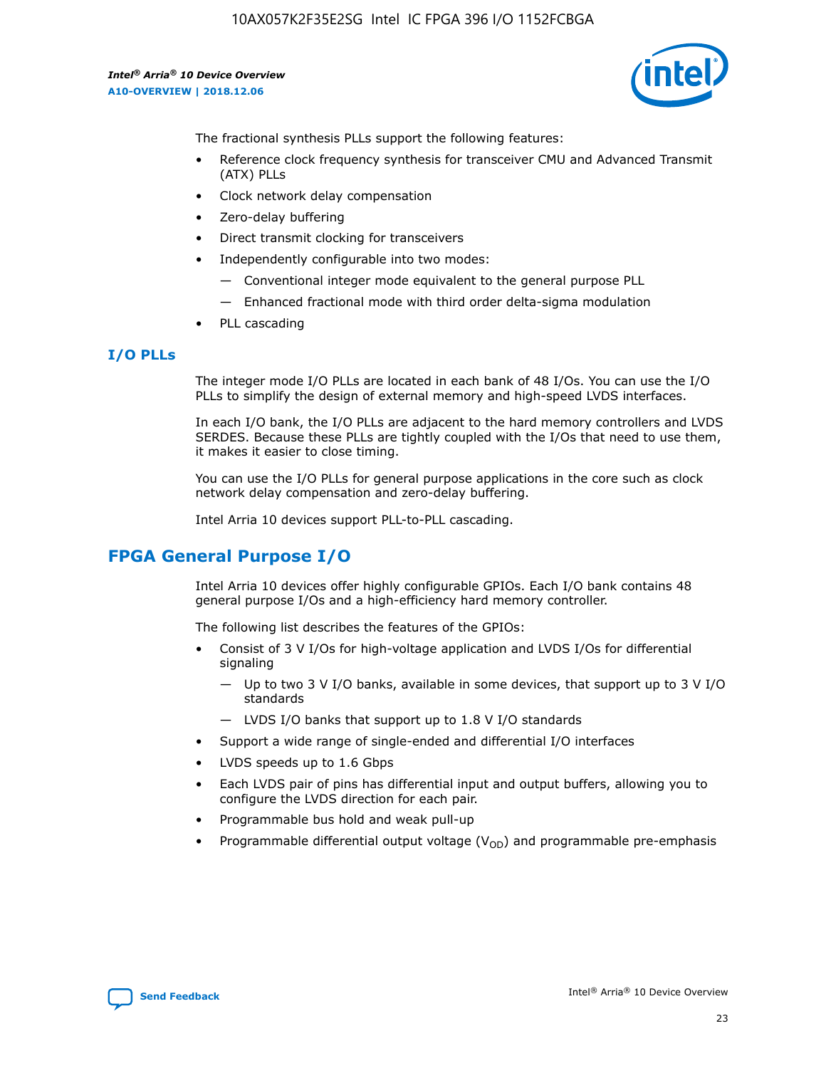The fractional synthesis PLLs support the following features:

- Reference clock frequency synthesis for transceiver CMU and Advanced Transmit (ATX) PLLs
- Clock network delay compensation
- Zero-delay buffering
- Direct transmit clocking for transceivers
- Independently configurable into two modes:
  - — Conventional integer mode equivalent to the general purpose PLL
  - — Enhanced fractional mode with third order delta-sigma modulation
- PLL cascading

## I/O PLLs

The integer mode I/O PLLs are located in each bank of 48 I/Os. You can use the I/O PLLs to simplify the design of external memory and high-speed LVDS interfaces.

In each I/O bank, the I/O PLLs are adjacent to the hard memory controllers and LVDS SERDES. Because these PLLs are tightly coupled with the I/Os that need to use them, it makes it easier to close timing.

You can use the I/O PLLs for general purpose applications in the core such as clock network delay compensation and zero-delay buffering.

Intel Arria 10 devices support PLL-to-PLL cascading.

# FPGA General Purpose I/O

Intel Arria 10 devices offer highly configurable GPIOs. Each I/O bank contains 48 general purpose I/Os and a high-efficiency hard memory controller.

The following list describes the features of the GPIOs:

- Consist of 3 V I/Os for high-voltage application and LVDS I/Os for differential signaling
  - — Up to two 3 V I/O banks, available in some devices, that support up to 3 V I/O standards
  - — LVDS I/O banks that support up to 1.8 V I/O standards
- Support a wide range of single-ended and differential I/O interfaces
- LVDS speeds up to 1.6 Gbps
- Each LVDS pair of pins has differential input and output buffers, allowing you to configure the LVDS direction for each pair.
- Programmable bus hold and weak pull-up
- Programmable differential output voltage ($V_{OD}$) and programmable pre-emphasis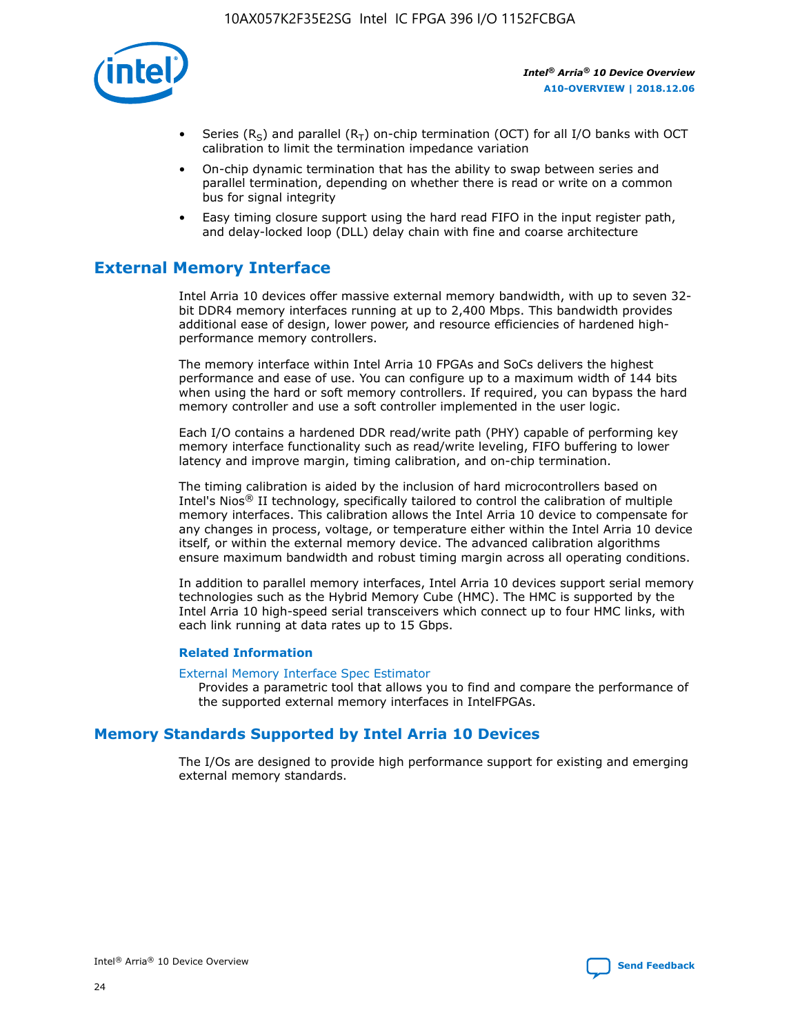- Series ($R_S$) and parallel ($R_T$) on-chip termination (OCT) for all I/O banks with OCT calibration to limit the termination impedance variation
- On-chip dynamic termination that has the ability to swap between series and parallel termination, depending on whether there is read or write on a common bus for signal integrity
- Easy timing closure support using the hard read FIFO in the input register path, and delay-locked loop (DLL) delay chain with fine and coarse architecture

## External Memory Interface

Intel Arria 10 devices offer massive external memory bandwidth, with up to seven 32-bit DDR4 memory interfaces running at up to 2,400 Mbps. This bandwidth provides additional ease of design, lower power, and resource efficiencies of hardened high-performance memory controllers.

The memory interface within Intel Arria 10 FPGAs and SoCs delivers the highest performance and ease of use. You can configure up to a maximum width of 144 bits when using the hard or soft memory controllers. If required, you can bypass the hard memory controller and use a soft controller implemented in the user logic.

Each I/O contains a hardened DDR read/write path (PHY) capable of performing key memory interface functionality such as read/write leveling, FIFO buffering to lower latency and improve margin, timing calibration, and on-chip termination.

The timing calibration is aided by the inclusion of hard microcontrollers based on Intel's Nios® II technology, specifically tailored to control the calibration of multiple memory interfaces. This calibration allows the Intel Arria 10 device to compensate for any changes in process, voltage, or temperature either within the Intel Arria 10 device itself, or within the external memory device. The advanced calibration algorithms ensure maximum bandwidth and robust timing margin across all operating conditions.

In addition to parallel memory interfaces, Intel Arria 10 devices support serial memory technologies such as the Hybrid Memory Cube (HMC). The HMC is supported by the Intel Arria 10 high-speed serial transceivers which connect up to four HMC links, with each link running at data rates up to 15 Gbps.

### Related Information

External Memory Interface Spec Estimator
Provides a parametric tool that allows you to find and compare the performance of the supported external memory interfaces in IntelFPGAs.

## Memory Standards Supported by Intel Arria 10 Devices

The I/Os are designed to provide high performance support for existing and emerging external memory standards.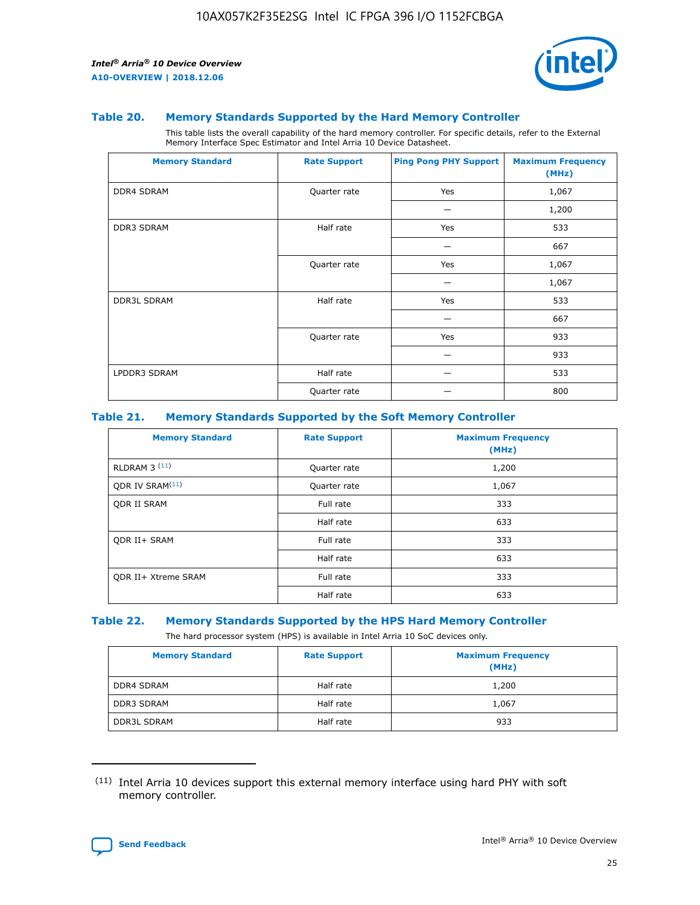### Table 20. Memory Standards Supported by the Hard Memory Controller

This table lists the overall capability of the hard memory controller. For specific details, refer to the External Memory Interface Spec Estimator and Intel Arria 10 Device Datasheet.

| Memory Standard | Rate Support | Ping Pong PHY Support | Maximum Frequency (MHz) |
|---|---|---|---|
| DDR4 SDRAM | Quarter rate | Yes | 1,067 |
| | | — | 1,200 |
| DDR3 SDRAM | Half rate | Yes | 533 |
| | | — | 667 |
| | Quarter rate | Yes | 1,067 |
| | | — | 1,067 |
| DDR3L SDRAM | Half rate | Yes | 533 |
| | | — | 667 |
| | Quarter rate | Yes | 933 |
| | | — | 933 |
| LPDDR3 SDRAM | Half rate | — | 533 |
| | Quarter rate | — | 800 |

### Table 21. Memory Standards Supported by the Soft Memory Controller

| Memory Standard | Rate Support | Maximum Frequency (MHz) |
|---|---|---|
| RLDRAM 3 [11] | Quarter rate | 1,200 |
| QDR IV SRAM[11] | Quarter rate | 1,067 |
| QDR II SRAM | Full rate | 333 |
| | Half rate | 633 |
| QDR II+ SRAM | Full rate | 333 |
| | Half rate | 633 |
| QDR II+ Xtreme SRAM | Full rate | 333 |
| | Half rate | 633 |

### Table 22. Memory Standards Supported by the HPS Hard Memory Controller

The hard processor system (HPS) is available in Intel Arria 10 SoC devices only.

| Memory Standard | Rate Support | Maximum Frequency (MHz) |
|---|---|---|
| DDR4 SDRAM | Half rate | 1,200 |
| DDR3 SDRAM | Half rate | 1,067 |
| DDR3L SDRAM | Half rate | 933 |

(11) Intel Arria 10 devices support this external memory interface using hard PHY with soft memory controller.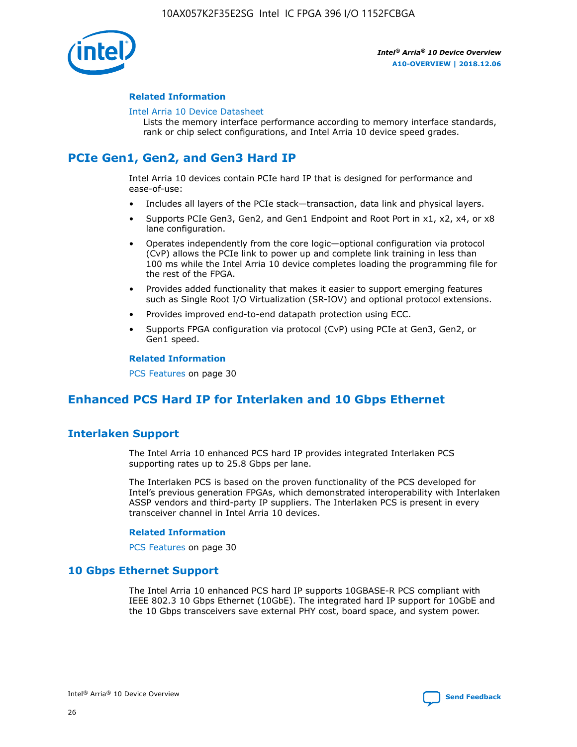#### Related Information

Intel Arria 10 Device Datasheet
Lists the memory interface performance according to memory interface standards, rank or chip select configurations, and Intel Arria 10 device speed grades.

## PCIe Gen1, Gen2, and Gen3 Hard IP

Intel Arria 10 devices contain PCIe hard IP that is designed for performance and ease-of-use:

- Includes all layers of the PCIe stack—transaction, data link and physical layers.
- Supports PCIe Gen3, Gen2, and Gen1 Endpoint and Root Port in x1, x2, x4, or x8 lane configuration.
- Operates independently from the core logic—optional configuration via protocol (CvP) allows the PCIe link to power up and complete link training in less than 100 ms while the Intel Arria 10 device completes loading the programming file for the rest of the FPGA.
- Provides added functionality that makes it easier to support emerging features such as Single Root I/O Virtualization (SR-IOV) and optional protocol extensions.
- Provides improved end-to-end datapath protection using ECC.
- Supports FPGA configuration via protocol (CvP) using PCIe at Gen3, Gen2, or Gen1 speed.

#### Related Information

PCS Features on page 30

## Enhanced PCS Hard IP for Interlaken and 10 Gbps Ethernet

### Interlaken Support

The Intel Arria 10 enhanced PCS hard IP provides integrated Interlaken PCS supporting rates up to 25.8 Gbps per lane.

The Interlaken PCS is based on the proven functionality of the PCS developed for Intel's previous generation FPGAs, which demonstrated interoperability with Interlaken ASSP vendors and third-party IP suppliers. The Interlaken PCS is present in every transceiver channel in Intel Arria 10 devices.

#### Related Information

PCS Features on page 30

### 10 Gbps Ethernet Support

The Intel Arria 10 enhanced PCS hard IP supports 10GBASE-R PCS compliant with IEEE 802.3 10 Gbps Ethernet (10GbE). The integrated hard IP support for 10GbE and the 10 Gbps transceivers save external PHY cost, board space, and system power.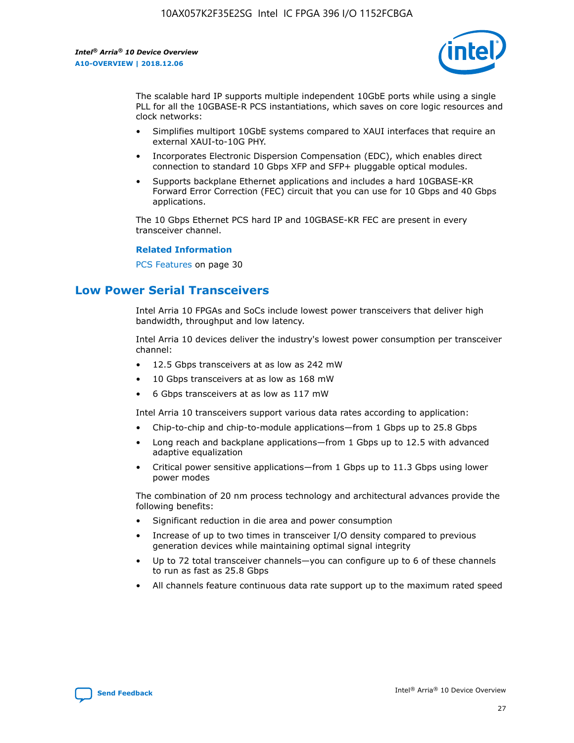The scalable hard IP supports multiple independent 10GbE ports while using a single PLL for all the 10GBASE-R PCS instantiations, which saves on core logic resources and clock networks:

- Simplifies multiport 10GbE systems compared to XAUI interfaces that require an external XAUI-to-10G PHY.
- Incorporates Electronic Dispersion Compensation (EDC), which enables direct connection to standard 10 Gbps XFP and SFP+ pluggable optical modules.
- Supports backplane Ethernet applications and includes a hard 10GBASE-KR Forward Error Correction (FEC) circuit that you can use for 10 Gbps and 40 Gbps applications.

The 10 Gbps Ethernet PCS hard IP and 10GBASE-KR FEC are present in every transceiver channel.

**Related Information**

PCS Features on page 30

## Low Power Serial Transceivers

Intel Arria 10 FPGAs and SoCs include lowest power transceivers that deliver high bandwidth, throughput and low latency.

Intel Arria 10 devices deliver the industry's lowest power consumption per transceiver channel:

- 12.5 Gbps transceivers at as low as 242 mW
- 10 Gbps transceivers at as low as 168 mW
- 6 Gbps transceivers at as low as 117 mW

Intel Arria 10 transceivers support various data rates according to application:

- Chip-to-chip and chip-to-module applications—from 1 Gbps up to 25.8 Gbps
- Long reach and backplane applications—from 1 Gbps up to 12.5 with advanced adaptive equalization
- Critical power sensitive applications—from 1 Gbps up to 11.3 Gbps using lower power modes

The combination of 20 nm process technology and architectural advances provide the following benefits:

- Significant reduction in die area and power consumption
- Increase of up to two times in transceiver I/O density compared to previous generation devices while maintaining optimal signal integrity
- Up to 72 total transceiver channels—you can configure up to 6 of these channels to run as fast as 25.8 Gbps
- All channels feature continuous data rate support up to the maximum rated speed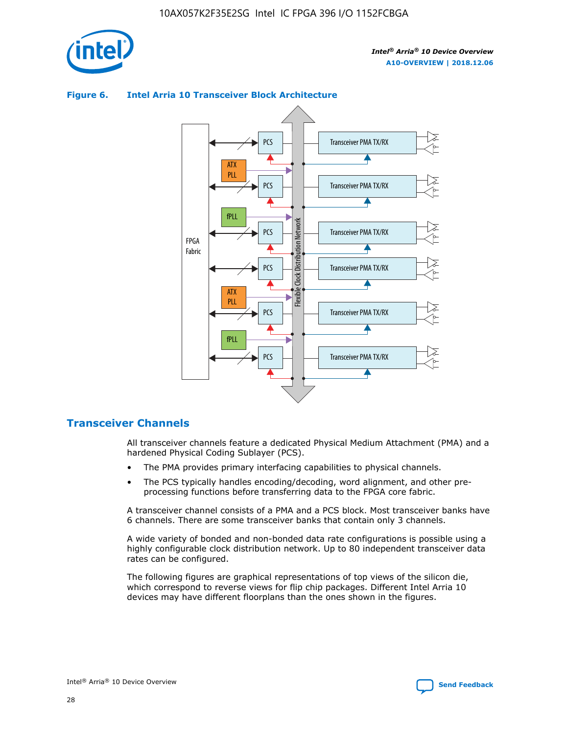**Figure 6. Intel Arria 10 Transceiver Block Architecture**

## Transceiver Channels

All transceiver channels feature a dedicated Physical Medium Attachment (PMA) and a hardened Physical Coding Sublayer (PCS).

- The PMA provides primary interfacing capabilities to physical channels.
- The PCS typically handles encoding/decoding, word alignment, and other pre-processing functions before transferring data to the FPGA core fabric.

A transceiver channel consists of a PMA and a PCS block. Most transceiver banks have 6 channels. There are some transceiver banks that contain only 3 channels.

A wide variety of bonded and non-bonded data rate configurations is possible using a highly configurable clock distribution network. Up to 80 independent transceiver data rates can be configured.

The following figures are graphical representations of top views of the silicon die, which correspond to reverse views for flip chip packages. Different Intel Arria 10 devices may have different floorplans than the ones shown in the figures.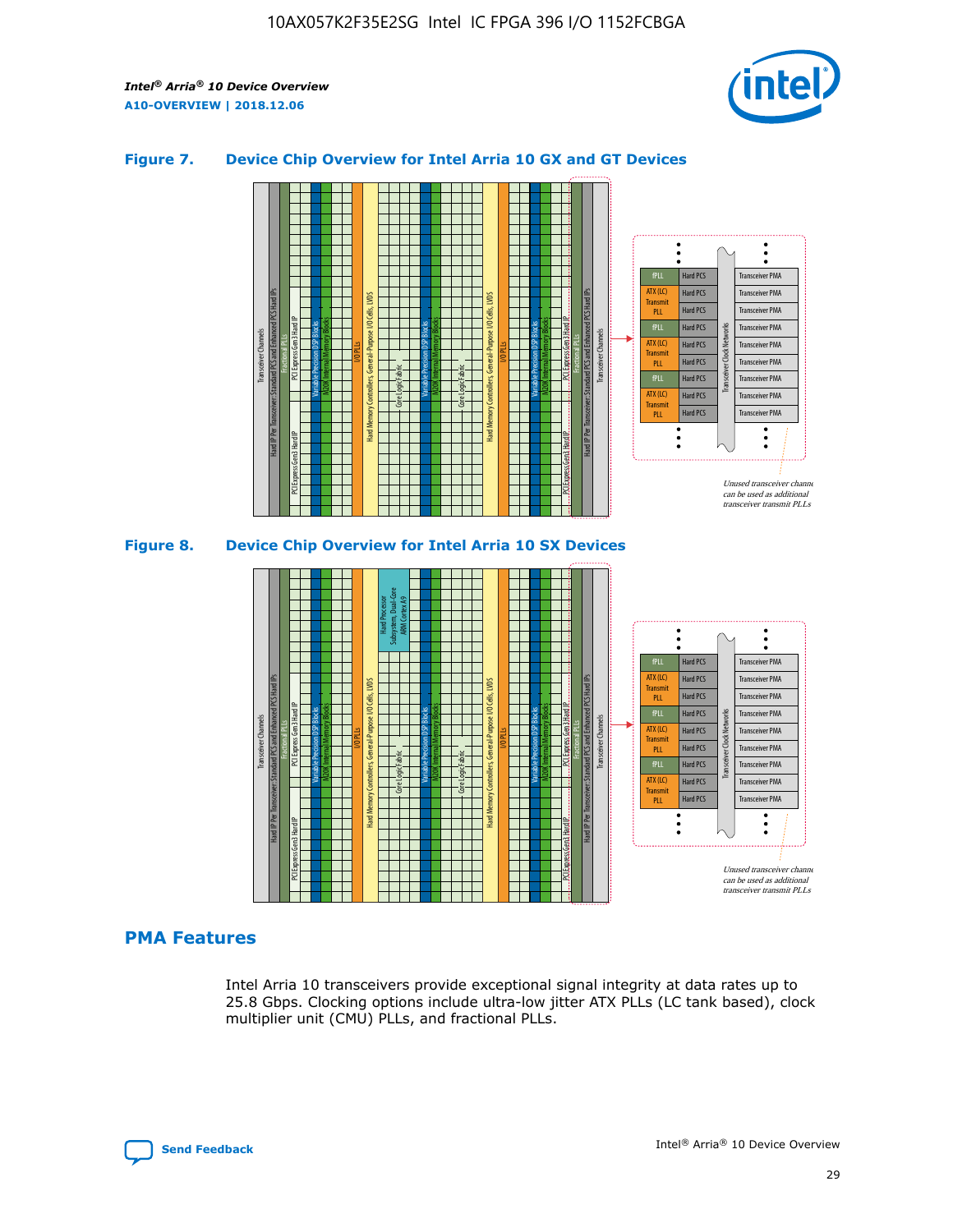### Figure 7. Device Chip Overview for Intel Arria 10 GX and GT Devices

### Figure 8. Device Chip Overview for Intel Arria 10 SX Devices

## PMA Features

Intel Arria 10 transceivers provide exceptional signal integrity at data rates up to 25.8 Gbps. Clocking options include ultra-low jitter ATX PLLs (LC tank based), clock multiplier unit (CMU) PLLs, and fractional PLLs.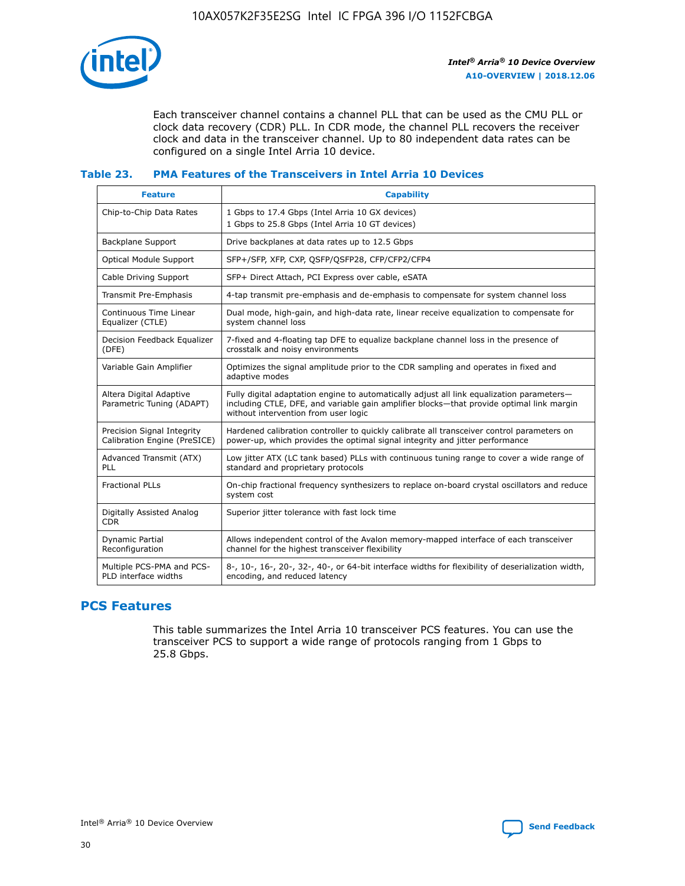Each transceiver channel contains a channel PLL that can be used as the CMU PLL or clock data recovery (CDR) PLL. In CDR mode, the channel PLL recovers the receiver clock and data in the transceiver channel. Up to 80 independent data rates can be configured on a single Intel Arria 10 device.

**Table 23. PMA Features of the Transceivers in Intel Arria 10 Devices**

| Feature | Capability |
| --- | --- |
| Chip-to-Chip Data Rates | 1 Gbps to 17.4 Gbps (Intel Arria 10 GX devices)<br>1 Gbps to 25.8 Gbps (Intel Arria 10 GT devices) |
| Backplane Support | Drive backplanes at data rates up to 12.5 Gbps |
| Optical Module Support | SFP+/SFP, XFP, CXP, QSFP/QSFP28, CFP/CFP2/CFP4 |
| Cable Driving Support | SFP+ Direct Attach, PCI Express over cable, eSATA |
| Transmit Pre-Emphasis | 4-tap transmit pre-emphasis and de-emphasis to compensate for system channel loss |
| Continuous Time Linear Equalizer (CTLE) | Dual mode, high-gain, and high-data rate, linear receive equalization to compensate for system channel loss |
| Decision Feedback Equalizer (DFE) | 7-fixed and 4-floating tap DFE to equalize backplane channel loss in the presence of crosstalk and noisy environments |
| Variable Gain Amplifier | Optimizes the signal amplitude prior to the CDR sampling and operates in fixed and adaptive modes |
| Altera Digital Adaptive Parametric Tuning (ADAPT) | Fully digital adaptation engine to automatically adjust all link equalization parameters—including CTLE, DFE, and variable gain amplifier blocks—that provide optimal link margin without intervention from user logic |
| Precision Signal Integrity Calibration Engine (PreSICE) | Hardened calibration controller to quickly calibrate all transceiver control parameters on power-up, which provides the optimal signal integrity and jitter performance |
| Advanced Transmit (ATX) PLL | Low jitter ATX (LC tank based) PLLs with continuous tuning range to cover a wide range of standard and proprietary protocols |
| Fractional PLLs | On-chip fractional frequency synthesizers to replace on-board crystal oscillators and reduce system cost |
| Digitally Assisted Analog CDR | Superior jitter tolerance with fast lock time |
| Dynamic Partial Reconfiguration | Allows independent control of the Avalon memory-mapped interface of each transceiver channel for the highest transceiver flexibility |
| Multiple PCS-PMA and PCS-PLD interface widths | 8-, 10-, 16-, 20-, 32-, 40-, or 64-bit interface widths for flexibility of deserialization width, encoding, and reduced latency |

## PCS Features

This table summarizes the Intel Arria 10 transceiver PCS features. You can use the transceiver PCS to support a wide range of protocols ranging from 1 Gbps to 25.8 Gbps.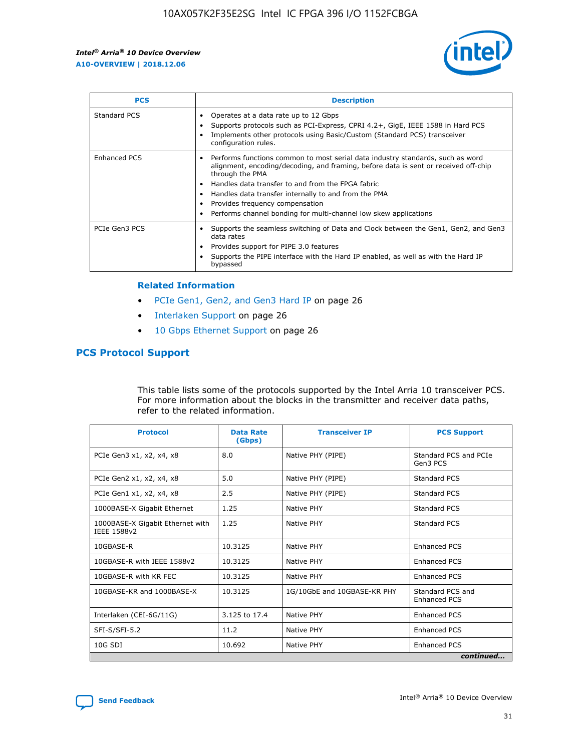| PCS | Description |
| --- | --- |
| Standard PCS | • Operates at a data rate up to 12 Gbps<br>• Supports protocols such as PCI-Express, CPRI 4.2+, GigE, IEEE 1588 in Hard PCS<br>• Implements other protocols using Basic/Custom (Standard PCS) transceiver configuration rules. |
| Enhanced PCS | • Performs functions common to most serial data industry standards, such as word alignment, encoding/decoding, and framing, before data is sent or received off-chip through the PMA<br>• Handles data transfer to and from the FPGA fabric<br>• Handles data transfer internally to and from the PMA<br>• Provides frequency compensation<br>• Performs channel bonding for multi-channel low skew applications |
| PCIe Gen3 PCS | • Supports the seamless switching of Data and Clock between the Gen1, Gen2, and Gen3 data rates<br>• Provides support for PIPE 3.0 features<br>• Supports the PIPE interface with the Hard IP enabled, as well as with the Hard IP bypassed |

#### Related Information

- PCIe Gen1, Gen2, and Gen3 Hard IP on page 26
- Interlaken Support on page 26
- 10 Gbps Ethernet Support on page 26

## PCS Protocol Support

This table lists some of the protocols supported by the Intel Arria 10 transceiver PCS. For more information about the blocks in the transmitter and receiver data paths, refer to the related information.

| Protocol | Data Rate (Gbps) | Transceiver IP | PCS Support |
| --- | --- | --- | --- |
| PCIe Gen3 x1, x2, x4, x8 | 8.0 | Native PHY (PIPE) | Standard PCS and PCIe Gen3 PCS |
| PCIe Gen2 x1, x2, x4, x8 | 5.0 | Native PHY (PIPE) | Standard PCS |
| PCIe Gen1 x1, x2, x4, x8 | 2.5 | Native PHY (PIPE) | Standard PCS |
| 1000BASE-X Gigabit Ethernet | 1.25 | Native PHY | Standard PCS |
| 1000BASE-X Gigabit Ethernet with IEEE 1588v2 | 1.25 | Native PHY | Standard PCS |
| 10GBASE-R | 10.3125 | Native PHY | Enhanced PCS |
| 10GBASE-R with IEEE 1588v2 | 10.3125 | Native PHY | Enhanced PCS |
| 10GBASE-R with KR FEC | 10.3125 | Native PHY | Enhanced PCS |
| 10GBASE-KR and 1000BASE-X | 10.3125 | 1G/10GbE and 10GBASE-KR PHY | Standard PCS and Enhanced PCS |
| Interlaken (CEI-6G/11G) | 3.125 to 17.4 | Native PHY | Enhanced PCS |
| SFI-S/SFI-5.2 | 11.2 | Native PHY | Enhanced PCS |
| 10G SDI | 10.692 | Native PHY | Enhanced PCS |

*continued...*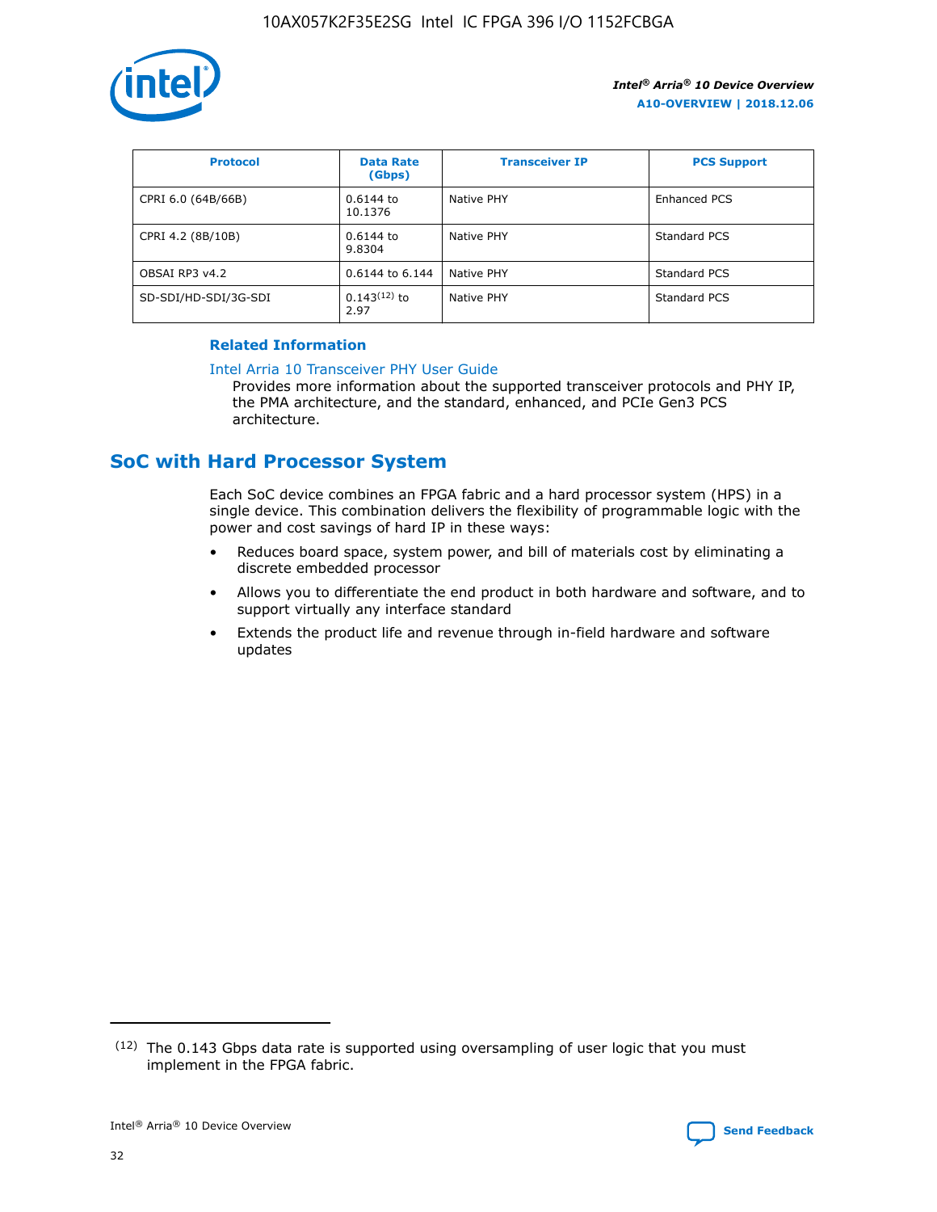| Protocol | Data Rate (Gbps) | Transceiver IP | PCS Support |
| --- | --- | --- | --- |
| CPRI 6.0 (64B/66B) | 0.6144 to 10.1376 | Native PHY | Enhanced PCS |
| CPRI 4.2 (8B/10B) | 0.6144 to 9.8304 | Native PHY | Standard PCS |
| OBSAI RP3 v4.2 | 0.6144 to 6.144 | Native PHY | Standard PCS |
| SD-SDI/HD-SDI/3G-SDI | 0.143[12] to 2.97 | Native PHY | Standard PCS |

**Related Information**

Intel Arria 10 Transceiver PHY User Guide
Provides more information about the supported transceiver protocols and PHY IP, the PMA architecture, and the standard, enhanced, and PCIe Gen3 PCS architecture.

## SoC with Hard Processor System

Each SoC device combines an FPGA fabric and a hard processor system (HPS) in a single device. This combination delivers the flexibility of programmable logic with the power and cost savings of hard IP in these ways:

- Reduces board space, system power, and bill of materials cost by eliminating a discrete embedded processor
- Allows you to differentiate the end product in both hardware and software, and to support virtually any interface standard
- Extends the product life and revenue through in-field hardware and software updates

(12) The 0.143 Gbps data rate is supported using oversampling of user logic that you must implement in the FPGA fabric.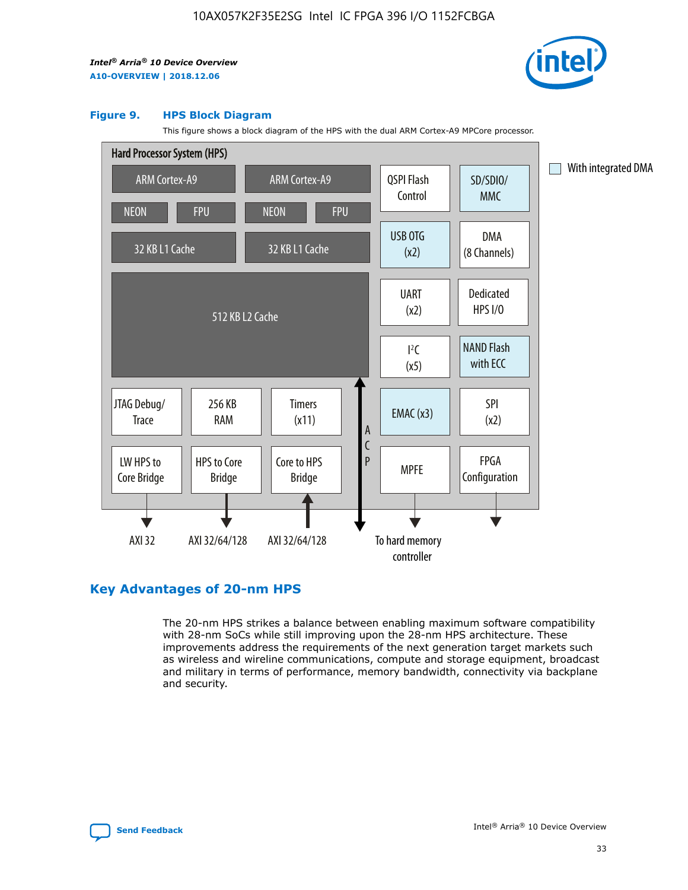### Figure 9. HPS Block Diagram

This figure shows a block diagram of the HPS with the dual ARM Cortex-A9 MPCore processor.

Hard Processor System (HPS)

ARM Cortex-A9 | ARM Cortex-A9
NEON | FPU | NEON | FPU
32 KB L1 Cache | 32 KB L1 Cache
512 KB L2 Cache
JTAG Debug/Trace | 256 KB RAM | Timers (x11)
LW HPS to Core Bridge | HPS to Core Bridge | Core to HPS Bridge
QSPI Flash Control | SD/SDIO/MMC
USB OTG (x2) | DMA (8 Channels)
UART (x2) | Dedicated HPS I/O
I²C (x5) | NAND Flash with ECC
EMAC (x3) | SPI (x2)
MPFE | FPGA Configuration
ACP

AXI 32 | AXI 32/64/128 | AXI 32/64/128 | To hard memory controller

With integrated DMA

## Key Advantages of 20-nm HPS

The 20-nm HPS strikes a balance between enabling maximum software compatibility with 28-nm SoCs while still improving upon the 28-nm HPS architecture. These improvements address the requirements of the next generation target markets such as wireless and wireline communications, compute and storage equipment, broadcast and military in terms of performance, memory bandwidth, connectivity via backplane and security.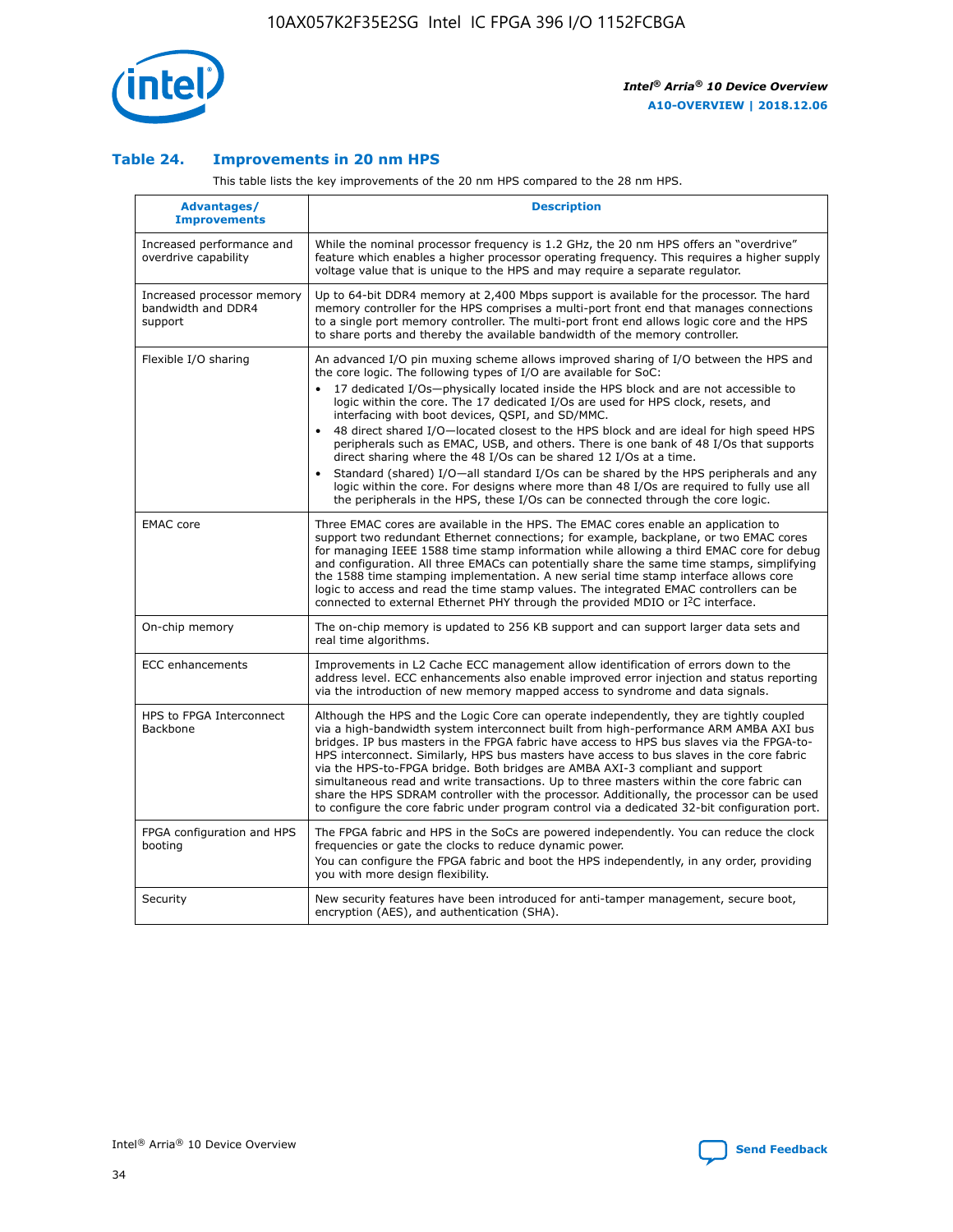### Table 24. Improvements in 20 nm HPS

This table lists the key improvements of the 20 nm HPS compared to the 28 nm HPS.

| Advantages/ Improvements | Description |
|---|---|
| Increased performance and overdrive capability | While the nominal processor frequency is 1.2 GHz, the 20 nm HPS offers an "overdrive" feature which enables a higher processor operating frequency. This requires a higher supply voltage value that is unique to the HPS and may require a separate regulator. |
| Increased processor memory bandwidth and DDR4 support | Up to 64-bit DDR4 memory at 2,400 Mbps support is available for the processor. The hard memory controller for the HPS comprises a multi-port front end that manages connections to a single port memory controller. The multi-port front end allows logic core and the HPS to share ports and thereby the available bandwidth of the memory controller. |
| Flexible I/O sharing | An advanced I/O pin muxing scheme allows improved sharing of I/O between the HPS and the core logic. The following types of I/O are available for SoC:<br>• 17 dedicated I/Os—physically located inside the HPS block and are not accessible to logic within the core. The 17 dedicated I/Os are used for HPS clock, resets, and interfacing with boot devices, QSPI, and SD/MMC.<br>• 48 direct shared I/O—located closest to the HPS block and are ideal for high speed HPS peripherals such as EMAC, USB, and others. There is one bank of 48 I/Os that supports direct sharing where the 48 I/Os can be shared 12 I/Os at a time.<br>• Standard (shared) I/O—all standard I/Os can be shared by the HPS peripherals and any logic within the core. For designs where more than 48 I/Os are required to fully use all the peripherals in the HPS, these I/Os can be connected through the core logic. |
| EMAC core | Three EMAC cores are available in the HPS. The EMAC cores enable an application to support two redundant Ethernet connections; for example, backplane, or two EMAC cores for managing IEEE 1588 time stamp information while allowing a third EMAC core for debug and configuration. All three EMACs can potentially share the same time stamps, simplifying the 1588 time stamping implementation. A new serial time stamp interface allows core logic to access and read the time stamp values. The integrated EMAC controllers can be connected to external Ethernet PHY through the provided MDIO or I$^2$C interface. |
| On-chip memory | The on-chip memory is updated to 256 KB support and can support larger data sets and real time algorithms. |
| ECC enhancements | Improvements in L2 Cache ECC management allow identification of errors down to the address level. ECC enhancements also enable improved error injection and status reporting via the introduction of new memory mapped access to syndrome and data signals. |
| HPS to FPGA Interconnect Backbone | Although the HPS and the Logic Core can operate independently, they are tightly coupled via a high-bandwidth system interconnect built from high-performance ARM AMBA AXI bus bridges. IP bus masters in the FPGA fabric have access to HPS bus slaves via the FPGA-to-HPS interconnect. Similarly, HPS bus masters have access to bus slaves in the core fabric via the HPS-to-FPGA bridge. Both bridges are AMBA AXI-3 compliant and support simultaneous read and write transactions. Up to three masters within the core fabric can share the HPS SDRAM controller with the processor. Additionally, the processor can be used to configure the core fabric under program control via a dedicated 32-bit configuration port. |
| FPGA configuration and HPS booting | The FPGA fabric and HPS in the SoCs are powered independently. You can reduce the clock frequencies or gate the clocks to reduce dynamic power.<br>You can configure the FPGA fabric and boot the HPS independently, in any order, providing you with more design flexibility. |
| Security | New security features have been introduced for anti-tamper management, secure boot, encryption (AES), and authentication (SHA). |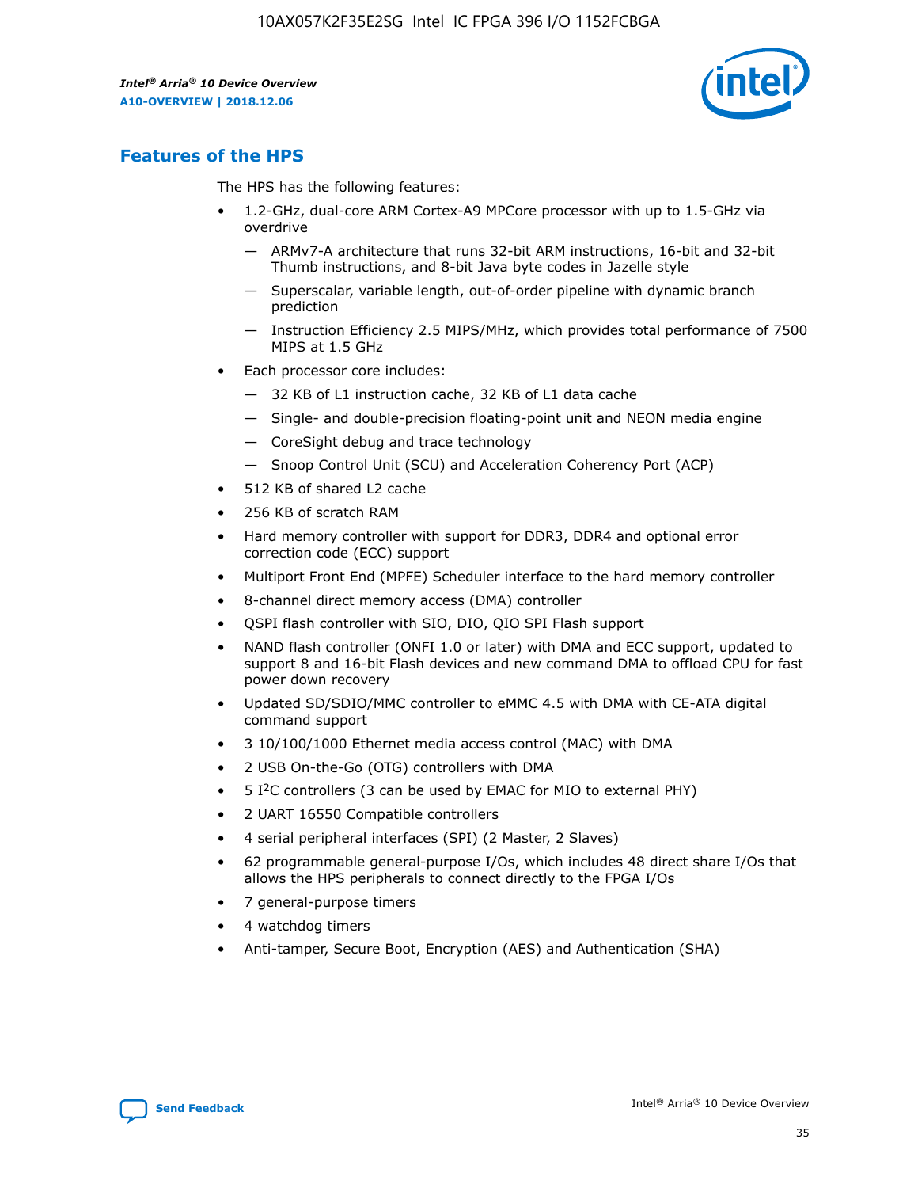## Features of the HPS

The HPS has the following features:

- 1.2-GHz, dual-core ARM Cortex-A9 MPCore processor with up to 1.5-GHz via overdrive
  - — ARMv7-A architecture that runs 32-bit ARM instructions, 16-bit and 32-bit Thumb instructions, and 8-bit Java byte codes in Jazelle style
  - — Superscalar, variable length, out-of-order pipeline with dynamic branch prediction
  - — Instruction Efficiency 2.5 MIPS/MHz, which provides total performance of 7500 MIPS at 1.5 GHz
- Each processor core includes:
  - — 32 KB of L1 instruction cache, 32 KB of L1 data cache
  - — Single- and double-precision floating-point unit and NEON media engine
  - — CoreSight debug and trace technology
  - — Snoop Control Unit (SCU) and Acceleration Coherency Port (ACP)
- 512 KB of shared L2 cache
- 256 KB of scratch RAM
- Hard memory controller with support for DDR3, DDR4 and optional error correction code (ECC) support
- Multiport Front End (MPFE) Scheduler interface to the hard memory controller
- 8-channel direct memory access (DMA) controller
- QSPI flash controller with SIO, DIO, QIO SPI Flash support
- NAND flash controller (ONFI 1.0 or later) with DMA and ECC support, updated to support 8 and 16-bit Flash devices and new command DMA to offload CPU for fast power down recovery
- Updated SD/SDIO/MMC controller to eMMC 4.5 with DMA with CE-ATA digital command support
- 3 10/100/1000 Ethernet media access control (MAC) with DMA
- 2 USB On-the-Go (OTG) controllers with DMA
- 5 I$^2$C controllers (3 can be used by EMAC for MIO to external PHY)
- 2 UART 16550 Compatible controllers
- 4 serial peripheral interfaces (SPI) (2 Master, 2 Slaves)
- 62 programmable general-purpose I/Os, which includes 48 direct share I/Os that allows the HPS peripherals to connect directly to the FPGA I/Os
- 7 general-purpose timers
- 4 watchdog timers
- Anti-tamper, Secure Boot, Encryption (AES) and Authentication (SHA)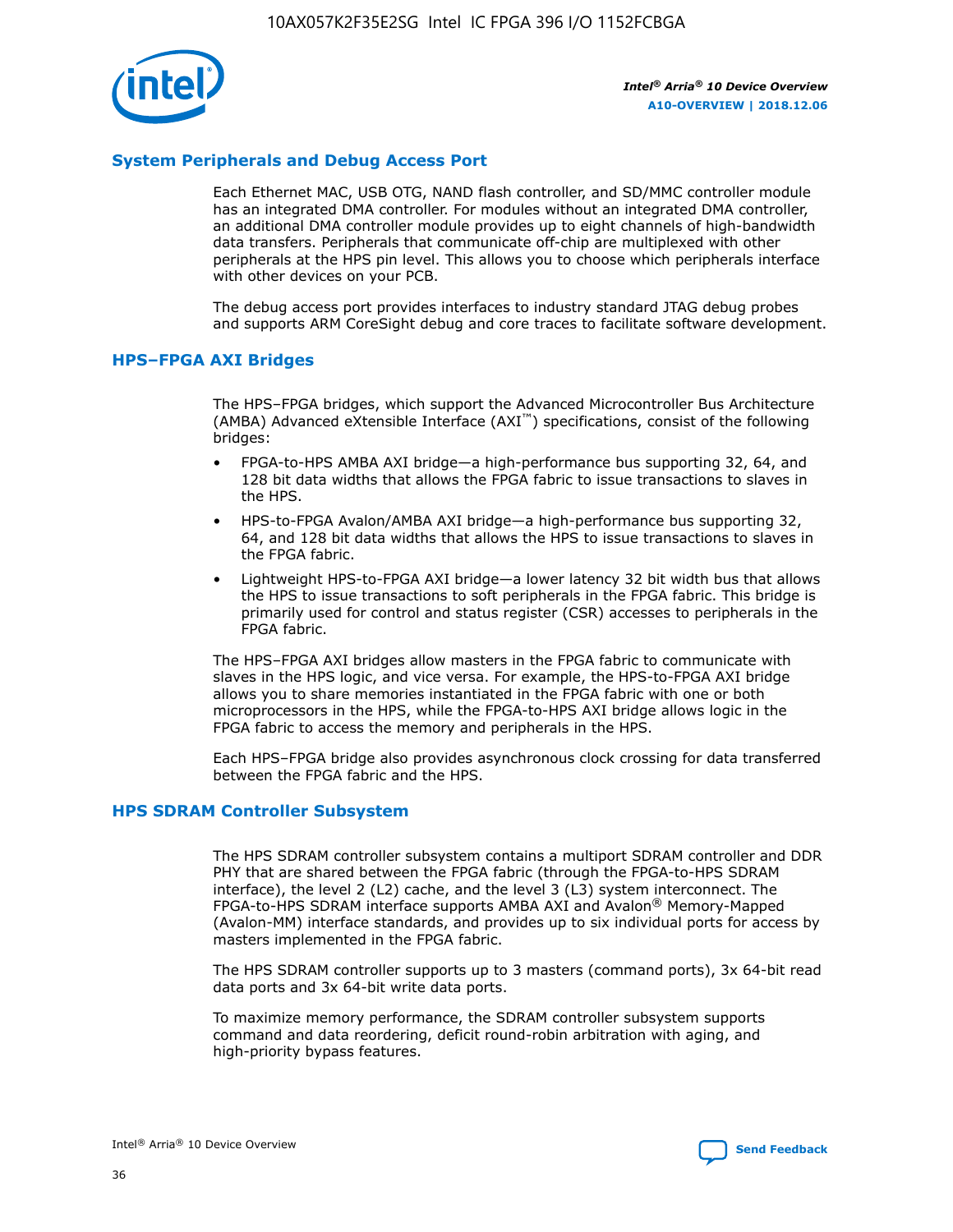## System Peripherals and Debug Access Port

Each Ethernet MAC, USB OTG, NAND flash controller, and SD/MMC controller module has an integrated DMA controller. For modules without an integrated DMA controller, an additional DMA controller module provides up to eight channels of high-bandwidth data transfers. Peripherals that communicate off-chip are multiplexed with other peripherals at the HPS pin level. This allows you to choose which peripherals interface with other devices on your PCB.

The debug access port provides interfaces to industry standard JTAG debug probes and supports ARM CoreSight debug and core traces to facilitate software development.

## HPS–FPGA AXI Bridges

The HPS–FPGA bridges, which support the Advanced Microcontroller Bus Architecture (AMBA) Advanced eXtensible Interface (AXI™) specifications, consist of the following bridges:

- FPGA-to-HPS AMBA AXI bridge—a high-performance bus supporting 32, 64, and 128 bit data widths that allows the FPGA fabric to issue transactions to slaves in the HPS.
- HPS-to-FPGA Avalon/AMBA AXI bridge—a high-performance bus supporting 32, 64, and 128 bit data widths that allows the HPS to issue transactions to slaves in the FPGA fabric.
- Lightweight HPS-to-FPGA AXI bridge—a lower latency 32 bit width bus that allows the HPS to issue transactions to soft peripherals in the FPGA fabric. This bridge is primarily used for control and status register (CSR) accesses to peripherals in the FPGA fabric.

The HPS–FPGA AXI bridges allow masters in the FPGA fabric to communicate with slaves in the HPS logic, and vice versa. For example, the HPS-to-FPGA AXI bridge allows you to share memories instantiated in the FPGA fabric with one or both microprocessors in the HPS, while the FPGA-to-HPS AXI bridge allows logic in the FPGA fabric to access the memory and peripherals in the HPS.

Each HPS–FPGA bridge also provides asynchronous clock crossing for data transferred between the FPGA fabric and the HPS.

## HPS SDRAM Controller Subsystem

The HPS SDRAM controller subsystem contains a multiport SDRAM controller and DDR PHY that are shared between the FPGA fabric (through the FPGA-to-HPS SDRAM interface), the level 2 (L2) cache, and the level 3 (L3) system interconnect. The FPGA-to-HPS SDRAM interface supports AMBA AXI and Avalon® Memory-Mapped (Avalon-MM) interface standards, and provides up to six individual ports for access by masters implemented in the FPGA fabric.

The HPS SDRAM controller supports up to 3 masters (command ports), 3x 64-bit read data ports and 3x 64-bit write data ports.

To maximize memory performance, the SDRAM controller subsystem supports command and data reordering, deficit round-robin arbitration with aging, and high-priority bypass features.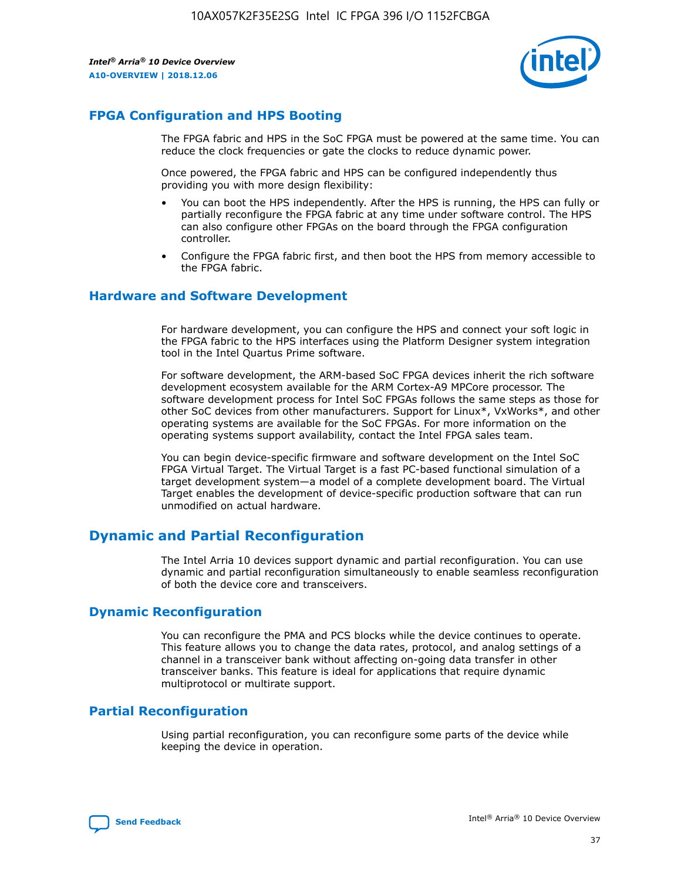## FPGA Configuration and HPS Booting

The FPGA fabric and HPS in the SoC FPGA must be powered at the same time. You can reduce the clock frequencies or gate the clocks to reduce dynamic power.

Once powered, the FPGA fabric and HPS can be configured independently thus providing you with more design flexibility:

- You can boot the HPS independently. After the HPS is running, the HPS can fully or partially reconfigure the FPGA fabric at any time under software control. The HPS can also configure other FPGAs on the board through the FPGA configuration controller.
- Configure the FPGA fabric first, and then boot the HPS from memory accessible to the FPGA fabric.

## Hardware and Software Development

For hardware development, you can configure the HPS and connect your soft logic in the FPGA fabric to the HPS interfaces using the Platform Designer system integration tool in the Intel Quartus Prime software.

For software development, the ARM-based SoC FPGA devices inherit the rich software development ecosystem available for the ARM Cortex-A9 MPCore processor. The software development process for Intel SoC FPGAs follows the same steps as those for other SoC devices from other manufacturers. Support for Linux*, VxWorks*, and other operating systems are available for the SoC FPGAs. For more information on the operating systems support availability, contact the Intel FPGA sales team.

You can begin device-specific firmware and software development on the Intel SoC FPGA Virtual Target. The Virtual Target is a fast PC-based functional simulation of a target development system—a model of a complete development board. The Virtual Target enables the development of device-specific production software that can run unmodified on actual hardware.

# Dynamic and Partial Reconfiguration

The Intel Arria 10 devices support dynamic and partial reconfiguration. You can use dynamic and partial reconfiguration simultaneously to enable seamless reconfiguration of both the device core and transceivers.

## Dynamic Reconfiguration

You can reconfigure the PMA and PCS blocks while the device continues to operate. This feature allows you to change the data rates, protocol, and analog settings of a channel in a transceiver bank without affecting on-going data transfer in other transceiver banks. This feature is ideal for applications that require dynamic multiprotocol or multirate support.

## Partial Reconfiguration

Using partial reconfiguration, you can reconfigure some parts of the device while keeping the device in operation.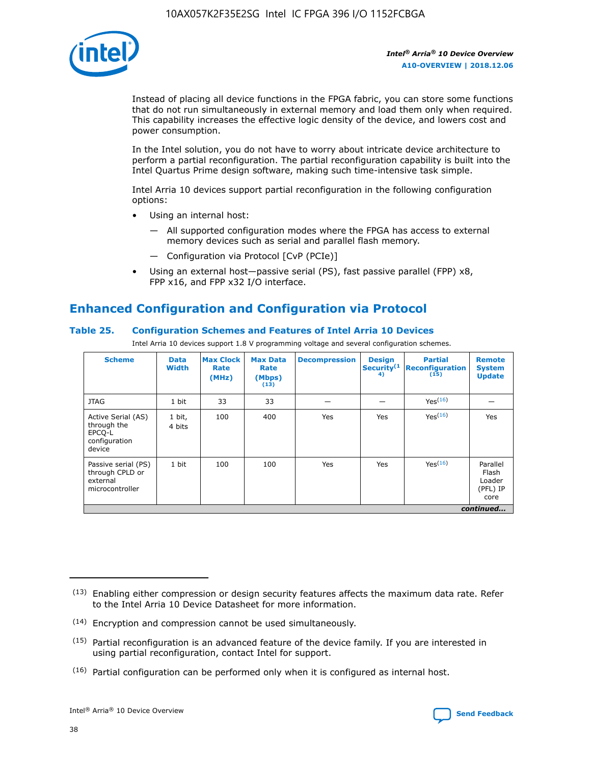Instead of placing all device functions in the FPGA fabric, you can store some functions that do not run simultaneously in external memory and load them only when required. This capability increases the effective logic density of the device, and lowers cost and power consumption.

In the Intel solution, you do not have to worry about intricate device architecture to perform a partial reconfiguration. The partial reconfiguration capability is built into the Intel Quartus Prime design software, making such time-intensive task simple.

Intel Arria 10 devices support partial reconfiguration in the following configuration options:

- Using an internal host:
  - — All supported configuration modes where the FPGA has access to external memory devices such as serial and parallel flash memory.
  - — Configuration via Protocol [CvP (PCIe)]
- Using an external host—passive serial (PS), fast passive parallel (FPP) x8, FPP x16, and FPP x32 I/O interface.

## Enhanced Configuration and Configuration via Protocol

### Table 25. Configuration Schemes and Features of Intel Arria 10 Devices

Intel Arria 10 devices support 1.8 V programming voltage and several configuration schemes.

| Scheme | Data Width | Max Clock Rate (MHz) | Max Data Rate (Mbps) (13) | Decompression | Design Security (14) | Partial Reconfiguration (15) | Remote System Update |
|---|---|---|---|---|---|---|---|
| JTAG | 1 bit | 33 | 33 | — | — | Yes(16) | — |
| Active Serial (AS) through the EPCQ-L configuration device | 1 bit, 4 bits | 100 | 400 | Yes | Yes | Yes(16) | Yes |
| Passive serial (PS) through CPLD or external microcontroller | 1 bit | 100 | 100 | Yes | Yes | Yes(16) | Parallel Flash Loader (PFL) IP core |

*continued...*

(13) Enabling either compression or design security features affects the maximum data rate. Refer to the Intel Arria 10 Device Datasheet for more information.

(14) Encryption and compression cannot be used simultaneously.

(15) Partial reconfiguration is an advanced feature of the device family. If you are interested in using partial reconfiguration, contact Intel for support.

(16) Partial configuration can be performed only when it is configured as internal host.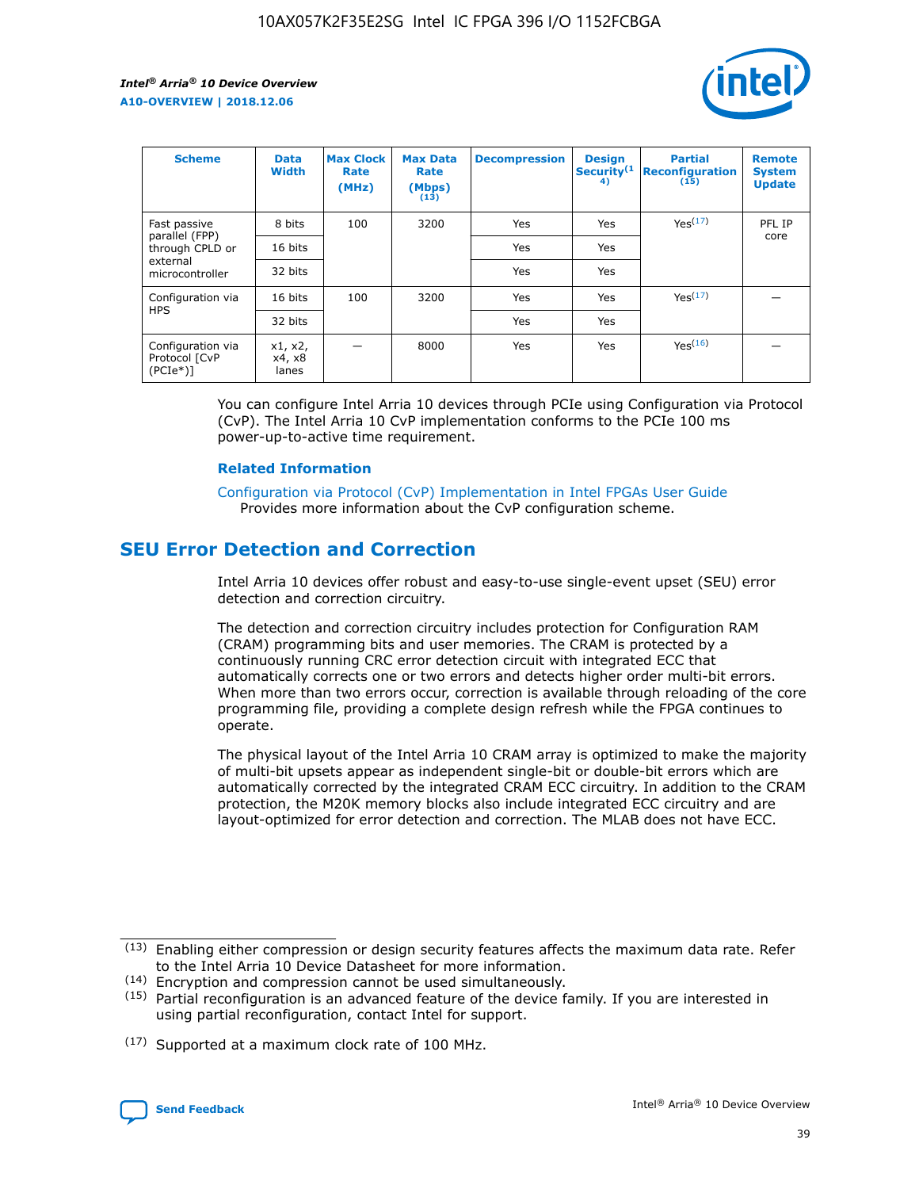| Scheme | Data Width | Max Clock Rate (MHz) | Max Data Rate (Mbps) (13) | Decompression | Design Security (14) | Partial Reconfiguration (15) | Remote System Update |
|---|---|---|---|---|---|---|---|
| Fast passive parallel (FPP) through CPLD or external microcontroller | 8 bits | 100 | 3200 | Yes | Yes | Yes (17) | PFL IP core |
| | 16 bits | | | Yes | Yes | | |
| | 32 bits | | | Yes | Yes | | |
| Configuration via HPS | 16 bits | 100 | 3200 | Yes | Yes | Yes (17) | — |
| | 32 bits | | | Yes | Yes | | |
| Configuration via Protocol [CvP (PCIe*)] | x1, x2, x4, x8 lanes | — | 8000 | Yes | Yes | Yes (16) | — |

You can configure Intel Arria 10 devices through PCIe using Configuration via Protocol (CvP). The Intel Arria 10 CvP implementation conforms to the PCIe 100 ms power-up-to-active time requirement.

### Related Information

Configuration via Protocol (CvP) Implementation in Intel FPGAs User Guide
Provides more information about the CvP configuration scheme.

## SEU Error Detection and Correction

Intel Arria 10 devices offer robust and easy-to-use single-event upset (SEU) error detection and correction circuitry.

The detection and correction circuitry includes protection for Configuration RAM (CRAM) programming bits and user memories. The CRAM is protected by a continuously running CRC error detection circuit with integrated ECC that automatically corrects one or two errors and detects higher order multi-bit errors. When more than two errors occur, correction is available through reloading of the core programming file, providing a complete design refresh while the FPGA continues to operate.

The physical layout of the Intel Arria 10 CRAM array is optimized to make the majority of multi-bit upsets appear as independent single-bit or double-bit errors which are automatically corrected by the integrated CRAM ECC circuitry. In addition to the CRAM protection, the M20K memory blocks also include integrated ECC circuitry and are layout-optimized for error detection and correction. The MLAB does not have ECC.

(13) Enabling either compression or design security features affects the maximum data rate. Refer to the Intel Arria 10 Device Datasheet for more information.

(14) Encryption and compression cannot be used simultaneously.

(15) Partial reconfiguration is an advanced feature of the device family. If you are interested in using partial reconfiguration, contact Intel for support.

(17) Supported at a maximum clock rate of 100 MHz.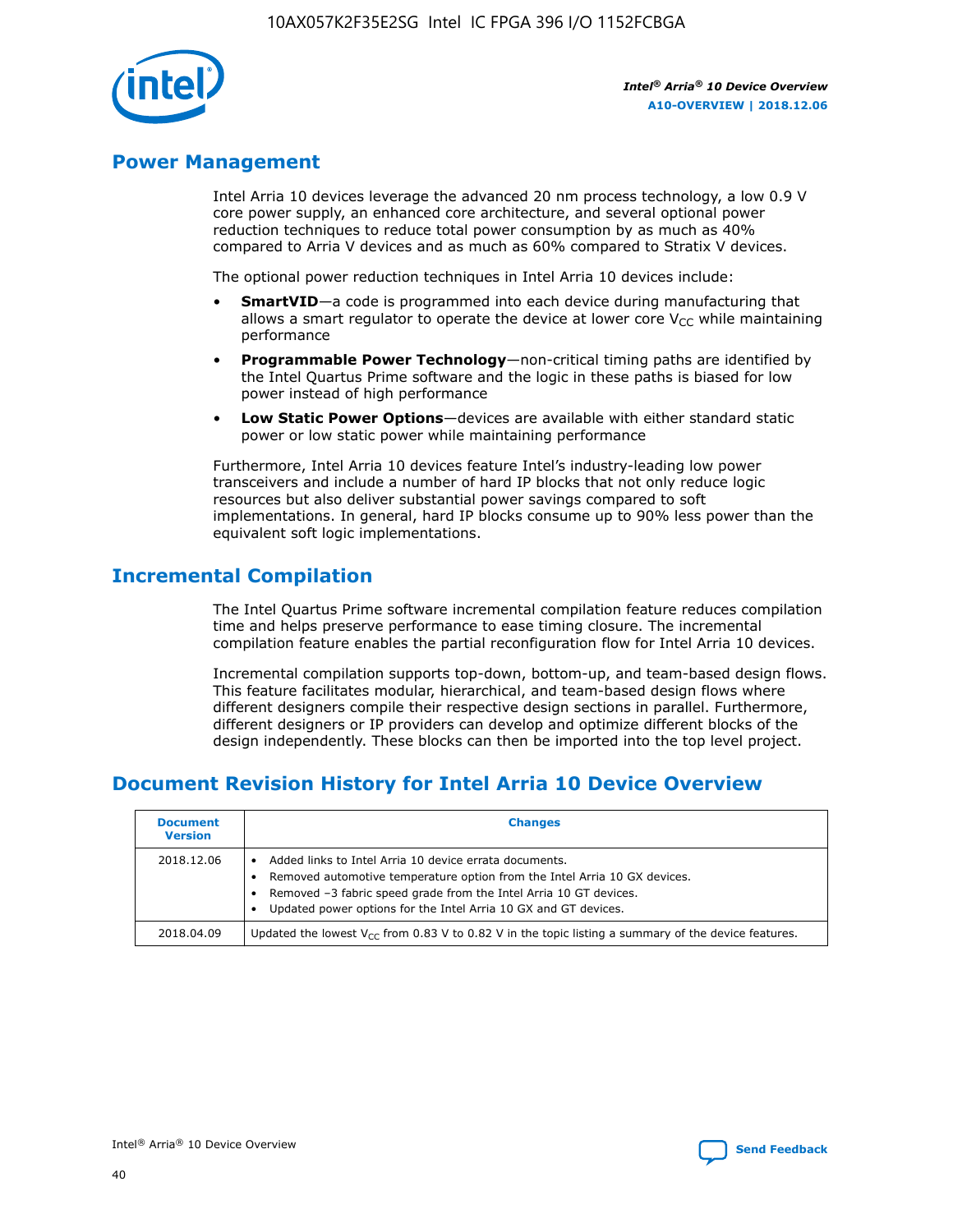## Power Management

Intel Arria 10 devices leverage the advanced 20 nm process technology, a low 0.9 V core power supply, an enhanced core architecture, and several optional power reduction techniques to reduce total power consumption by as much as 40% compared to Arria V devices and as much as 60% compared to Stratix V devices.

The optional power reduction techniques in Intel Arria 10 devices include:

- **SmartVID**—a code is programmed into each device during manufacturing that allows a smart regulator to operate the device at lower core $V_{CC}$ while maintaining performance
- **Programmable Power Technology**—non-critical timing paths are identified by the Intel Quartus Prime software and the logic in these paths is biased for low power instead of high performance
- **Low Static Power Options**—devices are available with either standard static power or low static power while maintaining performance

Furthermore, Intel Arria 10 devices feature Intel's industry-leading low power transceivers and include a number of hard IP blocks that not only reduce logic resources but also deliver substantial power savings compared to soft implementations. In general, hard IP blocks consume up to 90% less power than the equivalent soft logic implementations.

## Incremental Compilation

The Intel Quartus Prime software incremental compilation feature reduces compilation time and helps preserve performance to ease timing closure. The incremental compilation feature enables the partial reconfiguration flow for Intel Arria 10 devices.

Incremental compilation supports top-down, bottom-up, and team-based design flows. This feature facilitates modular, hierarchical, and team-based design flows where different designers compile their respective design sections in parallel. Furthermore, different designers or IP providers can develop and optimize different blocks of the design independently. These blocks can then be imported into the top level project.

## Document Revision History for Intel Arria 10 Device Overview

| Document Version | Changes |
|---|---|
| 2018.12.06 | • Added links to Intel Arria 10 device errata documents.<br>• Removed automotive temperature option from the Intel Arria 10 GX devices.<br>• Removed –3 fabric speed grade from the Intel Arria 10 GT devices.<br>• Updated power options for the Intel Arria 10 GX and GT devices. |
| 2018.04.09 | Updated the lowest $V_{CC}$ from 0.83 V to 0.82 V in the topic listing a summary of the device features. |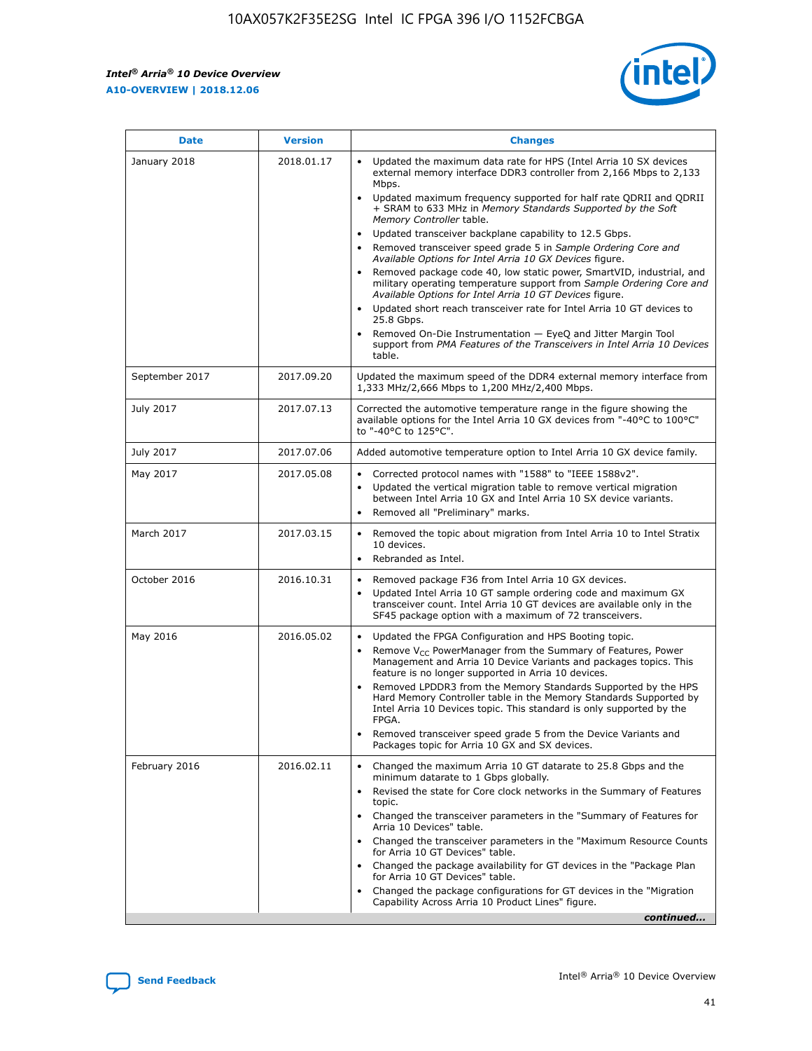| Date | Version | Changes |
| --- | --- | --- |
| January 2018 | 2018.01.17 | • Updated the maximum data rate for HPS (Intel Arria 10 SX devices external memory interface DDR3 controller from 2,166 Mbps to 2,133 Mbps.<br>• Updated maximum frequency supported for half rate QDRII and QDRII + SRAM to 633 MHz in *Memory Standards Supported by the Soft Memory Controller* table.<br>• Updated transceiver backplane capability to 12.5 Gbps.<br>• Removed transceiver speed grade 5 in *Sample Ordering Core and Available Options for Intel Arria 10 GX Devices* figure.<br>• Removed package code 40, low static power, SmartVID, industrial, and military operating temperature support from *Sample Ordering Core and Available Options for Intel Arria 10 GT Devices* figure.<br>• Updated short reach transceiver rate for Intel Arria 10 GT devices to 25.8 Gbps.<br>• Removed On-Die Instrumentation — EyeQ and Jitter Margin Tool support from *PMA Features of the Transceivers in Intel Arria 10 Devices* table. |
| September 2017 | 2017.09.20 | Updated the maximum speed of the DDR4 external memory interface from 1,333 MHz/2,666 Mbps to 1,200 MHz/2,400 Mbps. |
| July 2017 | 2017.07.13 | Corrected the automotive temperature range in the figure showing the available options for the Intel Arria 10 GX devices from "-40°C to 100°C" to "-40°C to 125°C". |
| July 2017 | 2017.07.06 | Added automotive temperature option to Intel Arria 10 GX device family. |
| May 2017 | 2017.05.08 | • Corrected protocol names with "1588" to "IEEE 1588v2".<br>• Updated the vertical migration table to remove vertical migration between Intel Arria 10 GX and Intel Arria 10 SX device variants.<br>• Removed all "Preliminary" marks. |
| March 2017 | 2017.03.15 | • Removed the topic about migration from Intel Arria 10 to Intel Stratix 10 devices.<br>• Rebranded as Intel. |
| October 2016 | 2016.10.31 | • Removed package F36 from Intel Arria 10 GX devices.<br>• Updated Intel Arria 10 GT sample ordering code and maximum GX transceiver count. Intel Arria 10 GT devices are available only in the SF45 package option with a maximum of 72 transceivers. |
| May 2016 | 2016.05.02 | • Updated the FPGA Configuration and HPS Booting topic.<br>• Remove $V_{CC}$ PowerManager from the Summary of Features, Power Management and Arria 10 Device Variants and packages topics. This feature is no longer supported in Arria 10 devices.<br>• Removed LPDDR3 from the Memory Standards Supported by the HPS Hard Memory Controller table in the Memory Standards Supported by Intel Arria 10 Devices topic. This standard is only supported by the FPGA.<br>• Removed transceiver speed grade 5 from the Device Variants and Packages topic for Arria 10 GX and SX devices. |
| February 2016 | 2016.02.11 | • Changed the maximum Arria 10 GT datarate to 25.8 Gbps and the minimum datarate to 1 Gbps globally.<br>• Revised the state for Core clock networks in the Summary of Features topic.<br>• Changed the transceiver parameters in the "Summary of Features for Arria 10 Devices" table.<br>• Changed the transceiver parameters in the "Maximum Resource Counts for Arria 10 GT Devices" table.<br>• Changed the package availability for GT devices in the "Package Plan for Arria 10 GT Devices" table.<br>• Changed the package configurations for GT devices in the "Migration Capability Across Arria 10 Product Lines" figure. |

*continued...*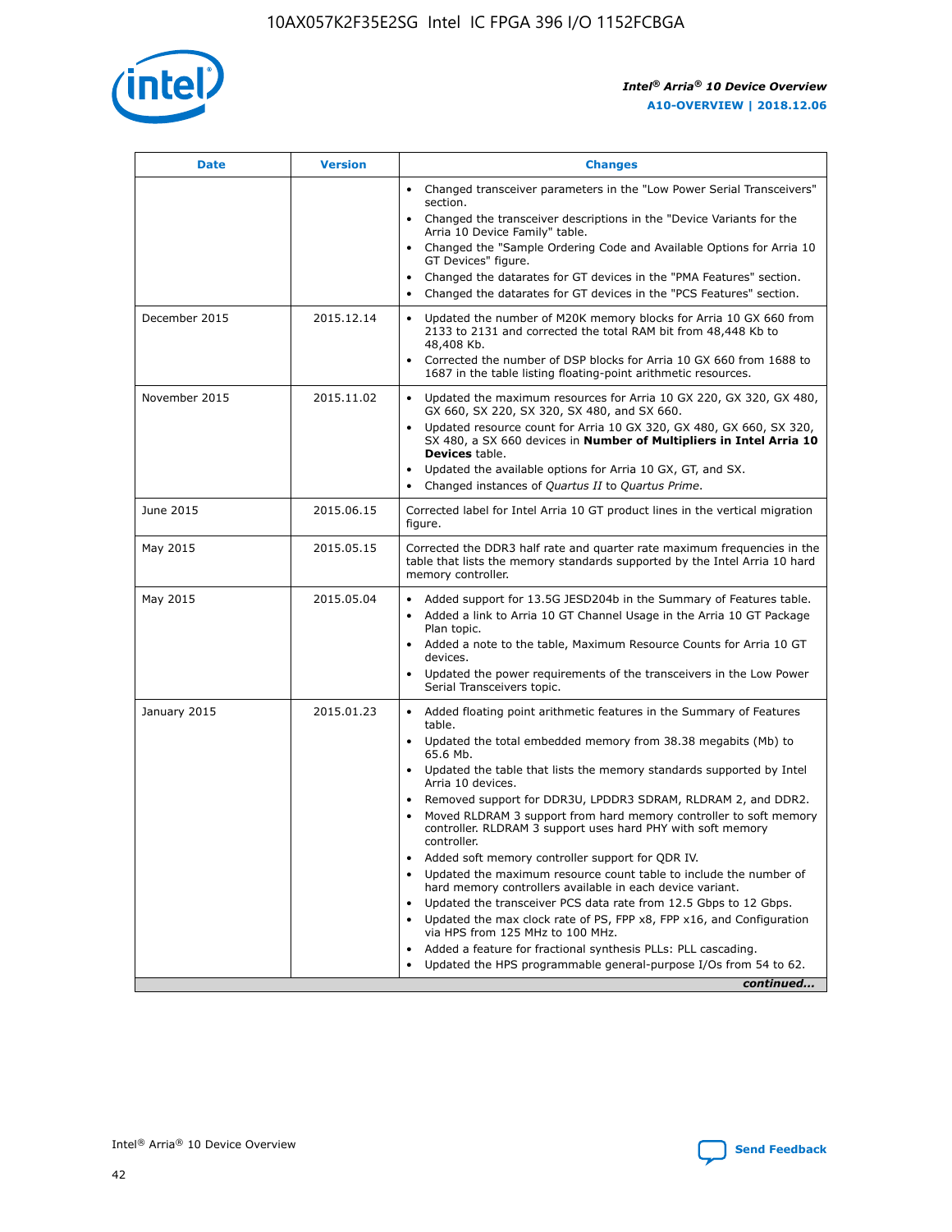| Date | Version | Changes |
| --- | --- | --- |
| | | • Changed transceiver parameters in the "Low Power Serial Transceivers" section.<br>• Changed the transceiver descriptions in the "Device Variants for the Arria 10 Device Family" table.<br>• Changed the "Sample Ordering Code and Available Options for Arria 10 GT Devices" figure.<br>• Changed the datarates for GT devices in the "PMA Features" section.<br>• Changed the datarates for GT devices in the "PCS Features" section. |
| December 2015 | 2015.12.14 | • Updated the number of M20K memory blocks for Arria 10 GX 660 from 2133 to 2131 and corrected the total RAM bit from 48,448 Kb to 48,408 Kb.<br>• Corrected the number of DSP blocks for Arria 10 GX 660 from 1688 to 1687 in the table listing floating-point arithmetic resources. |
| November 2015 | 2015.11.02 | • Updated the maximum resources for Arria 10 GX 220, GX 320, GX 480, GX 660, SX 220, SX 320, SX 480, and SX 660.<br>• Updated resource count for Arria 10 GX 320, GX 480, GX 660, SX 320, SX 480, a SX 660 devices in **Number of Multipliers in Intel Arria 10 Devices** table.<br>• Updated the available options for Arria 10 GX, GT, and SX.<br>• Changed instances of *Quartus II* to *Quartus Prime*. |
| June 2015 | 2015.06.15 | Corrected label for Intel Arria 10 GT product lines in the vertical migration figure. |
| May 2015 | 2015.05.15 | Corrected the DDR3 half rate and quarter rate maximum frequencies in the table that lists the memory standards supported by the Intel Arria 10 hard memory controller. |
| May 2015 | 2015.05.04 | • Added support for 13.5G JESD204b in the Summary of Features table.<br>• Added a link to Arria 10 GT Channel Usage in the Arria 10 GT Package Plan topic.<br>• Added a note to the table, Maximum Resource Counts for Arria 10 GT devices.<br>• Updated the power requirements of the transceivers in the Low Power Serial Transceivers topic. |
| January 2015 | 2015.01.23 | • Added floating point arithmetic features in the Summary of Features table.<br>• Updated the total embedded memory from 38.38 megabits (Mb) to 65.6 Mb.<br>• Updated the table that lists the memory standards supported by Intel Arria 10 devices.<br>• Removed support for DDR3U, LPDDR3 SDRAM, RLDRAM 2, and DDR2.<br>• Moved RLDRAM 3 support from hard memory controller to soft memory controller. RLDRAM 3 support uses hard PHY with soft memory controller.<br>• Added soft memory controller support for QDR IV.<br>• Updated the maximum resource count table to include the number of hard memory controllers available in each device variant.<br>• Updated the transceiver PCS data rate from 12.5 Gbps to 12 Gbps.<br>• Updated the max clock rate of PS, FPP x8, FPP x16, and Configuration via HPS from 125 MHz to 100 MHz.<br>• Added a feature for fractional synthesis PLLs: PLL cascading.<br>• Updated the HPS programmable general-purpose I/Os from 54 to 62. |

*continued...*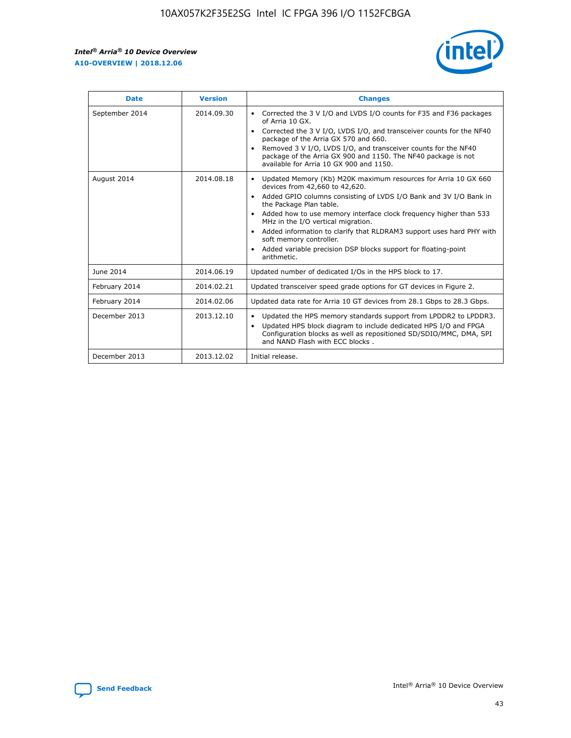| Date | Version | Changes |
| --- | --- | --- |
| September 2014 | 2014.09.30 | • Corrected the 3 V I/O and LVDS I/O counts for F35 and F36 packages of Arria 10 GX.<br>• Corrected the 3 V I/O, LVDS I/O, and transceiver counts for the NF40 package of the Arria GX 570 and 660.<br>• Removed 3 V I/O, LVDS I/O, and transceiver counts for the NF40 package of the Arria GX 900 and 1150. The NF40 package is not available for Arria 10 GX 900 and 1150. |
| August 2014 | 2014.08.18 | • Updated Memory (Kb) M20K maximum resources for Arria 10 GX 660 devices from 42,660 to 42,620.<br>• Added GPIO columns consisting of LVDS I/O Bank and 3V I/O Bank in the Package Plan table.<br>• Added how to use memory interface clock frequency higher than 533 MHz in the I/O vertical migration.<br>• Added information to clarify that RLDRAM3 support uses hard PHY with soft memory controller.<br>• Added variable precision DSP blocks support for floating-point arithmetic. |
| June 2014 | 2014.06.19 | Updated number of dedicated I/Os in the HPS block to 17. |
| February 2014 | 2014.02.21 | Updated transceiver speed grade options for GT devices in Figure 2. |
| February 2014 | 2014.02.06 | Updated data rate for Arria 10 GT devices from 28.1 Gbps to 28.3 Gbps. |
| December 2013 | 2013.12.10 | • Updated the HPS memory standards support from LPDDR2 to LPDDR3.<br>• Updated HPS block diagram to include dedicated HPS I/O and FPGA Configuration blocks as well as repositioned SD/SDIO/MMC, DMA, SPI and NAND Flash with ECC blocks . |
| December 2013 | 2013.12.02 | Initial release. |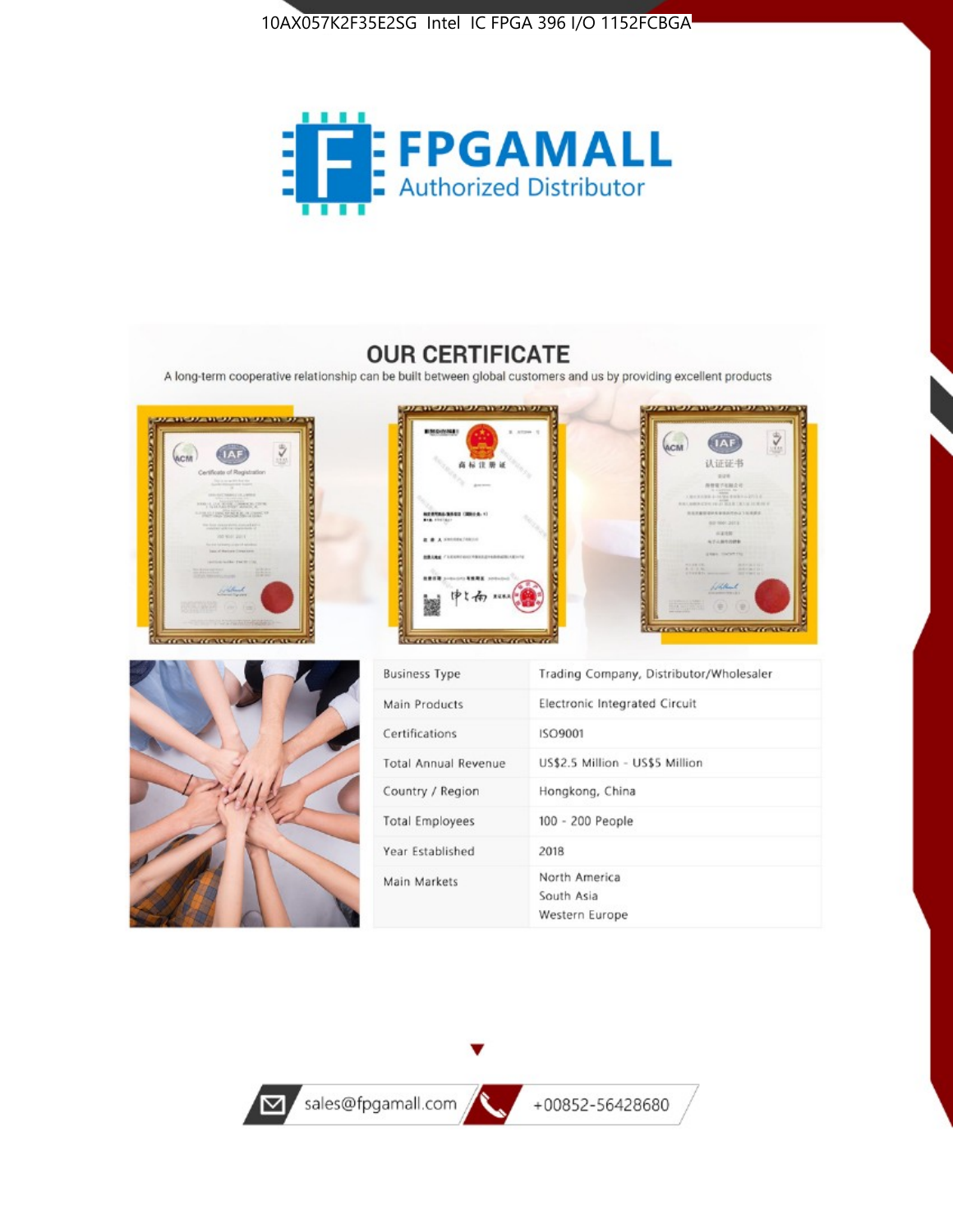FPGAMALL
Authorized Distributor

## OUR CERTIFICATE

A long-term cooperative relationship can be built between global customers and us by providing excellent products

| | |
|---|---|
| Business Type | Trading Company, Distributor/Wholesaler |
| Main Products | Electronic Integrated Circuit |
| Certifications | ISO9001 |
| Total Annual Revenue | US$2.5 Million - US$5 Million |
| Country / Region | Hongkong, China |
| Total Employees | 100 - 200 People |
| Year Established | 2018 |
| Main Markets | North America<br>South Asia<br>Western Europe |

sales@fpgamall.com

+00852-56428680